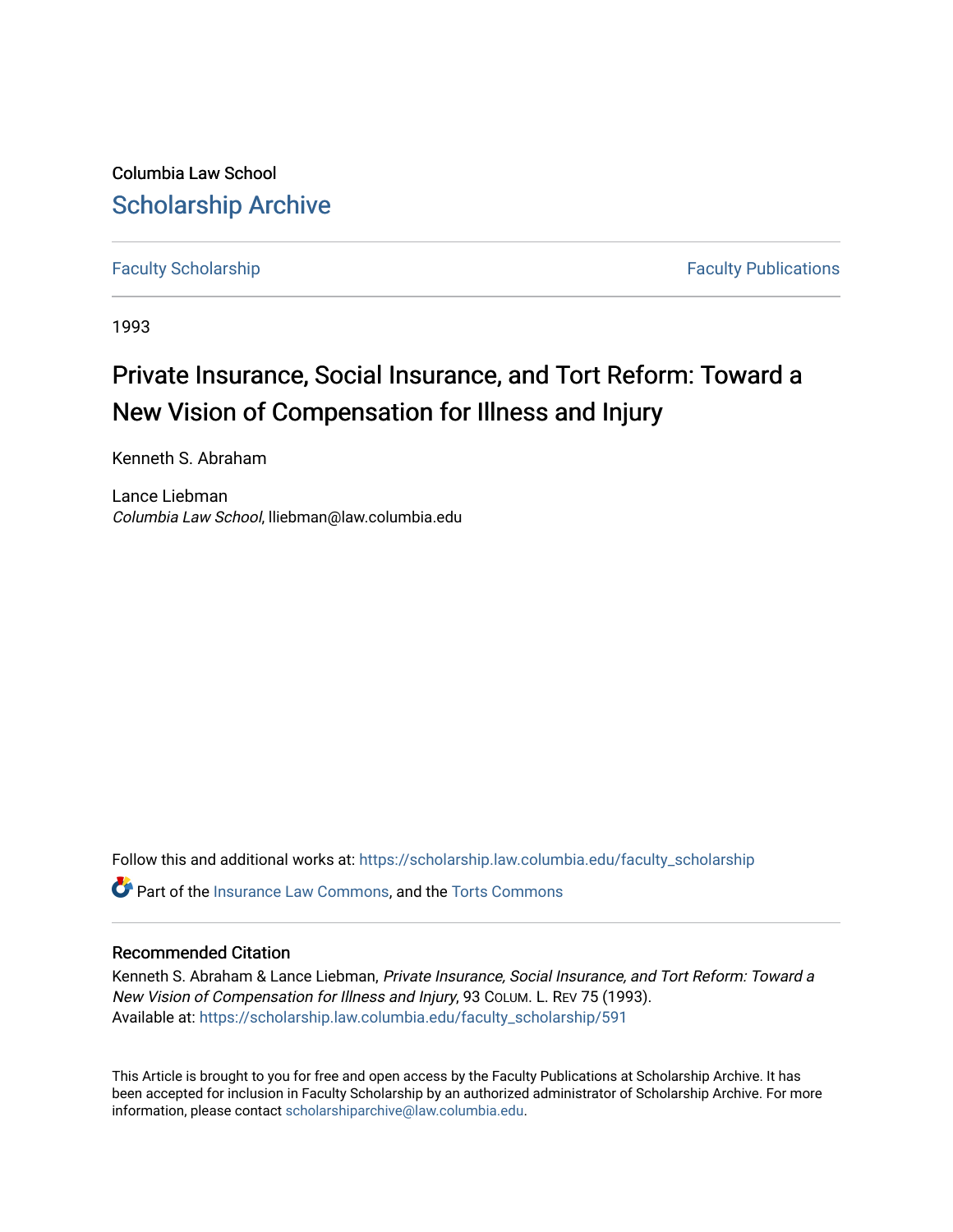Columbia Law School

# Scholarship Archive

Faculty Scholarship | Faculty Publications

1993

# Private Insurance, Social Insurance, and Tort Reform: Toward a New Vision of Compensation for Illness and Injury

Kenneth S. Abraham

Lance Liebman
*Columbia Law School*, lliebman@law.columbia.edu

Follow this and additional works at: https://scholarship.law.columbia.edu/faculty_scholarship

Part of the Insurance Law Commons, and the Torts Commons

## Recommended Citation

Kenneth S. Abraham & Lance Liebman, *Private Insurance, Social Insurance, and Tort Reform: Toward a New Vision of Compensation for Illness and Injury*, 93 COLUM. L. REV 75 (1993).
Available at: https://scholarship.law.columbia.edu/faculty_scholarship/591

This Article is brought to you for free and open access by the Faculty Publications at Scholarship Archive. It has been accepted for inclusion in Faculty Scholarship by an authorized administrator of Scholarship Archive. For more information, please contact scholarshiparchive@law.columbia.edu.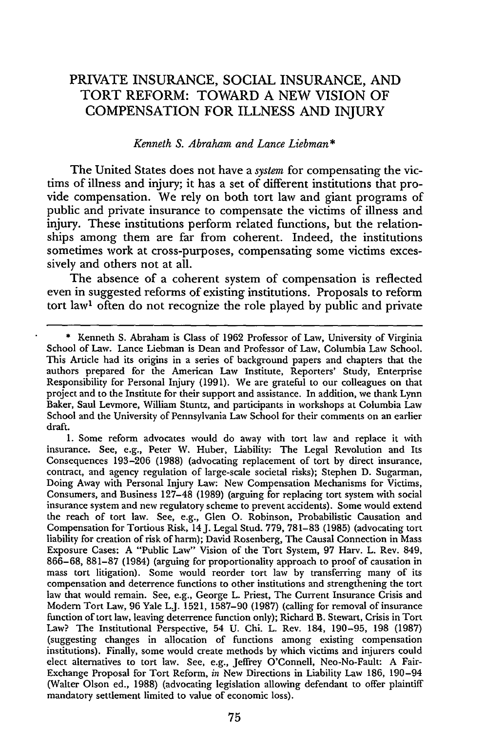# PRIVATE INSURANCE, SOCIAL INSURANCE, AND TORT REFORM: TOWARD A NEW VISION OF COMPENSATION FOR ILLNESS AND INJURY

*Kenneth S. Abraham and Lance Liebman\**

The United States does not have a *system* for compensating the victims of illness and injury; it has a set of different institutions that provide compensation. We rely on both tort law and giant programs of public and private insurance to compensate the victims of illness and injury. These institutions perform related functions, but the relationships among them are far from coherent. Indeed, the institutions sometimes work at cross-purposes, compensating some victims excessively and others not at all.

The absence of a coherent system of compensation is reflected even in suggested reforms of existing institutions. Proposals to reform tort law[1] often do not recognize the role played by public and private

---

\* Kenneth S. Abraham is Class of 1962 Professor of Law, University of Virginia School of Law. Lance Liebman is Dean and Professor of Law, Columbia Law School. This Article had its origins in a series of background papers and chapters that the authors prepared for the American Law Institute, Reporters' Study, Enterprise Responsibility for Personal Injury (1991). We are grateful to our colleagues on that project and to the Institute for their support and assistance. In addition, we thank Lynn Baker, Saul Levmore, William Stuntz, and participants in workshops at Columbia Law School and the University of Pennsylvania Law School for their comments on an earlier draft.

1. Some reform advocates would do away with tort law and replace it with insurance. See, e.g., Peter W. Huber, Liability: The Legal Revolution and Its Consequences 193–206 (1988) (advocating replacement of tort by direct insurance, contract, and agency regulation of large-scale societal risks); Stephen D. Sugarman, Doing Away with Personal Injury Law: New Compensation Mechanisms for Victims, Consumers, and Business 127–48 (1989) (arguing for replacing tort system with social insurance system and new regulatory scheme to prevent accidents). Some would extend the reach of tort law. See, e.g., Glen O. Robinson, Probabilistic Causation and Compensation for Tortious Risk, 14 J. Legal Stud. 779, 781–83 (1985) (advocating tort liability for creation of risk of harm); David Rosenberg, The Causal Connection in Mass Exposure Cases: A "Public Law" Vision of the Tort System, 97 Harv. L. Rev. 849, 866–68, 881–87 (1984) (arguing for proportionality approach to proof of causation in mass tort litigation). Some would reorder tort law by transferring many of its compensation and deterrence functions to other institutions and strengthening the tort law that would remain. See, e.g., George L. Priest, The Current Insurance Crisis and Modern Tort Law, 96 Yale L.J. 1521, 1587–90 (1987) (calling for removal of insurance function of tort law, leaving deterrence function only); Richard B. Stewart, Crisis in Tort Law? The Institutional Perspective, 54 U. Chi. L. Rev. 184, 190–95, 198 (1987) (suggesting changes in allocation of functions among existing compensation institutions). Finally, some would create methods by which victims and injurers could elect alternatives to tort law. See, e.g., Jeffrey O'Connell, Neo-No-Fault: A Fair-Exchange Proposal for Tort Reform, *in* New Directions in Liability Law 186, 190–94 (Walter Olson ed., 1988) (advocating legislation allowing defendant to offer plaintiff mandatory settlement limited to value of economic loss).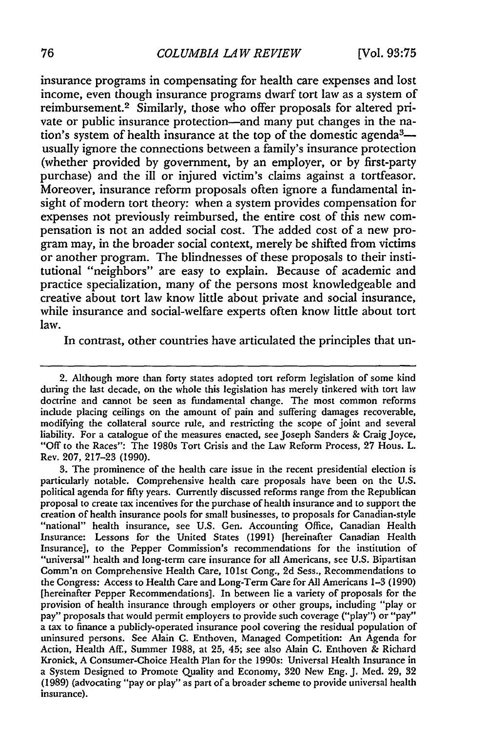insurance programs in compensating for health care expenses and lost income, even though insurance programs dwarf tort law as a system of reimbursement.[2] Similarly, those who offer proposals for altered private or public insurance protection—and many put changes in the nation's system of health insurance at the top of the domestic agenda[3]—usually ignore the connections between a family's insurance protection (whether provided by government, by an employer, or by first-party purchase) and the ill or injured victim's claims against a tortfeasor. Moreover, insurance reform proposals often ignore a fundamental insight of modern tort theory: when a system provides compensation for expenses not previously reimbursed, the entire cost of this new compensation is not an added social cost. The added cost of a new program may, in the broader social context, merely be shifted from victims or another program. The blindnesses of these proposals to their institutional "neighbors" are easy to explain. Because of academic and practice specialization, many of the persons most knowledgeable and creative about tort law know little about private and social insurance, while insurance and social-welfare experts often know little about tort law.

In contrast, other countries have articulated the principles that un-

---

2. Although more than forty states adopted tort reform legislation of some kind during the last decade, on the whole this legislation has merely tinkered with tort law doctrine and cannot be seen as fundamental change. The most common reforms include placing ceilings on the amount of pain and suffering damages recoverable, modifying the collateral source rule, and restricting the scope of joint and several liability. For a catalogue of the measures enacted, see Joseph Sanders & Craig Joyce, "Off to the Races": The 1980s Tort Crisis and the Law Reform Process, 27 Hous. L. Rev. 207, 217–23 (1990).

3. The prominence of the health care issue in the recent presidential election is particularly notable. Comprehensive health care proposals have been on the U.S. political agenda for fifty years. Currently discussed reforms range from the Republican proposal to create tax incentives for the purchase of health insurance and to support the creation of health insurance pools for small businesses, to proposals for Canadian-style "national" health insurance, see U.S. Gen. Accounting Office, Canadian Health Insurance: Lessons for the United States (1991) [hereinafter Canadian Health Insurance], to the Pepper Commission's recommendations for the institution of "universal" health and long-term care insurance for all Americans, see U.S. Bipartisan Comm'n on Comprehensive Health Care, 101st Cong., 2d Sess., Recommendations to the Congress: Access to Health Care and Long-Term Care for All Americans 1–3 (1990) [hereinafter Pepper Recommendations]. In between lie a variety of proposals for the provision of health insurance through employers or other groups, including "play or pay" proposals that would permit employers to provide such coverage ("play") or "pay" a tax to finance a publicly-operated insurance pool covering the residual population of uninsured persons. See Alain C. Enthoven, Managed Competition: An Agenda for Action, Health Aff., Summer 1988, at 25, 45; see also Alain C. Enthoven & Richard Kronick, A Consumer-Choice Health Plan for the 1990s: Universal Health Insurance in a System Designed to Promote Quality and Economy, 320 New Eng. J. Med. 29, 32 (1989) (advocating "pay or play" as part of a broader scheme to provide universal health insurance).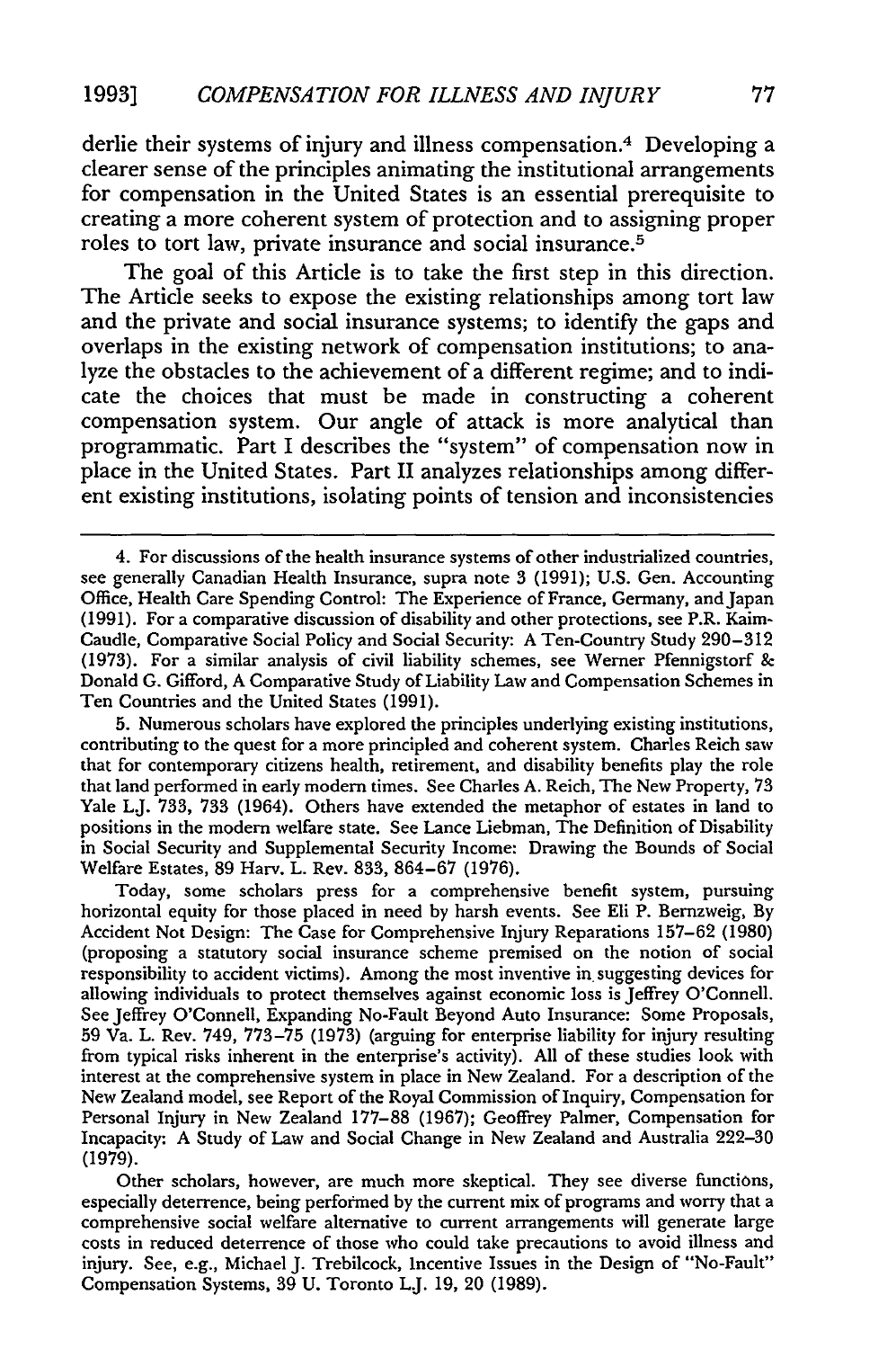derlie their systems of injury and illness compensation.[4] Developing a clearer sense of the principles animating the institutional arrangements for compensation in the United States is an essential prerequisite to creating a more coherent system of protection and to assigning proper roles to tort law, private insurance and social insurance.[5]

The goal of this Article is to take the first step in this direction. The Article seeks to expose the existing relationships among tort law and the private and social insurance systems; to identify the gaps and overlaps in the existing network of compensation institutions; to analyze the obstacles to the achievement of a different regime; and to indicate the choices that must be made in constructing a coherent compensation system. Our angle of attack is more analytical than programmatic. Part I describes the "system" of compensation now in place in the United States. Part II analyzes relationships among different existing institutions, isolating points of tension and inconsistencies

---

4. For discussions of the health insurance systems of other industrialized countries, see generally Canadian Health Insurance, supra note 3 (1991); U.S. Gen. Accounting Office, Health Care Spending Control: The Experience of France, Germany, and Japan (1991). For a comparative discussion of disability and other protections, see P.R. Kaim-Caudle, Comparative Social Policy and Social Security: A Ten-Country Study 290–312 (1973). For a similar analysis of civil liability schemes, see Werner Pfennigstorf & Donald G. Gifford, A Comparative Study of Liability Law and Compensation Schemes in Ten Countries and the United States (1991).

5. Numerous scholars have explored the principles underlying existing institutions, contributing to the quest for a more principled and coherent system. Charles Reich saw that for contemporary citizens health, retirement, and disability benefits play the role that land performed in early modern times. See Charles A. Reich, The New Property, 73 Yale L.J. 733, 733 (1964). Others have extended the metaphor of estates in land to positions in the modern welfare state. See Lance Liebman, The Definition of Disability in Social Security and Supplemental Security Income: Drawing the Bounds of Social Welfare Estates, 89 Harv. L. Rev. 833, 864–67 (1976).

Today, some scholars press for a comprehensive benefit system, pursuing horizontal equity for those placed in need by harsh events. See Eli P. Bernzweig, By Accident Not Design: The Case for Comprehensive Injury Reparations 157–62 (1980) (proposing a statutory social insurance scheme premised on the notion of social responsibility to accident victims). Among the most inventive in suggesting devices for allowing individuals to protect themselves against economic loss is Jeffrey O'Connell. See Jeffrey O'Connell, Expanding No-Fault Beyond Auto Insurance: Some Proposals, 59 Va. L. Rev. 749, 773–75 (1973) (arguing for enterprise liability for injury resulting from typical risks inherent in the enterprise's activity). All of these studies look with interest at the comprehensive system in place in New Zealand. For a description of the New Zealand model, see Report of the Royal Commission of Inquiry, Compensation for Personal Injury in New Zealand 177–88 (1967); Geoffrey Palmer, Compensation for Incapacity: A Study of Law and Social Change in New Zealand and Australia 222–30 (1979).

Other scholars, however, are much more skeptical. They see diverse functions, especially deterrence, being performed by the current mix of programs and worry that a comprehensive social welfare alternative to current arrangements will generate large costs in reduced deterrence of those who could take precautions to avoid illness and injury. See, e.g., Michael J. Trebilcock, Incentive Issues in the Design of "No-Fault" Compensation Systems, 39 U. Toronto L.J. 19, 20 (1989).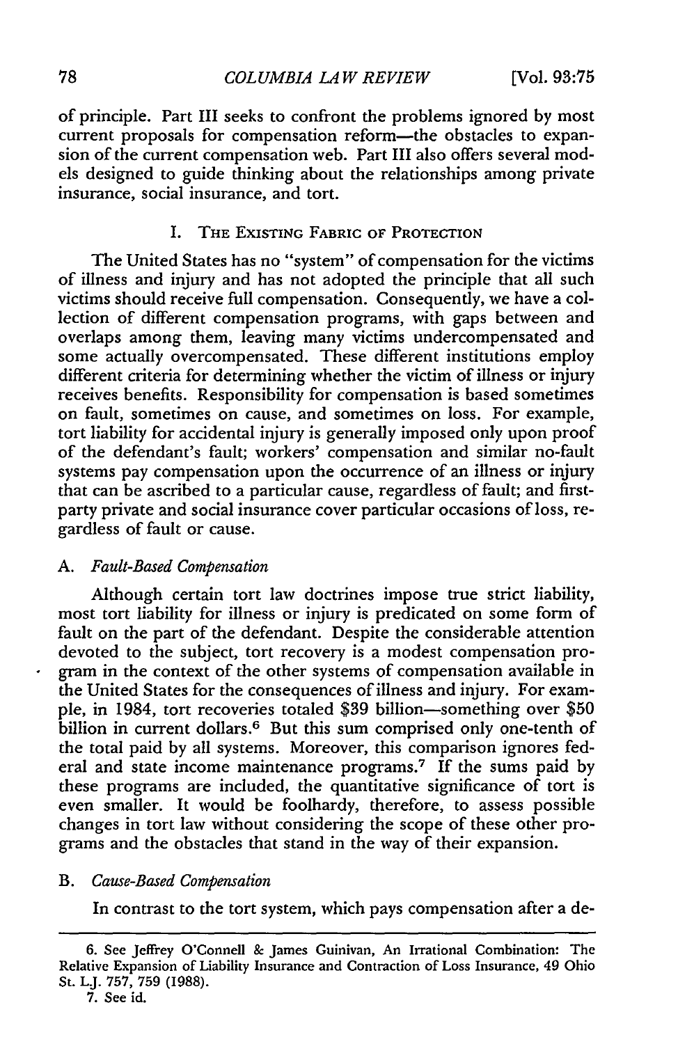of principle. Part III seeks to confront the problems ignored by most current proposals for compensation reform—the obstacles to expansion of the current compensation web. Part III also offers several models designed to guide thinking about the relationships among private insurance, social insurance, and tort.

## I. THE EXISTING FABRIC OF PROTECTION

The United States has no "system" of compensation for the victims of illness and injury and has not adopted the principle that all such victims should receive full compensation. Consequently, we have a collection of different compensation programs, with gaps between and overlaps among them, leaving many victims undercompensated and some actually overcompensated. These different institutions employ different criteria for determining whether the victim of illness or injury receives benefits. Responsibility for compensation is based sometimes on fault, sometimes on cause, and sometimes on loss. For example, tort liability for accidental injury is generally imposed only upon proof of the defendant's fault; workers' compensation and similar no-fault systems pay compensation upon the occurrence of an illness or injury that can be ascribed to a particular cause, regardless of fault; and first-party private and social insurance cover particular occasions of loss, regardless of fault or cause.

### A. *Fault-Based Compensation*

Although certain tort law doctrines impose true strict liability, most tort liability for illness or injury is predicated on some form of fault on the part of the defendant. Despite the considerable attention devoted to the subject, tort recovery is a modest compensation program in the context of the other systems of compensation available in the United States for the consequences of illness and injury. For example, in 1984, tort recoveries totaled $39 billion—something over $50 billion in current dollars.[6] But this sum comprised only one-tenth of the total paid by all systems. Moreover, this comparison ignores federal and state income maintenance programs.[7] If the sums paid by these programs are included, the quantitative significance of tort is even smaller. It would be foolhardy, therefore, to assess possible changes in tort law without considering the scope of these other programs and the obstacles that stand in the way of their expansion.

### B. *Cause-Based Compensation*

In contrast to the tort system, which pays compensation after a de-

---

6. See Jeffrey O'Connell & James Guinivan, An Irrational Combination: The Relative Expansion of Liability Insurance and Contraction of Loss Insurance, 49 Ohio St. L.J. 757, 759 (1988).

7. See id.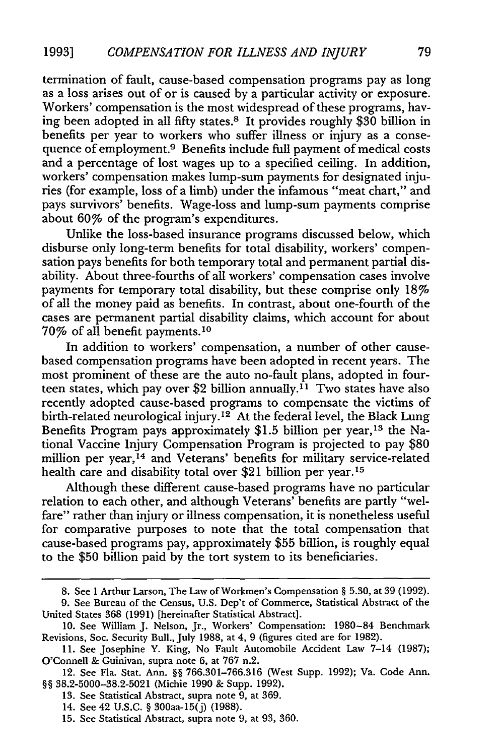termination of fault, cause-based compensation programs pay as long as a loss arises out of or is caused by a particular activity or exposure. Workers' compensation is the most widespread of these programs, having been adopted in all fifty states.[8] It provides roughly $30 billion in benefits per year to workers who suffer illness or injury as a consequence of employment.[9] Benefits include full payment of medical costs and a percentage of lost wages up to a specified ceiling. In addition, workers' compensation makes lump-sum payments for designated injuries (for example, loss of a limb) under the infamous "meat chart," and pays survivors' benefits. Wage-loss and lump-sum payments comprise about 60% of the program's expenditures.

Unlike the loss-based insurance programs discussed below, which disburse only long-term benefits for total disability, workers' compensation pays benefits for both temporary total and permanent partial disability. About three-fourths of all workers' compensation cases involve payments for temporary total disability, but these comprise only 18% of all the money paid as benefits. In contrast, about one-fourth of the cases are permanent partial disability claims, which account for about 70% of all benefit payments.[10]

In addition to workers' compensation, a number of other cause-based compensation programs have been adopted in recent years. The most prominent of these are the auto no-fault plans, adopted in fourteen states, which pay over $2 billion annually.[11] Two states have also recently adopted cause-based programs to compensate the victims of birth-related neurological injury.[12] At the federal level, the Black Lung Benefits Program pays approximately $1.5 billion per year,[13] the National Vaccine Injury Compensation Program is projected to pay $80 million per year,[14] and Veterans' benefits for military service-related health care and disability total over $21 billion per year.[15]

Although these different cause-based programs have no particular relation to each other, and although Veterans' benefits are partly "welfare" rather than injury or illness compensation, it is nonetheless useful for comparative purposes to note that the total compensation that cause-based programs pay, approximately $55 billion, is roughly equal to the $50 billion paid by the tort system to its beneficiaries.

---

8. See 1 Arthur Larson, The Law of Workmen's Compensation § 5.30, at 39 (1992).

9. See Bureau of the Census, U.S. Dep't of Commerce, Statistical Abstract of the United States 368 (1991) [hereinafter Statistical Abstract].

10. See William J. Nelson, Jr., Workers' Compensation: 1980–84 Benchmark Revisions, Soc. Security Bull., July 1988, at 4, 9 (figures cited are for 1982).

11. See Josephine Y. King, No Fault Automobile Accident Law 7–14 (1987); O'Connell & Guinivan, supra note 6, at 767 n.2.

12. See Fla. Stat. Ann. §§ 766.301–766.316 (West Supp. 1992); Va. Code Ann. §§ 38.2-5000–38.2-5021 (Michie 1990 & Supp. 1992).

13. See Statistical Abstract, supra note 9, at 369.

14. See 42 U.S.C. § 300aa-15(j) (1988).

15. See Statistical Abstract, supra note 9, at 93, 360.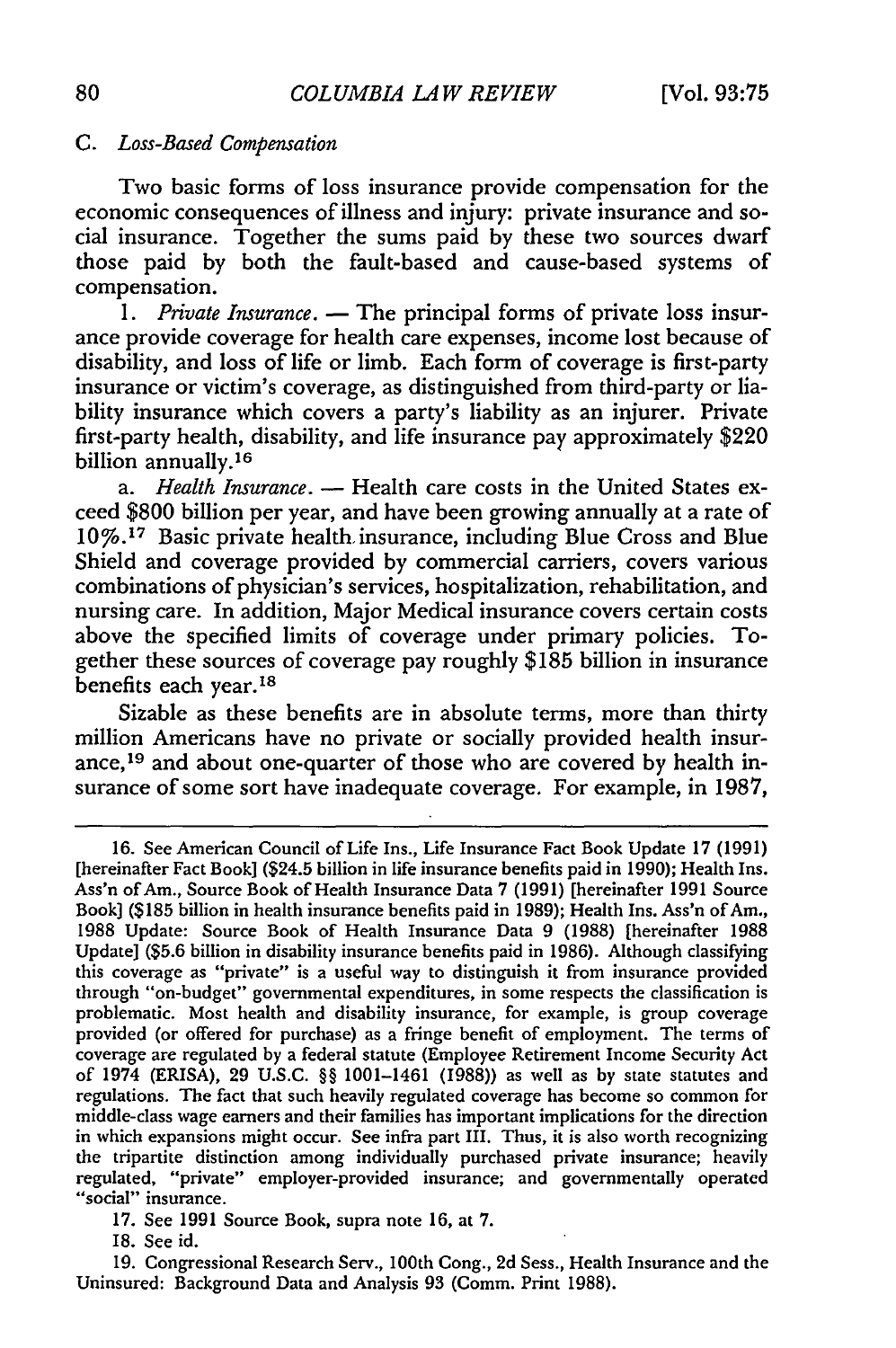### C. *Loss-Based Compensation*

Two basic forms of loss insurance provide compensation for the economic consequences of illness and injury: private insurance and social insurance. Together the sums paid by these two sources dwarf those paid by both the fault-based and cause-based systems of compensation.

1. *Private Insurance.* — The principal forms of private loss insurance provide coverage for health care expenses, income lost because of disability, and loss of life or limb. Each form of coverage is first-party insurance or victim's coverage, as distinguished from third-party or liability insurance which covers a party's liability as an injurer. Private first-party health, disability, and life insurance pay approximately $220 billion annually.[16]

a. *Health Insurance.* — Health care costs in the United States exceed $800 billion per year, and have been growing annually at a rate of 10%.[17] Basic private health insurance, including Blue Cross and Blue Shield and coverage provided by commercial carriers, covers various combinations of physician's services, hospitalization, rehabilitation, and nursing care. In addition, Major Medical insurance covers certain costs above the specified limits of coverage under primary policies. Together these sources of coverage pay roughly $185 billion in insurance benefits each year.[18]

Sizable as these benefits are in absolute terms, more than thirty million Americans have no private or socially provided health insurance,[19] and about one-quarter of those who are covered by health insurance of some sort have inadequate coverage. For example, in 1987,

---

16. See American Council of Life Ins., Life Insurance Fact Book Update 17 (1991) [hereinafter Fact Book] ($24.5 billion in life insurance benefits paid in 1990); Health Ins. Ass'n of Am., Source Book of Health Insurance Data 7 (1991) [hereinafter 1991 Source Book] ($185 billion in health insurance benefits paid in 1989); Health Ins. Ass'n of Am., 1988 Update: Source Book of Health Insurance Data 9 (1988) [hereinafter 1988 Update] ($5.6 billion in disability insurance benefits paid in 1986). Although classifying this coverage as "private" is a useful way to distinguish it from insurance provided through "on-budget" governmental expenditures, in some respects the classification is problematic. Most health and disability insurance, for example, is group coverage provided (or offered for purchase) as a fringe benefit of employment. The terms of coverage are regulated by a federal statute (Employee Retirement Income Security Act of 1974 (ERISA), 29 U.S.C. §§ 1001-1461 (1988)) as well as by state statutes and regulations. The fact that such heavily regulated coverage has become so common for middle-class wage earners and their families has important implications for the direction in which expansions might occur. See infra part III. Thus, it is also worth recognizing the tripartite distinction among individually purchased private insurance; heavily regulated, "private" employer-provided insurance; and governmentally operated "social" insurance.

17. See 1991 Source Book, supra note 16, at 7.

18. See id.

19. Congressional Research Serv., 100th Cong., 2d Sess., Health Insurance and the Uninsured: Background Data and Analysis 93 (Comm. Print 1988).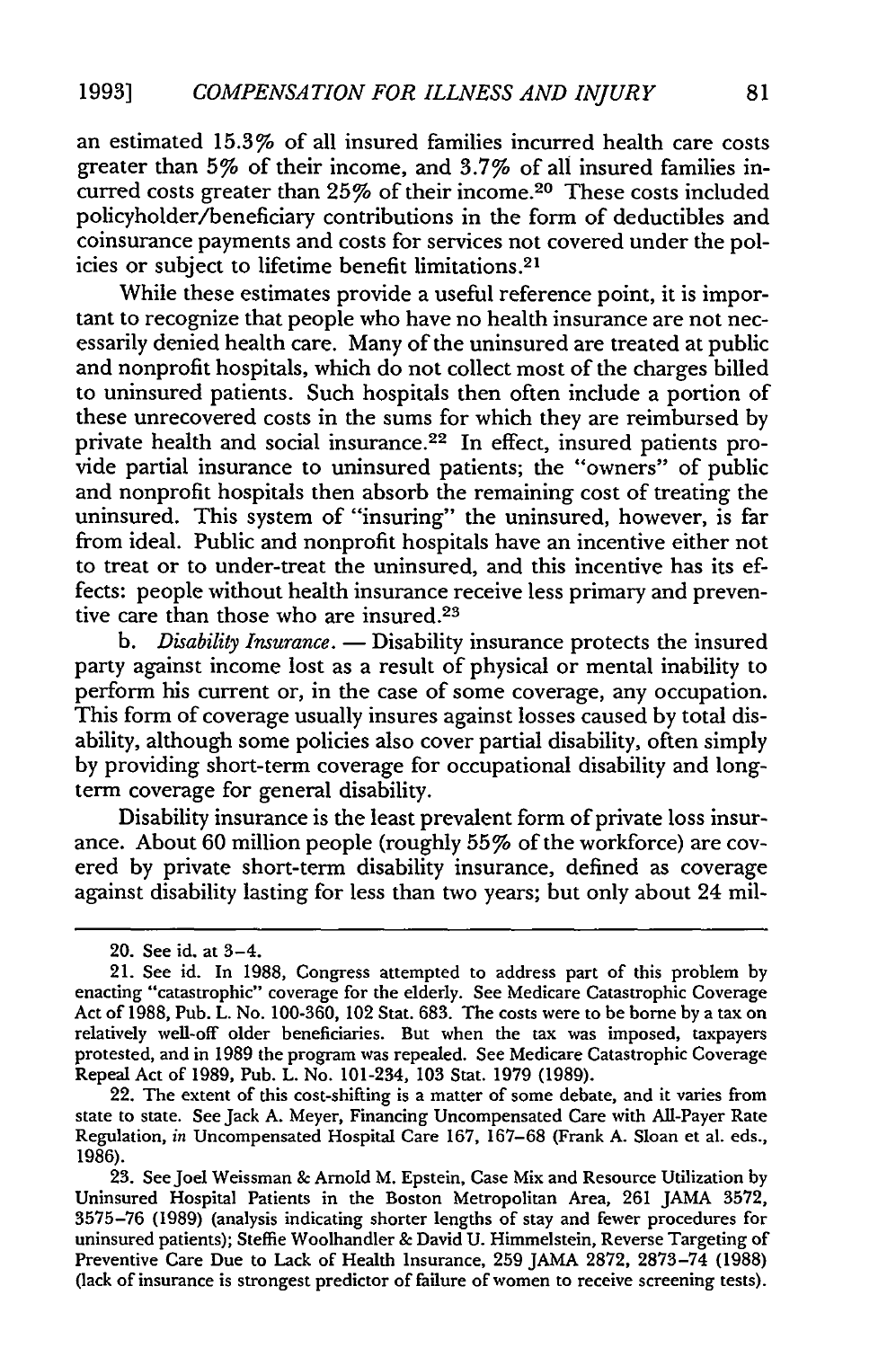an estimated 15.3% of all insured families incurred health care costs greater than 5% of their income, and 3.7% of all insured families incurred costs greater than 25% of their income.[20] These costs included policyholder/beneficiary contributions in the form of deductibles and coinsurance payments and costs for services not covered under the policies or subject to lifetime benefit limitations.[21]

While these estimates provide a useful reference point, it is important to recognize that people who have no health insurance are not necessarily denied health care. Many of the uninsured are treated at public and nonprofit hospitals, which do not collect most of the charges billed to uninsured patients. Such hospitals then often include a portion of these unrecovered costs in the sums for which they are reimbursed by private health and social insurance.[22] In effect, insured patients provide partial insurance to uninsured patients; the "owners" of public and nonprofit hospitals then absorb the remaining cost of treating the uninsured. This system of "insuring" the uninsured, however, is far from ideal. Public and nonprofit hospitals have an incentive either not to treat or to under-treat the uninsured, and this incentive has its effects: people without health insurance receive less primary and preventive care than those who are insured.[23]

b. *Disability Insurance.* — Disability insurance protects the insured party against income lost as a result of physical or mental inability to perform his current or, in the case of some coverage, any occupation. This form of coverage usually insures against losses caused by total disability, although some policies also cover partial disability, often simply by providing short-term coverage for occupational disability and long-term coverage for general disability.

Disability insurance is the least prevalent form of private loss insurance. About 60 million people (roughly 55% of the workforce) are covered by private short-term disability insurance, defined as coverage against disability lasting for less than two years; but only about 24 mil-

---

20. See id. at 3–4.

21. See id. In 1988, Congress attempted to address part of this problem by enacting "catastrophic" coverage for the elderly. See Medicare Catastrophic Coverage Act of 1988, Pub. L. No. 100-360, 102 Stat. 683. The costs were to be borne by a tax on relatively well-off older beneficiaries. But when the tax was imposed, taxpayers protested, and in 1989 the program was repealed. See Medicare Catastrophic Coverage Repeal Act of 1989, Pub. L. No. 101-234, 103 Stat. 1979 (1989).

22. The extent of this cost-shifting is a matter of some debate, and it varies from state to state. See Jack A. Meyer, Financing Uncompensated Care with All-Payer Rate Regulation, *in* Uncompensated Hospital Care 167, 167–68 (Frank A. Sloan et al. eds., 1986).

23. See Joel Weissman & Arnold M. Epstein, Case Mix and Resource Utilization by Uninsured Hospital Patients in the Boston Metropolitan Area, 261 JAMA 3572, 3575–76 (1989) (analysis indicating shorter lengths of stay and fewer procedures for uninsured patients); Steffie Woolhandler & David U. Himmelstein, Reverse Targeting of Preventive Care Due to Lack of Health Insurance, 259 JAMA 2872, 2873–74 (1988) (lack of insurance is strongest predictor of failure of women to receive screening tests).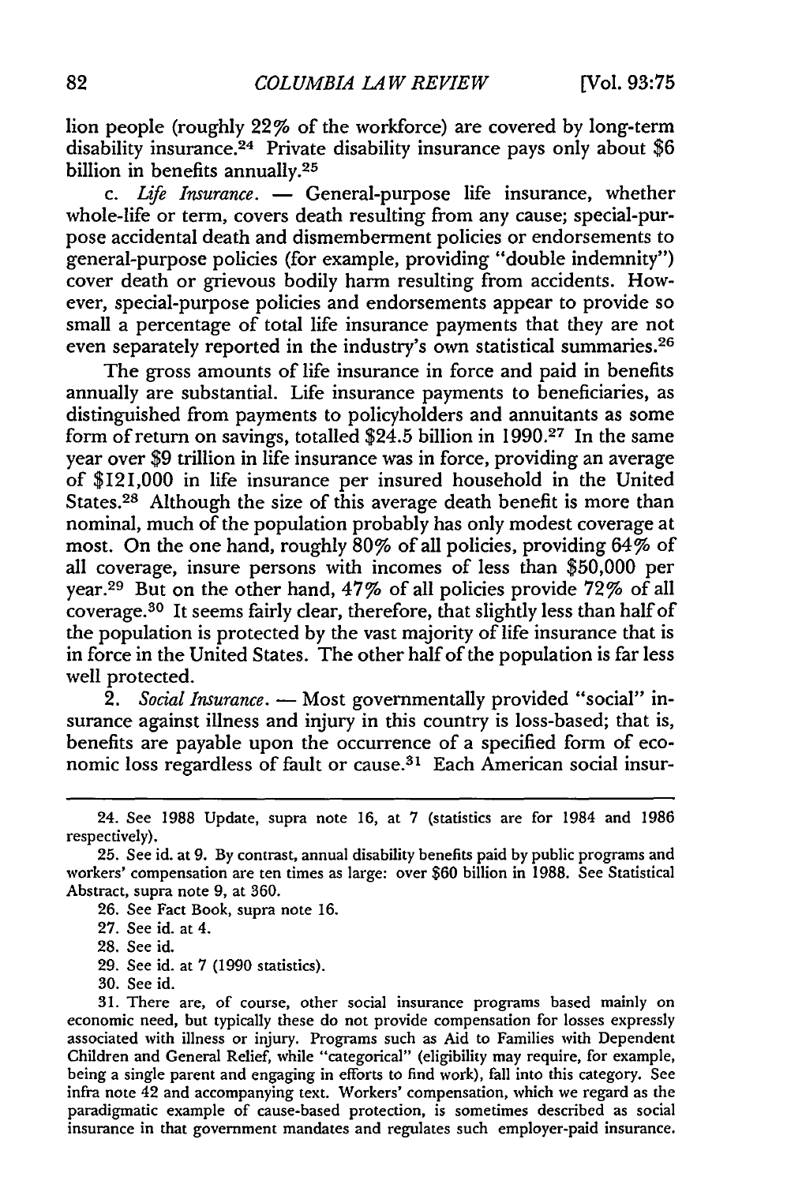lion people (roughly 22% of the workforce) are covered by long-term disability insurance.[24] Private disability insurance pays only about $6 billion in benefits annually.[25]

c. *Life Insurance.* — General-purpose life insurance, whether whole-life or term, covers death resulting from any cause; special-purpose accidental death and dismemberment policies or endorsements to general-purpose policies (for example, providing "double indemnity") cover death or grievous bodily harm resulting from accidents. However, special-purpose policies and endorsements appear to provide so small a percentage of total life insurance payments that they are not even separately reported in the industry's own statistical summaries.[26]

The gross amounts of life insurance in force and paid in benefits annually are substantial. Life insurance payments to beneficiaries, as distinguished from payments to policyholders and annuitants as some form of return on savings, totalled $24.5 billion in 1990.[27] In the same year over $9 trillion in life insurance was in force, providing an average of $121,000 in life insurance per insured household in the United States.[28] Although the size of this average death benefit is more than nominal, much of the population probably has only modest coverage at most. On the one hand, roughly 80% of all policies, providing 64% of all coverage, insure persons with incomes of less than $50,000 per year.[29] But on the other hand, 47% of all policies provide 72% of all coverage.[30] It seems fairly clear, therefore, that slightly less than half of the population is protected by the vast majority of life insurance that is in force in the United States. The other half of the population is far less well protected.

2. *Social Insurance.* — Most governmentally provided "social" insurance against illness and injury in this country is loss-based; that is, benefits are payable upon the occurrence of a specified form of economic loss regardless of fault or cause.[31] Each American social insur-

---

24. See 1988 Update, supra note 16, at 7 (statistics are for 1984 and 1986 respectively).

25. See id. at 9. By contrast, annual disability benefits paid by public programs and workers' compensation are ten times as large: over $60 billion in 1988. See Statistical Abstract, supra note 9, at 360.

26. See Fact Book, supra note 16.

27. See id. at 4.

28. See id.

29. See id. at 7 (1990 statistics).

30. See id.

31. There are, of course, other social insurance programs based mainly on economic need, but typically these do not provide compensation for losses expressly associated with illness or injury. Programs such as Aid to Families with Dependent Children and General Relief, while "categorical" (eligibility may require, for example, being a single parent and engaging in efforts to find work), fall into this category. See infra note 42 and accompanying text. Workers' compensation, which we regard as the paradigmatic example of cause-based protection, is sometimes described as social insurance in that government mandates and regulates such employer-paid insurance.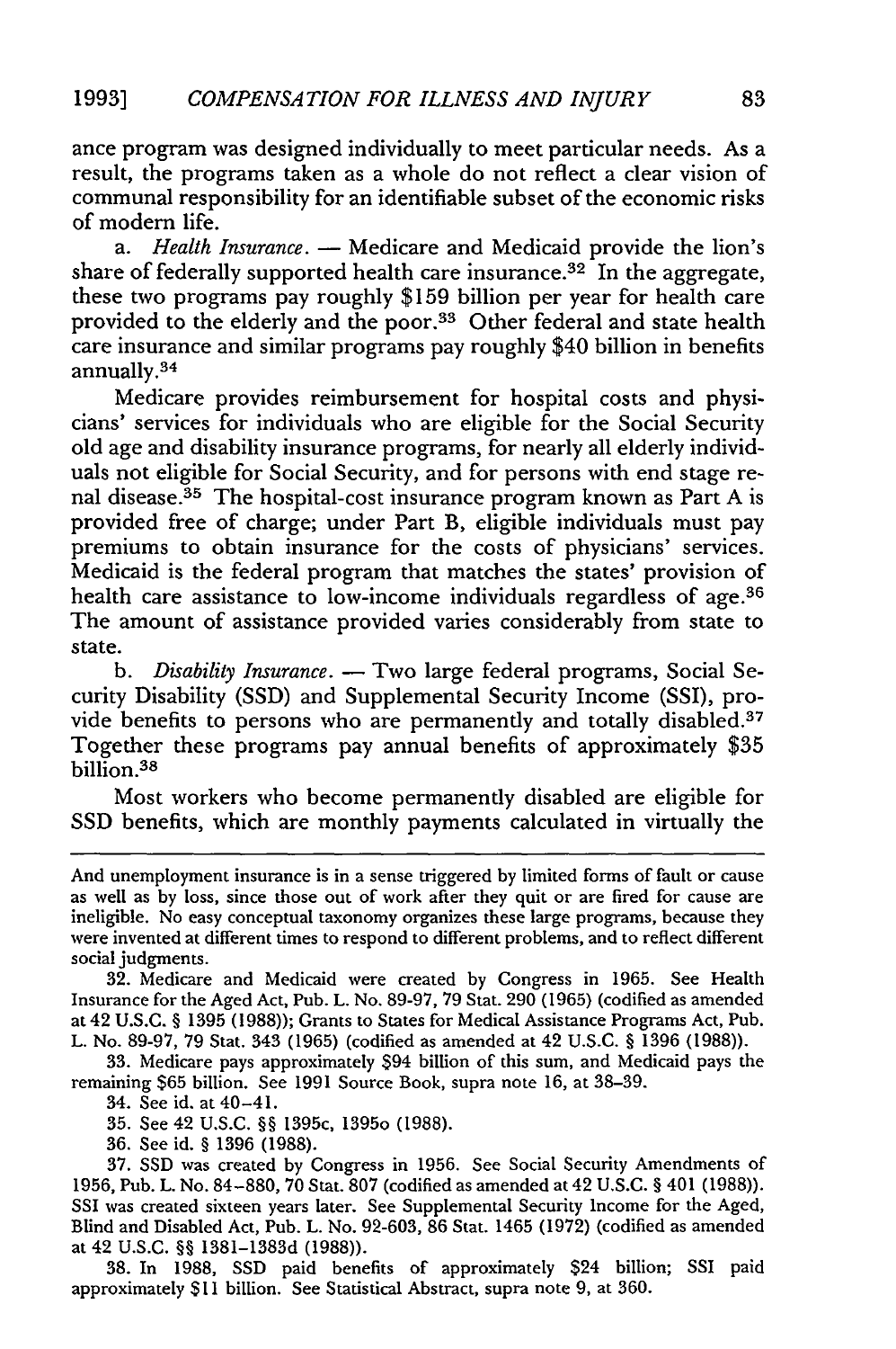ance program was designed individually to meet particular needs. As a result, the programs taken as a whole do not reflect a clear vision of communal responsibility for an identifiable subset of the economic risks of modern life.

a. *Health Insurance.* — Medicare and Medicaid provide the lion's share of federally supported health care insurance.[32] In the aggregate, these two programs pay roughly $159 billion per year for health care provided to the elderly and the poor.[33] Other federal and state health care insurance and similar programs pay roughly $40 billion in benefits annually.[34]

Medicare provides reimbursement for hospital costs and physicians' services for individuals who are eligible for the Social Security old age and disability insurance programs, for nearly all elderly individuals not eligible for Social Security, and for persons with end stage renal disease.[35] The hospital-cost insurance program known as Part A is provided free of charge; under Part B, eligible individuals must pay premiums to obtain insurance for the costs of physicians' services. Medicaid is the federal program that matches the states' provision of health care assistance to low-income individuals regardless of age.[36] The amount of assistance provided varies considerably from state to state.

b. *Disability Insurance.* — Two large federal programs, Social Security Disability (SSD) and Supplemental Security Income (SSI), provide benefits to persons who are permanently and totally disabled.[37] Together these programs pay annual benefits of approximately $35 billion.[38]

Most workers who become permanently disabled are eligible for SSD benefits, which are monthly payments calculated in virtually the

---

And unemployment insurance is in a sense triggered by limited forms of fault or cause as well as by loss, since those out of work after they quit or are fired for cause are ineligible. No easy conceptual taxonomy organizes these large programs, because they were invented at different times to respond to different problems, and to reflect different social judgments.

32. Medicare and Medicaid were created by Congress in 1965. See Health Insurance for the Aged Act, Pub. L. No. 89-97, 79 Stat. 290 (1965) (codified as amended at 42 U.S.C. § 1395 (1988)); Grants to States for Medical Assistance Programs Act, Pub. L. No. 89-97, 79 Stat. 343 (1965) (codified as amended at 42 U.S.C. § 1396 (1988)).

33. Medicare pays approximately $94 billion of this sum, and Medicaid pays the remaining $65 billion. See 1991 Source Book, supra note 16, at 38–39.

34. See id. at 40–41.

35. See 42 U.S.C. §§ 1395c, 1395o (1988).

36. See id. § 1396 (1988).

37. SSD was created by Congress in 1956. See Social Security Amendments of 1956, Pub. L. No. 84-880, 70 Stat. 807 (codified as amended at 42 U.S.C. § 401 (1988)). SSI was created sixteen years later. See Supplemental Security Income for the Aged, Blind and Disabled Act, Pub. L. No. 92-603, 86 Stat. 1465 (1972) (codified as amended at 42 U.S.C. §§ 1381-1383d (1988)).

38. In 1988, SSD paid benefits of approximately $24 billion; SSI paid approximately $11 billion. See Statistical Abstract, supra note 9, at 360.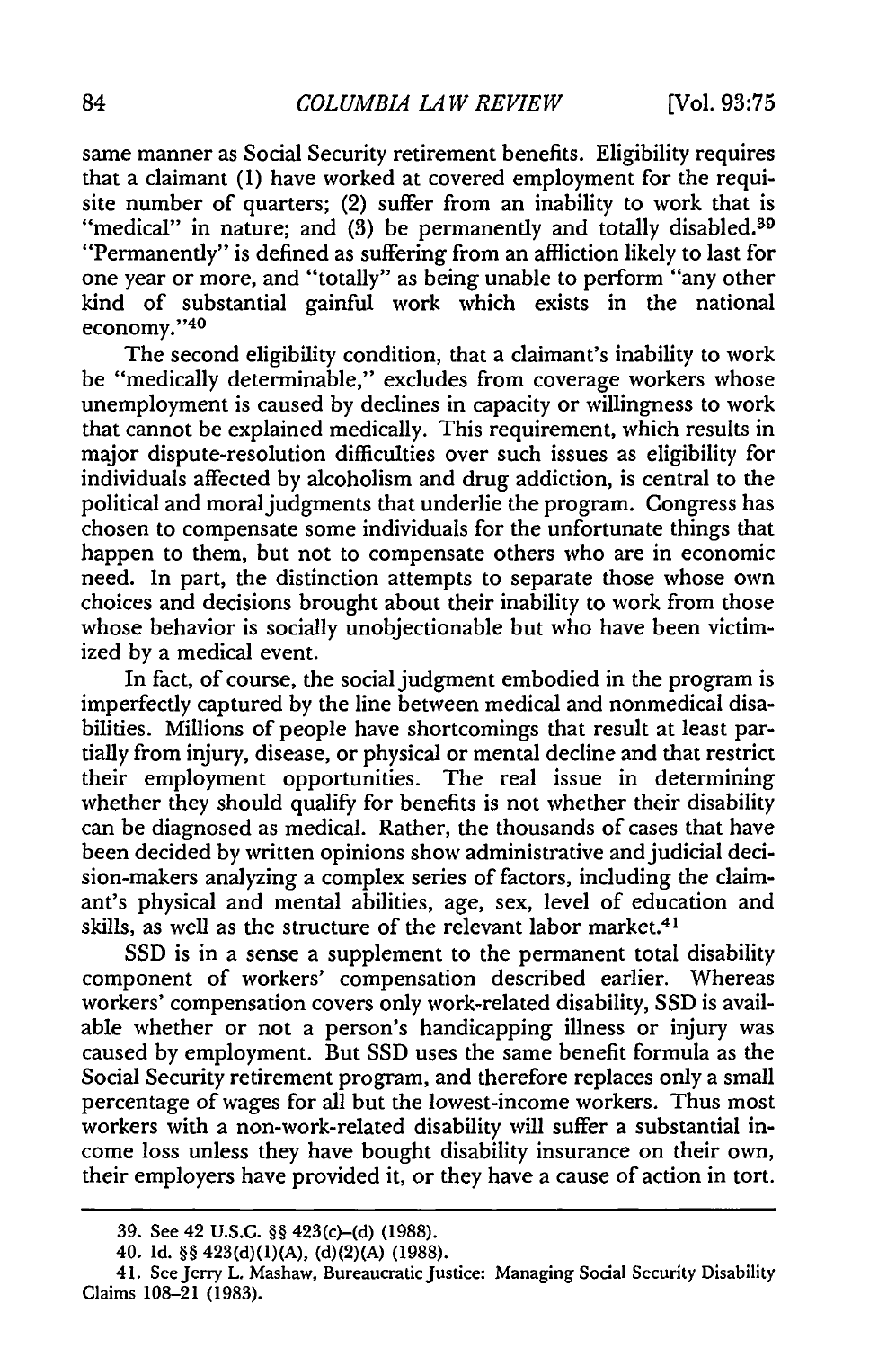same manner as Social Security retirement benefits. Eligibility requires that a claimant (1) have worked at covered employment for the requisite number of quarters; (2) suffer from an inability to work that is "medical" in nature; and (3) be permanently and totally disabled.[39] "Permanently" is defined as suffering from an affliction likely to last for one year or more, and "totally" as being unable to perform "any other kind of substantial gainful work which exists in the national economy."[40]

The second eligibility condition, that a claimant's inability to work be "medically determinable," excludes from coverage workers whose unemployment is caused by declines in capacity or willingness to work that cannot be explained medically. This requirement, which results in major dispute-resolution difficulties over such issues as eligibility for individuals affected by alcoholism and drug addiction, is central to the political and moral judgments that underlie the program. Congress has chosen to compensate some individuals for the unfortunate things that happen to them, but not to compensate others who are in economic need. In part, the distinction attempts to separate those whose own choices and decisions brought about their inability to work from those whose behavior is socially unobjectionable but who have been victimized by a medical event.

In fact, of course, the social judgment embodied in the program is imperfectly captured by the line between medical and nonmedical disabilities. Millions of people have shortcomings that result at least partially from injury, disease, or physical or mental decline and that restrict their employment opportunities. The real issue in determining whether they should qualify for benefits is not whether their disability can be diagnosed as medical. Rather, the thousands of cases that have been decided by written opinions show administrative and judicial decision-makers analyzing a complex series of factors, including the claimant's physical and mental abilities, age, sex, level of education and skills, as well as the structure of the relevant labor market.[41]

SSD is in a sense a supplement to the permanent total disability component of workers' compensation described earlier. Whereas workers' compensation covers only work-related disability, SSD is available whether or not a person's handicapping illness or injury was caused by employment. But SSD uses the same benefit formula as the Social Security retirement program, and therefore replaces only a small percentage of wages for all but the lowest-income workers. Thus most workers with a non-work-related disability will suffer a substantial income loss unless they have bought disability insurance on their own, their employers have provided it, or they have a cause of action in tort.

---

39. See 42 U.S.C. §§ 423(c)–(d) (1988).

40. Id. §§ 423(d)(1)(A), (d)(2)(A) (1988).

41. See Jerry L. Mashaw, Bureaucratic Justice: Managing Social Security Disability Claims 108–21 (1983).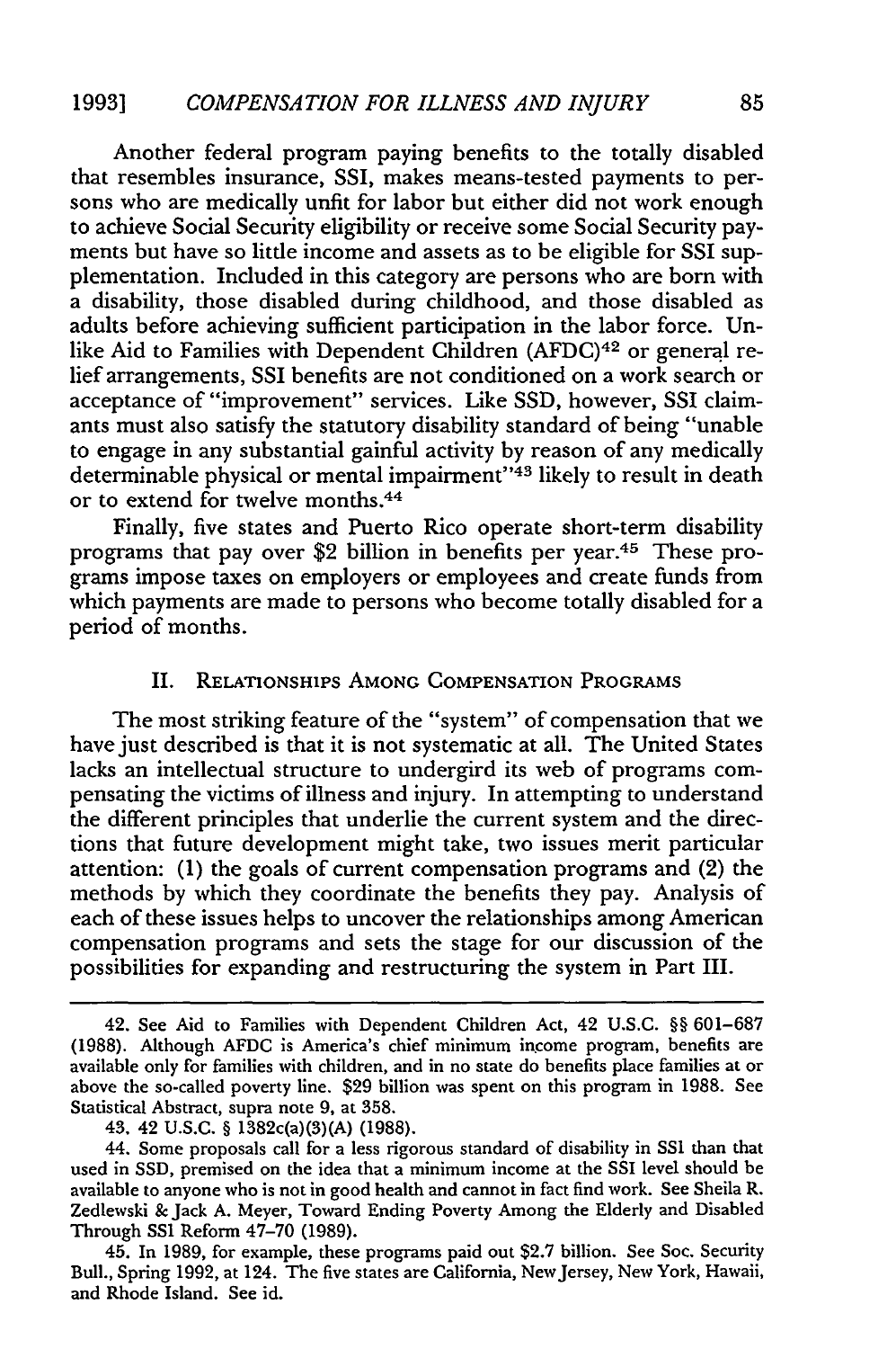Another federal program paying benefits to the totally disabled that resembles insurance, SSI, makes means-tested payments to persons who are medically unfit for labor but either did not work enough to achieve Social Security eligibility or receive some Social Security payments but have so little income and assets as to be eligible for SSI supplementation. Included in this category are persons who are born with a disability, those disabled during childhood, and those disabled as adults before achieving sufficient participation in the labor force. Unlike Aid to Families with Dependent Children (AFDC)[42] or general relief arrangements, SSI benefits are not conditioned on a work search or acceptance of "improvement" services. Like SSD, however, SSI claimants must also satisfy the statutory disability standard of being "unable to engage in any substantial gainful activity by reason of any medically determinable physical or mental impairment"[43] likely to result in death or to extend for twelve months.[44]

Finally, five states and Puerto Rico operate short-term disability programs that pay over $2 billion in benefits per year.[45] These programs impose taxes on employers or employees and create funds from which payments are made to persons who become totally disabled for a period of months.

## II. Relationships Among Compensation Programs

The most striking feature of the "system" of compensation that we have just described is that it is not systematic at all. The United States lacks an intellectual structure to undergird its web of programs compensating the victims of illness and injury. In attempting to understand the different principles that underlie the current system and the directions that future development might take, two issues merit particular attention: (1) the goals of current compensation programs and (2) the methods by which they coordinate the benefits they pay. Analysis of each of these issues helps to uncover the relationships among American compensation programs and sets the stage for our discussion of the possibilities for expanding and restructuring the system in Part III.

---

42. See Aid to Families with Dependent Children Act, 42 U.S.C. §§ 601–687 (1988). Although AFDC is America's chief minimum income program, benefits are available only for families with children, and in no state do benefits place families at or above the so-called poverty line. $29 billion was spent on this program in 1988. See Statistical Abstract, supra note 9, at 358.

43. 42 U.S.C. § 1382c(a)(3)(A) (1988).

44. Some proposals call for a less rigorous standard of disability in SSI than that used in SSD, premised on the idea that a minimum income at the SSI level should be available to anyone who is not in good health and cannot in fact find work. See Sheila R. Zedlewski & Jack A. Meyer, Toward Ending Poverty Among the Elderly and Disabled Through SSI Reform 47–70 (1989).

45. In 1989, for example, these programs paid out $2.7 billion. See Soc. Security Bull., Spring 1992, at 124. The five states are California, New Jersey, New York, Hawaii, and Rhode Island. See id.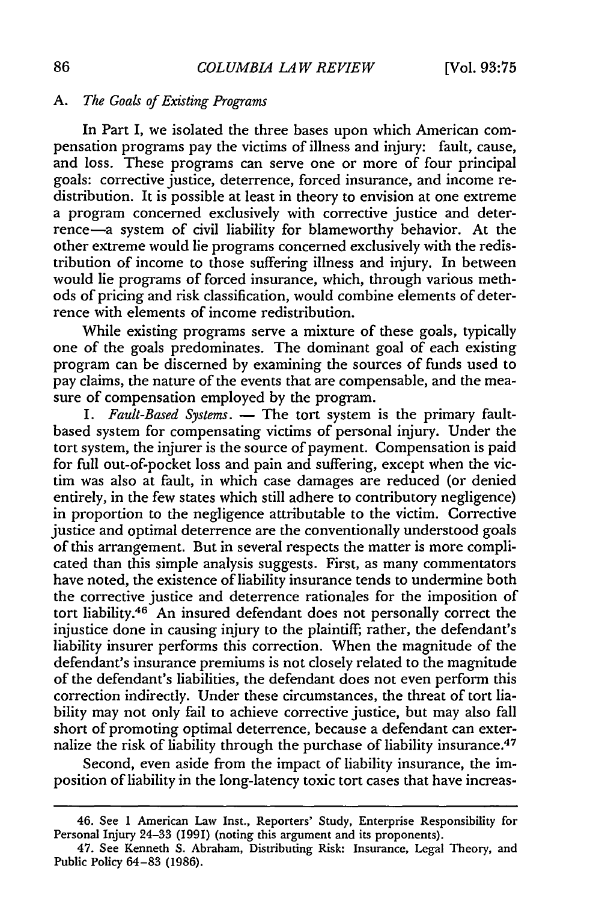### A. *The Goals of Existing Programs*

In Part I, we isolated the three bases upon which American compensation programs pay the victims of illness and injury: fault, cause, and loss. These programs can serve one or more of four principal goals: corrective justice, deterrence, forced insurance, and income redistribution. It is possible at least in theory to envision at one extreme a program concerned exclusively with corrective justice and deterrence—a system of civil liability for blameworthy behavior. At the other extreme would lie programs concerned exclusively with the redistribution of income to those suffering illness and injury. In between would lie programs of forced insurance, which, through various methods of pricing and risk classification, would combine elements of deterrence with elements of income redistribution.

While existing programs serve a mixture of these goals, typically one of the goals predominates. The dominant goal of each existing program can be discerned by examining the sources of funds used to pay claims, the nature of the events that are compensable, and the measure of compensation employed by the program.

1. *Fault-Based Systems.* — The tort system is the primary fault-based system for compensating victims of personal injury. Under the tort system, the injurer is the source of payment. Compensation is paid for full out-of-pocket loss and pain and suffering, except when the victim was also at fault, in which case damages are reduced (or denied entirely, in the few states which still adhere to contributory negligence) in proportion to the negligence attributable to the victim. Corrective justice and optimal deterrence are the conventionally understood goals of this arrangement. But in several respects the matter is more complicated than this simple analysis suggests. First, as many commentators have noted, the existence of liability insurance tends to undermine both the corrective justice and deterrence rationales for the imposition of tort liability.[46] An insured defendant does not personally correct the injustice done in causing injury to the plaintiff; rather, the defendant's liability insurer performs this correction. When the magnitude of the defendant's insurance premiums is not closely related to the magnitude of the defendant's liabilities, the defendant does not even perform this correction indirectly. Under these circumstances, the threat of tort liability may not only fail to achieve corrective justice, but may also fall short of promoting optimal deterrence, because a defendant can externalize the risk of liability through the purchase of liability insurance.[47]

Second, even aside from the impact of liability insurance, the imposition of liability in the long-latency toxic tort cases that have increas-

---

46. See 1 American Law Inst., Reporters' Study, Enterprise Responsibility for Personal Injury 24–33 (1991) (noting this argument and its proponents).

47. See Kenneth S. Abraham, Distributing Risk: Insurance, Legal Theory, and Public Policy 64–83 (1986).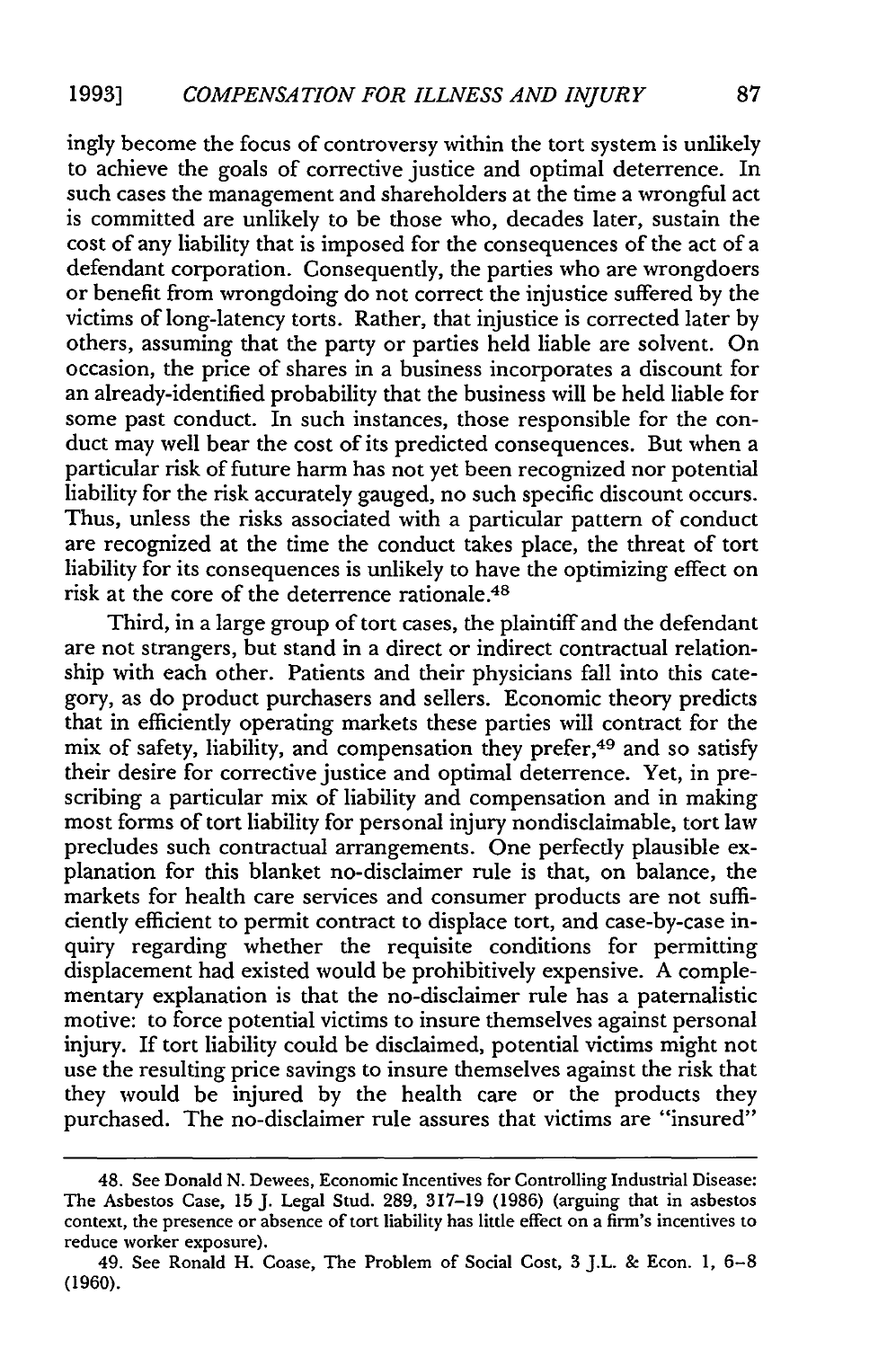ingly become the focus of controversy within the tort system is unlikely to achieve the goals of corrective justice and optimal deterrence. In such cases the management and shareholders at the time a wrongful act is committed are unlikely to be those who, decades later, sustain the cost of any liability that is imposed for the consequences of the act of a defendant corporation. Consequently, the parties who are wrongdoers or benefit from wrongdoing do not correct the injustice suffered by the victims of long-latency torts. Rather, that injustice is corrected later by others, assuming that the party or parties held liable are solvent. On occasion, the price of shares in a business incorporates a discount for an already-identified probability that the business will be held liable for some past conduct. In such instances, those responsible for the conduct may well bear the cost of its predicted consequences. But when a particular risk of future harm has not yet been recognized nor potential liability for the risk accurately gauged, no such specific discount occurs. Thus, unless the risks associated with a particular pattern of conduct are recognized at the time the conduct takes place, the threat of tort liability for its consequences is unlikely to have the optimizing effect on risk at the core of the deterrence rationale.[48]

Third, in a large group of tort cases, the plaintiff and the defendant are not strangers, but stand in a direct or indirect contractual relationship with each other. Patients and their physicians fall into this category, as do product purchasers and sellers. Economic theory predicts that in efficiently operating markets these parties will contract for the mix of safety, liability, and compensation they prefer,[49] and so satisfy their desire for corrective justice and optimal deterrence. Yet, in prescribing a particular mix of liability and compensation and in making most forms of tort liability for personal injury nondisclaimable, tort law precludes such contractual arrangements. One perfectly plausible explanation for this blanket no-disclaimer rule is that, on balance, the markets for health care services and consumer products are not sufficiently efficient to permit contract to displace tort, and case-by-case inquiry regarding whether the requisite conditions for permitting displacement had existed would be prohibitively expensive. A complementary explanation is that the no-disclaimer rule has a paternalistic motive: to force potential victims to insure themselves against personal injury. If tort liability could be disclaimed, potential victims might not use the resulting price savings to insure themselves against the risk that they would be injured by the health care or the products they purchased. The no-disclaimer rule assures that victims are "insured"

---

48. See Donald N. Dewees, Economic Incentives for Controlling Industrial Disease: The Asbestos Case, 15 J. Legal Stud. 289, 317–19 (1986) (arguing that in asbestos context, the presence or absence of tort liability has little effect on a firm's incentives to reduce worker exposure).

49. See Ronald H. Coase, The Problem of Social Cost, 3 J.L. & Econ. 1, 6–8 (1960).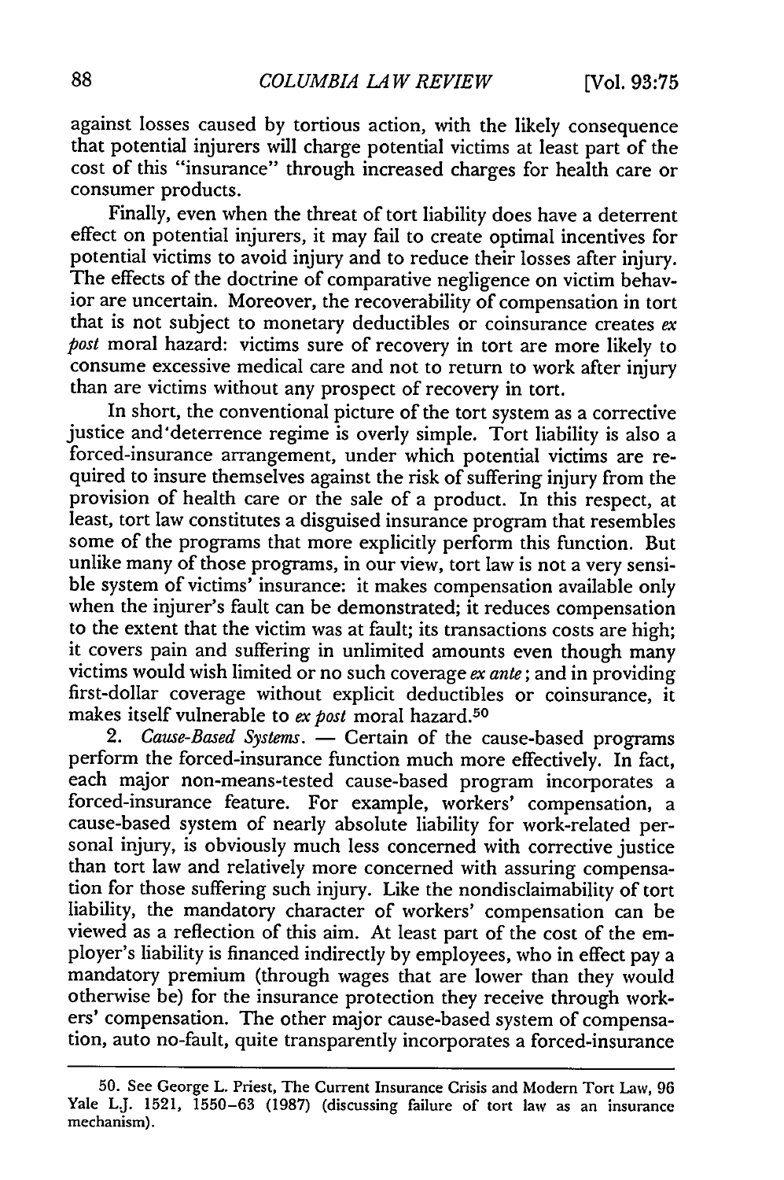against losses caused by tortious action, with the likely consequence that potential injurers will charge potential victims at least part of the cost of this "insurance" through increased charges for health care or consumer products.

Finally, even when the threat of tort liability does have a deterrent effect on potential injurers, it may fail to create optimal incentives for potential victims to avoid injury and to reduce their losses after injury. The effects of the doctrine of comparative negligence on victim behavior are uncertain. Moreover, the recoverability of compensation in tort that is not subject to monetary deductibles or coinsurance creates *ex post* moral hazard: victims sure of recovery in tort are more likely to consume excessive medical care and not to return to work after injury than are victims without any prospect of recovery in tort.

In short, the conventional picture of the tort system as a corrective justice and deterrence regime is overly simple. Tort liability is also a forced-insurance arrangement, under which potential victims are required to insure themselves against the risk of suffering injury from the provision of health care or the sale of a product. In this respect, at least, tort law constitutes a disguised insurance program that resembles some of the programs that more explicitly perform this function. But unlike many of those programs, in our view, tort law is not a very sensible system of victims' insurance: it makes compensation available only when the injurer's fault can be demonstrated; it reduces compensation to the extent that the victim was at fault; its transactions costs are high; it covers pain and suffering in unlimited amounts even though many victims would wish limited or no such coverage *ex ante*; and in providing first-dollar coverage without explicit deductibles or coinsurance, it makes itself vulnerable to *ex post* moral hazard.[50]

2. *Cause-Based Systems.* — Certain of the cause-based programs perform the forced-insurance function much more effectively. In fact, each major non-means-tested cause-based program incorporates a forced-insurance feature. For example, workers' compensation, a cause-based system of nearly absolute liability for work-related personal injury, is obviously much less concerned with corrective justice than tort law and relatively more concerned with assuring compensation for those suffering such injury. Like the nondisclaimability of tort liability, the mandatory character of workers' compensation can be viewed as a reflection of this aim. At least part of the cost of the employer's liability is financed indirectly by employees, who in effect pay a mandatory premium (through wages that are lower than they would otherwise be) for the insurance protection they receive through workers' compensation. The other major cause-based system of compensation, auto no-fault, quite transparently incorporates a forced-insurance

---

50. See George L. Priest, The Current Insurance Crisis and Modern Tort Law, 96 Yale L.J. 1521, 1550–63 (1987) (discussing failure of tort law as an insurance mechanism).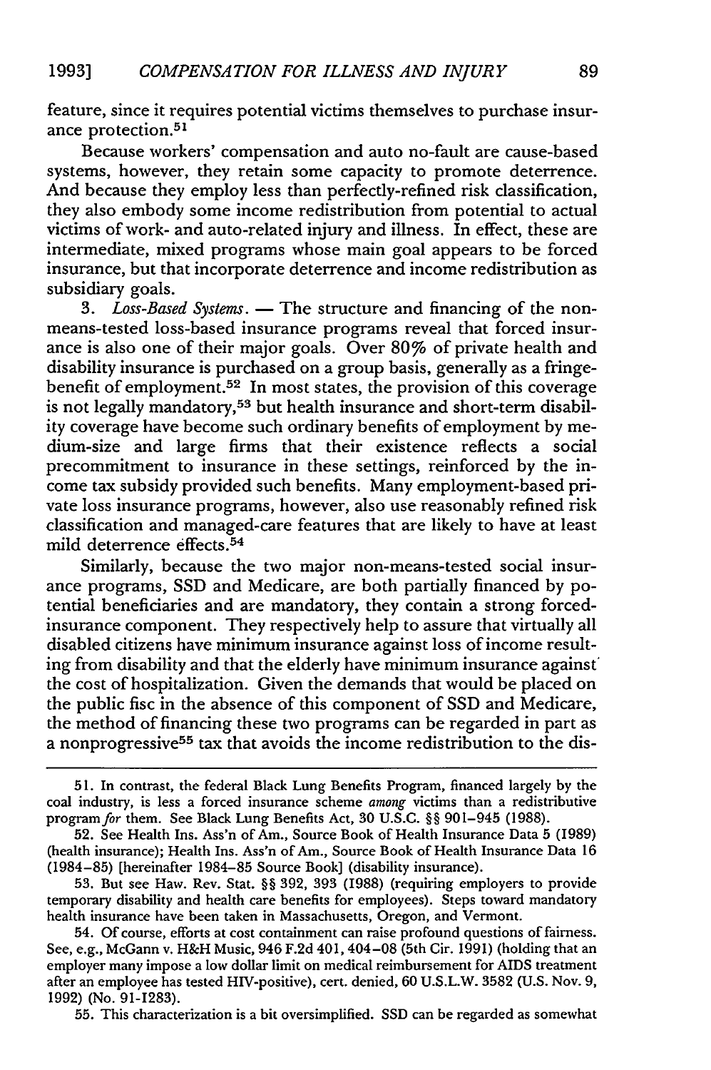feature, since it requires potential victims themselves to purchase insurance protection.[51]

Because workers' compensation and auto no-fault are cause-based systems, however, they retain some capacity to promote deterrence. And because they employ less than perfectly-refined risk classification, they also embody some income redistribution from potential to actual victims of work- and auto-related injury and illness. In effect, these are intermediate, mixed programs whose main goal appears to be forced insurance, but that incorporate deterrence and income redistribution as subsidiary goals.

3. *Loss-Based Systems.* — The structure and financing of the non-means-tested loss-based insurance programs reveal that forced insurance is also one of their major goals. Over 80% of private health and disability insurance is purchased on a group basis, generally as a fringe-benefit of employment.[52] In most states, the provision of this coverage is not legally mandatory,[53] but health insurance and short-term disability coverage have become such ordinary benefits of employment by medium-size and large firms that their existence reflects a social precommitment to insurance in these settings, reinforced by the income tax subsidy provided such benefits. Many employment-based private loss insurance programs, however, also use reasonably refined risk classification and managed-care features that are likely to have at least mild deterrence effects.[54]

Similarly, because the two major non-means-tested social insurance programs, SSD and Medicare, are both partially financed by potential beneficiaries and are mandatory, they contain a strong forced-insurance component. They respectively help to assure that virtually all disabled citizens have minimum insurance against loss of income resulting from disability and that the elderly have minimum insurance against the cost of hospitalization. Given the demands that would be placed on the public fisc in the absence of this component of SSD and Medicare, the method of financing these two programs can be regarded in part as a nonprogressive[55] tax that avoids the income redistribution to the dis-

---

51. In contrast, the federal Black Lung Benefits Program, financed largely by the coal industry, is less a forced insurance scheme *among* victims than a redistributive program *for* them. See Black Lung Benefits Act, 30 U.S.C. §§ 901–945 (1988).

52. See Health Ins. Ass'n of Am., Source Book of Health Insurance Data 5 (1989) (health insurance); Health Ins. Ass'n of Am., Source Book of Health Insurance Data 16 (1984–85) [hereinafter 1984–85 Source Book] (disability insurance).

53. But see Haw. Rev. Stat. §§ 392, 393 (1988) (requiring employers to provide temporary disability and health care benefits for employees). Steps toward mandatory health insurance have been taken in Massachusetts, Oregon, and Vermont.

54. Of course, efforts at cost containment can raise profound questions of fairness. See, e.g., McGann v. H&H Music, 946 F.2d 401, 404–08 (5th Cir. 1991) (holding that an employer many impose a low dollar limit on medical reimbursement for AIDS treatment after an employee has tested HIV-positive), cert. denied, 60 U.S.L.W. 3582 (U.S. Nov. 9, 1992) (No. 91-1283).

55. This characterization is a bit oversimplified. SSD can be regarded as somewhat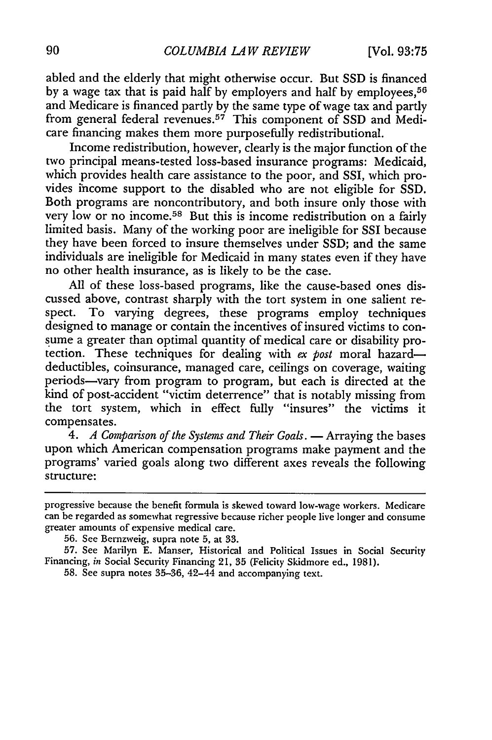abled and the elderly that might otherwise occur. But SSD is financed by a wage tax that is paid half by employers and half by employees,[56] and Medicare is financed partly by the same type of wage tax and partly from general federal revenues.[57] This component of SSD and Medicare financing makes them more purposefully redistributional.

Income redistribution, however, clearly is the major function of the two principal means-tested loss-based insurance programs: Medicaid, which provides health care assistance to the poor, and SSI, which provides income support to the disabled who are not eligible for SSD. Both programs are noncontributory, and both insure only those with very low or no income.[58] But this is income redistribution on a fairly limited basis. Many of the working poor are ineligible for SSI because they have been forced to insure themselves under SSD; and the same individuals are ineligible for Medicaid in many states even if they have no other health insurance, as is likely to be the case.

All of these loss-based programs, like the cause-based ones discussed above, contrast sharply with the tort system in one salient respect. To varying degrees, these programs employ techniques designed to manage or contain the incentives of insured victims to consume a greater than optimal quantity of medical care or disability protection. These techniques for dealing with *ex post* moral hazard—deductibles, coinsurance, managed care, ceilings on coverage, waiting periods—vary from program to program, but each is directed at the kind of post-accident "victim deterrence" that is notably missing from the tort system, which in effect fully "insures" the victims it compensates.

4. *A Comparison of the Systems and Their Goals.* — Arraying the bases upon which American compensation programs make payment and the programs' varied goals along two different axes reveals the following structure:

---

progressive because the benefit formula is skewed toward low-wage workers. Medicare can be regarded as somewhat regressive because richer people live longer and consume greater amounts of expensive medical care.

56. See Bernzweig, supra note 5, at 33.

57. See Marilyn E. Manser, Historical and Political Issues in Social Security Financing, *in* Social Security Financing 21, 35 (Felicity Skidmore ed., 1981).

58. See supra notes 35–36, 42–44 and accompanying text.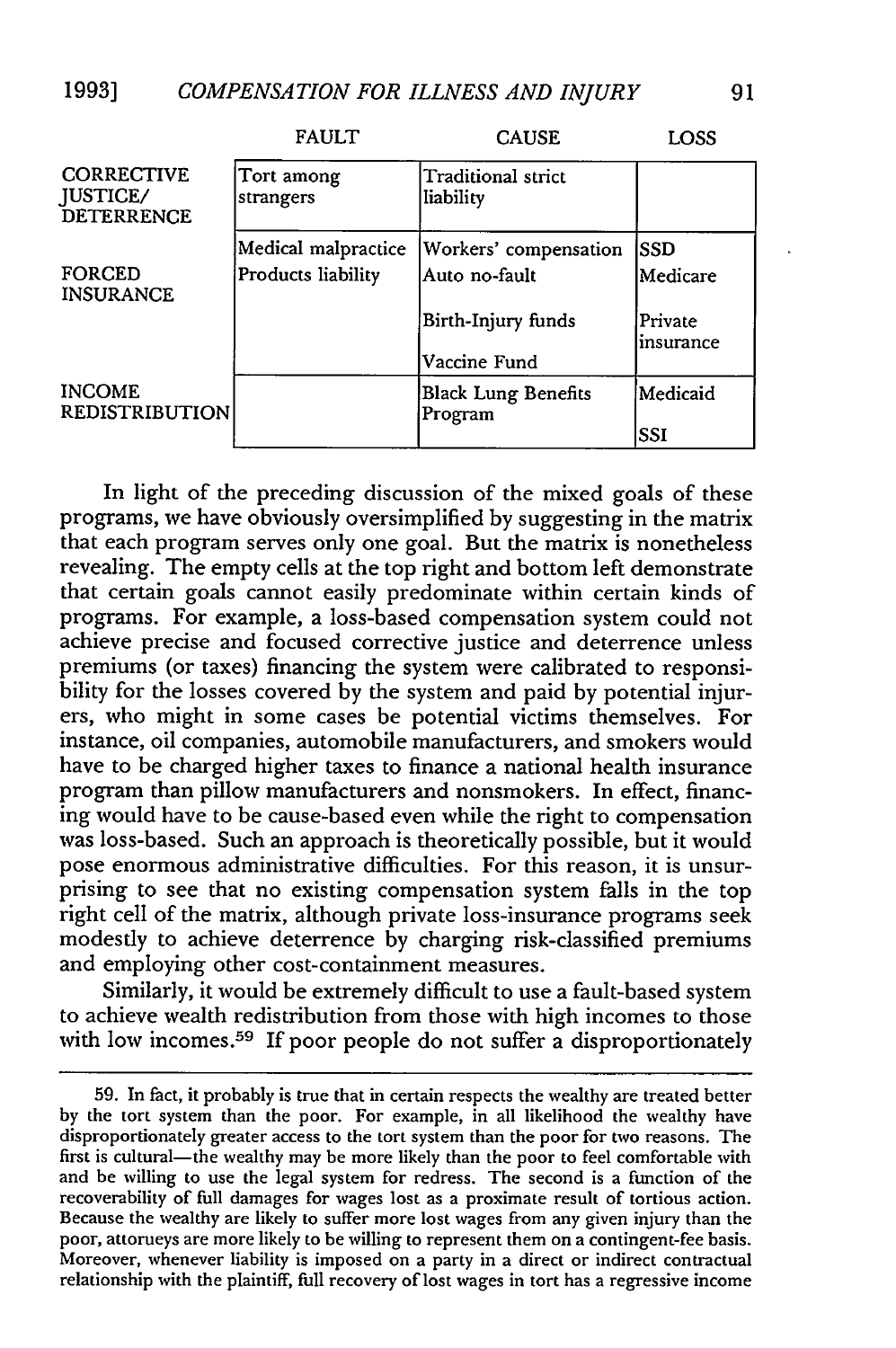| | FAULT | CAUSE | LOSS |
|---|---|---|---|
| CORRECTIVE JUSTICE/ DETERRENCE | Tort among strangers | Traditional strict liability | |
| FORCED INSURANCE | Medical malpractice<br>Products liability | Workers' compensation<br>Auto no-fault<br>Birth-Injury funds<br>Vaccine Fund | SSD<br>Medicare<br>Private insurance |
| INCOME REDISTRIBUTION | | Black Lung Benefits Program | Medicaid<br>SSI |

In light of the preceding discussion of the mixed goals of these programs, we have obviously oversimplified by suggesting in the matrix that each program serves only one goal. But the matrix is nonetheless revealing. The empty cells at the top right and bottom left demonstrate that certain goals cannot easily predominate within certain kinds of programs. For example, a loss-based compensation system could not achieve precise and focused corrective justice and deterrence unless premiums (or taxes) financing the system were calibrated to responsibility for the losses covered by the system and paid by potential injurers, who might in some cases be potential victims themselves. For instance, oil companies, automobile manufacturers, and smokers would have to be charged higher taxes to finance a national health insurance program than pillow manufacturers and nonsmokers. In effect, financing would have to be cause-based even while the right to compensation was loss-based. Such an approach is theoretically possible, but it would pose enormous administrative difficulties. For this reason, it is unsurprising to see that no existing compensation system falls in the top right cell of the matrix, although private loss-insurance programs seek modestly to achieve deterrence by charging risk-classified premiums and employing other cost-containment measures.

Similarly, it would be extremely difficult to use a fault-based system to achieve wealth redistribution from those with high incomes to those with low incomes.[59] If poor people do not suffer a disproportionately

---

59. In fact, it probably is true that in certain respects the wealthy are treated better by the tort system than the poor. For example, in all likelihood the wealthy have disproportionately greater access to the tort system than the poor for two reasons. The first is cultural—the wealthy may be more likely than the poor to feel comfortable with and be willing to use the legal system for redress. The second is a function of the recoverability of full damages for wages lost as a proximate result of tortious action. Because the wealthy are likely to suffer more lost wages from any given injury than the poor, attorneys are more likely to be willing to represent them on a contingent-fee basis. Moreover, whenever liability is imposed on a party in a direct or indirect contractual relationship with the plaintiff, full recovery of lost wages in tort has a regressive income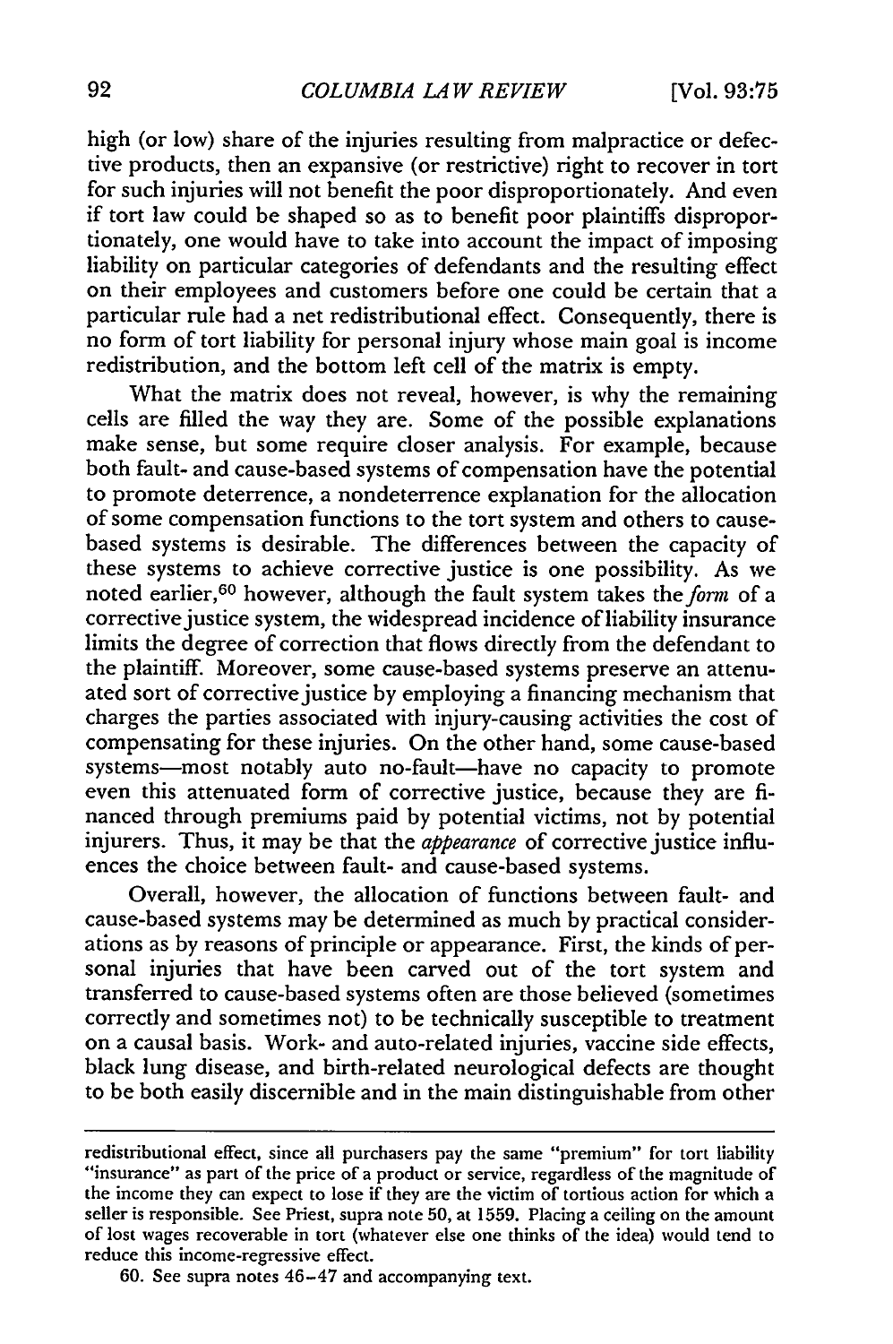high (or low) share of the injuries resulting from malpractice or defective products, then an expansive (or restrictive) right to recover in tort for such injuries will not benefit the poor disproportionately. And even if tort law could be shaped so as to benefit poor plaintiffs disproportionately, one would have to take into account the impact of imposing liability on particular categories of defendants and the resulting effect on their employees and customers before one could be certain that a particular rule had a net redistributional effect. Consequently, there is no form of tort liability for personal injury whose main goal is income redistribution, and the bottom left cell of the matrix is empty.

What the matrix does not reveal, however, is why the remaining cells are filled the way they are. Some of the possible explanations make sense, but some require closer analysis. For example, because both fault- and cause-based systems of compensation have the potential to promote deterrence, a nondeterrence explanation for the allocation of some compensation functions to the tort system and others to cause-based systems is desirable. The differences between the capacity of these systems to achieve corrective justice is one possibility. As we noted earlier,[60] however, although the fault system takes the *form* of a corrective justice system, the widespread incidence of liability insurance limits the degree of correction that flows directly from the defendant to the plaintiff. Moreover, some cause-based systems preserve an attenuated sort of corrective justice by employing a financing mechanism that charges the parties associated with injury-causing activities the cost of compensating for these injuries. On the other hand, some cause-based systems—most notably auto no-fault—have no capacity to promote even this attenuated form of corrective justice, because they are financed through premiums paid by potential victims, not by potential injurers. Thus, it may be that the *appearance* of corrective justice influences the choice between fault- and cause-based systems.

Overall, however, the allocation of functions between fault- and cause-based systems may be determined as much by practical considerations as by reasons of principle or appearance. First, the kinds of personal injuries that have been carved out of the tort system and transferred to cause-based systems often are those believed (sometimes correctly and sometimes not) to be technically susceptible to treatment on a causal basis. Work- and auto-related injuries, vaccine side effects, black lung disease, and birth-related neurological defects are thought to be both easily discernible and in the main distinguishable from other

---

redistributional effect, since all purchasers pay the same "premium" for tort liability "insurance" as part of the price of a product or service, regardless of the magnitude of the income they can expect to lose if they are the victim of tortious action for which a seller is responsible. See Priest, supra note 50, at 1559. Placing a ceiling on the amount of lost wages recoverable in tort (whatever else one thinks of the idea) would tend to reduce this income-regressive effect.

60. See supra notes 46–47 and accompanying text.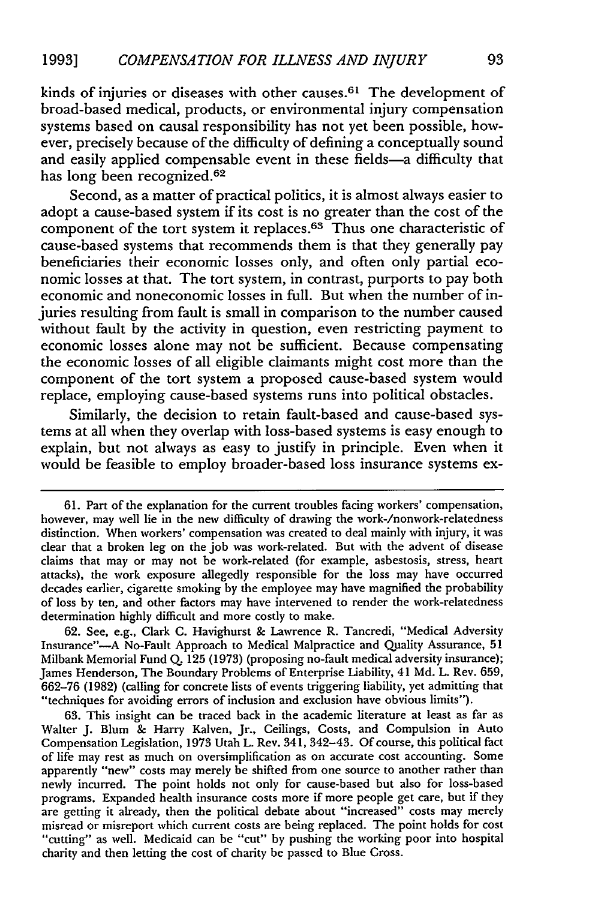kinds of injuries or diseases with other causes.[61] The development of broad-based medical, products, or environmental injury compensation systems based on causal responsibility has not yet been possible, however, precisely because of the difficulty of defining a conceptually sound and easily applied compensable event in these fields—a difficulty that has long been recognized.[62]

Second, as a matter of practical politics, it is almost always easier to adopt a cause-based system if its cost is no greater than the cost of the component of the tort system it replaces.[63] Thus one characteristic of cause-based systems that recommends them is that they generally pay beneficiaries their economic losses only, and often only partial economic losses at that. The tort system, in contrast, purports to pay both economic and noneconomic losses in full. But when the number of injuries resulting from fault is small in comparison to the number caused without fault by the activity in question, even restricting payment to economic losses alone may not be sufficient. Because compensating the economic losses of all eligible claimants might cost more than the component of the tort system a proposed cause-based system would replace, employing cause-based systems runs into political obstacles.

Similarly, the decision to retain fault-based and cause-based systems at all when they overlap with loss-based systems is easy enough to explain, but not always as easy to justify in principle. Even when it would be feasible to employ broader-based loss insurance systems ex-

---

61. Part of the explanation for the current troubles facing workers' compensation, however, may well lie in the new difficulty of drawing the work-/nonwork-relatedness distinction. When workers' compensation was created to deal mainly with injury, it was clear that a broken leg on the job was work-related. But with the advent of disease claims that may or may not be work-related (for example, asbestosis, stress, heart attacks), the work exposure allegedly responsible for the loss may have occurred decades earlier, cigarette smoking by the employee may have magnified the probability of loss by ten, and other factors may have intervened to render the work-relatedness determination highly difficult and more costly to make.

62. See, e.g., Clark C. Havighurst & Lawrence R. Tancredi, "Medical Adversity Insurance"—A No-Fault Approach to Medical Malpractice and Quality Assurance, 51 Milbank Memorial Fund Q. 125 (1973) (proposing no-fault medical adversity insurance); James Henderson, The Boundary Problems of Enterprise Liability, 41 Md. L. Rev. 659, 662–76 (1982) (calling for concrete lists of events triggering liability, yet admitting that "techniques for avoiding errors of inclusion and exclusion have obvious limits").

63. This insight can be traced back in the academic literature at least as far as Walter J. Blum & Harry Kalven, Jr., Ceilings, Costs, and Compulsion in Auto Compensation Legislation, 1973 Utah L. Rev. 341, 342–43. Of course, this political fact of life may rest as much on oversimplification as on accurate cost accounting. Some apparently "new" costs may merely be shifted from one source to another rather than newly incurred. The point holds not only for cause-based but also for loss-based programs. Expanded health insurance costs more if more people get care, but if they are getting it already, then the political debate about "increased" costs may merely misread or misreport which current costs are being replaced. The point holds for cost "cutting" as well. Medicaid can be "cut" by pushing the working poor into hospital charity and then letting the cost of charity be passed to Blue Cross.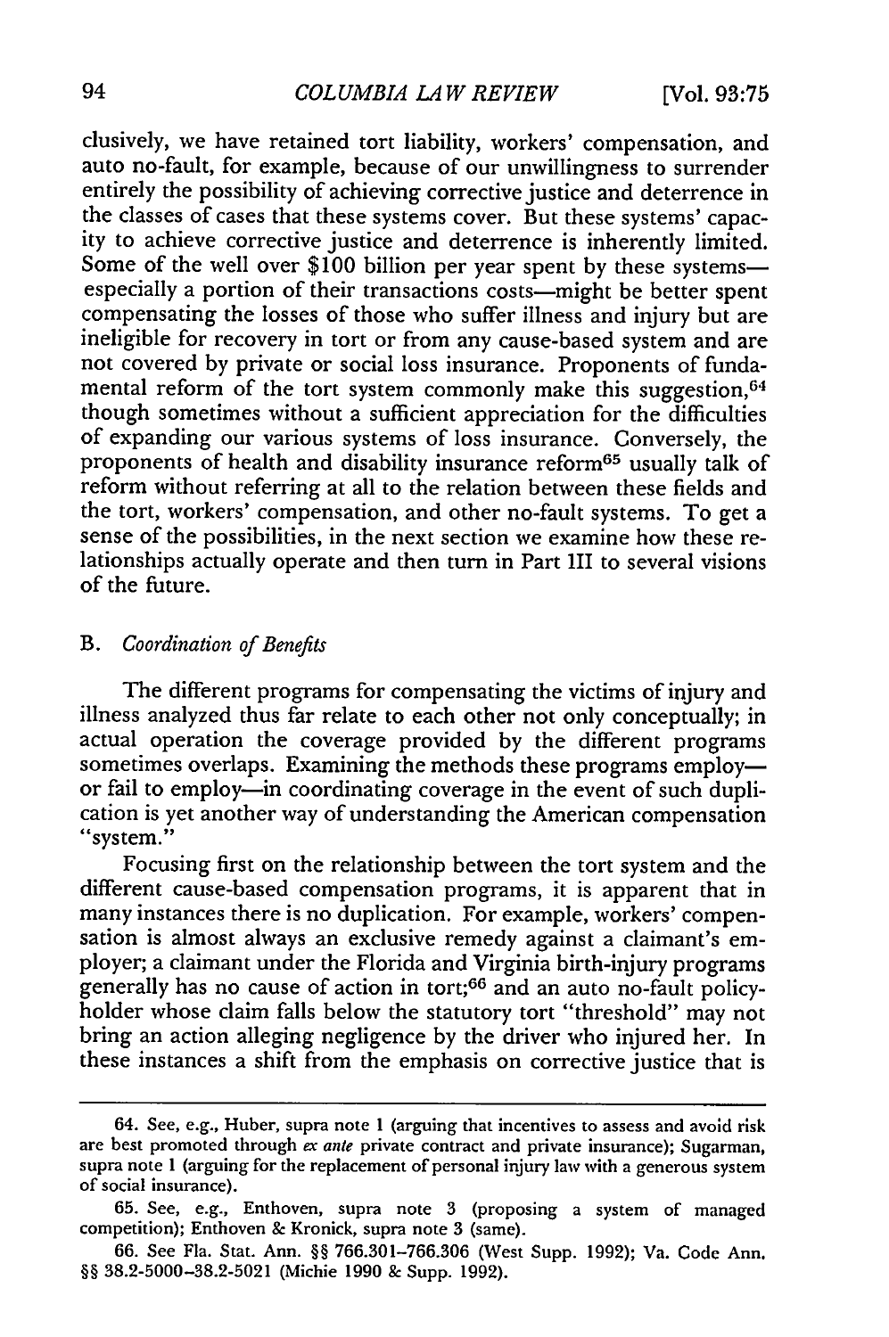clusively, we have retained tort liability, workers' compensation, and auto no-fault, for example, because of our unwillingness to surrender entirely the possibility of achieving corrective justice and deterrence in the classes of cases that these systems cover. But these systems' capacity to achieve corrective justice and deterrence is inherently limited. Some of the well over $100 billion per year spent by these systems—especially a portion of their transactions costs—might be better spent compensating the losses of those who suffer illness and injury but are ineligible for recovery in tort or from any cause-based system and are not covered by private or social loss insurance. Proponents of fundamental reform of the tort system commonly make this suggestion,[64] though sometimes without a sufficient appreciation for the difficulties of expanding our various systems of loss insurance. Conversely, the proponents of health and disability insurance reform[65] usually talk of reform without referring at all to the relation between these fields and the tort, workers' compensation, and other no-fault systems. To get a sense of the possibilities, in the next section we examine how these relationships actually operate and then turn in Part III to several visions of the future.

### B. *Coordination of Benefits*

The different programs for compensating the victims of injury and illness analyzed thus far relate to each other not only conceptually; in actual operation the coverage provided by the different programs sometimes overlaps. Examining the methods these programs employ—or fail to employ—in coordinating coverage in the event of such duplication is yet another way of understanding the American compensation "system."

Focusing first on the relationship between the tort system and the different cause-based compensation programs, it is apparent that in many instances there is no duplication. For example, workers' compensation is almost always an exclusive remedy against a claimant's employer; a claimant under the Florida and Virginia birth-injury programs generally has no cause of action in tort;[66] and an auto no-fault policyholder whose claim falls below the statutory tort "threshold" may not bring an action alleging negligence by the driver who injured her. In these instances a shift from the emphasis on corrective justice that is

---

64. See, e.g., Huber, supra note 1 (arguing that incentives to assess and avoid risk are best promoted through *ex ante* private contract and private insurance); Sugarman, supra note 1 (arguing for the replacement of personal injury law with a generous system of social insurance).

65. See, e.g., Enthoven, supra note 3 (proposing a system of managed competition); Enthoven & Kronick, supra note 3 (same).

66. See Fla. Stat. Ann. §§ 766.301–766.306 (West Supp. 1992); Va. Code Ann. §§ 38.2-5000–38.2-5021 (Michie 1990 & Supp. 1992).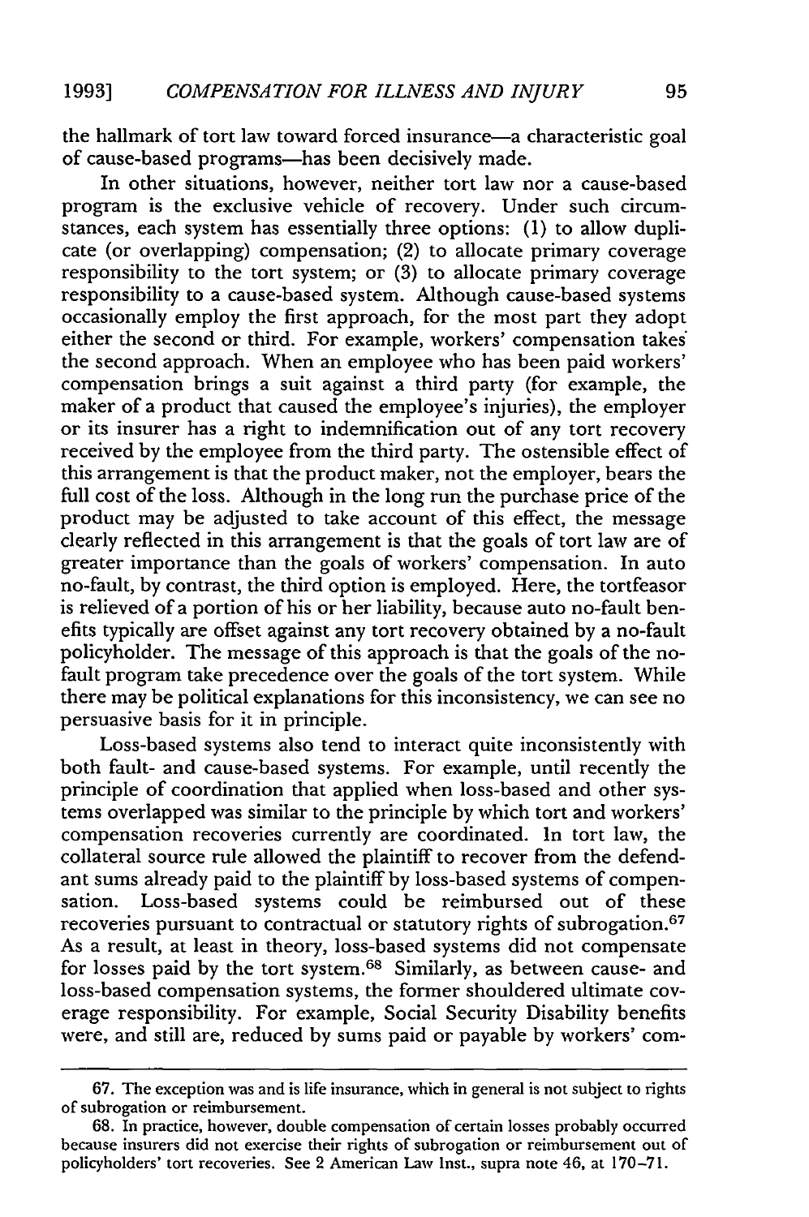the hallmark of tort law toward forced insurance—a characteristic goal of cause-based programs—has been decisively made.

In other situations, however, neither tort law nor a cause-based program is the exclusive vehicle of recovery. Under such circumstances, each system has essentially three options: (1) to allow duplicate (or overlapping) compensation; (2) to allocate primary coverage responsibility to the tort system; or (3) to allocate primary coverage responsibility to a cause-based system. Although cause-based systems occasionally employ the first approach, for the most part they adopt either the second or third. For example, workers' compensation takes the second approach. When an employee who has been paid workers' compensation brings a suit against a third party (for example, the maker of a product that caused the employee's injuries), the employer or its insurer has a right to indemnification out of any tort recovery received by the employee from the third party. The ostensible effect of this arrangement is that the product maker, not the employer, bears the full cost of the loss. Although in the long run the purchase price of the product may be adjusted to take account of this effect, the message clearly reflected in this arrangement is that the goals of tort law are of greater importance than the goals of workers' compensation. In auto no-fault, by contrast, the third option is employed. Here, the tortfeasor is relieved of a portion of his or her liability, because auto no-fault benefits typically are offset against any tort recovery obtained by a no-fault policyholder. The message of this approach is that the goals of the no-fault program take precedence over the goals of the tort system. While there may be political explanations for this inconsistency, we can see no persuasive basis for it in principle.

Loss-based systems also tend to interact quite inconsistently with both fault- and cause-based systems. For example, until recently the principle of coordination that applied when loss-based and other systems overlapped was similar to the principle by which tort and workers' compensation recoveries currently are coordinated. In tort law, the collateral source rule allowed the plaintiff to recover from the defendant sums already paid to the plaintiff by loss-based systems of compensation. Loss-based systems could be reimbursed out of these recoveries pursuant to contractual or statutory rights of subrogation.[67] As a result, at least in theory, loss-based systems did not compensate for losses paid by the tort system.[68] Similarly, as between cause- and loss-based compensation systems, the former shouldered ultimate coverage responsibility. For example, Social Security Disability benefits were, and still are, reduced by sums paid or payable by workers' com-

---

67. The exception was and is life insurance, which in general is not subject to rights of subrogation or reimbursement.

68. In practice, however, double compensation of certain losses probably occurred because insurers did not exercise their rights of subrogation or reimbursement out of policyholders' tort recoveries. See 2 American Law Inst., supra note 46, at 170–71.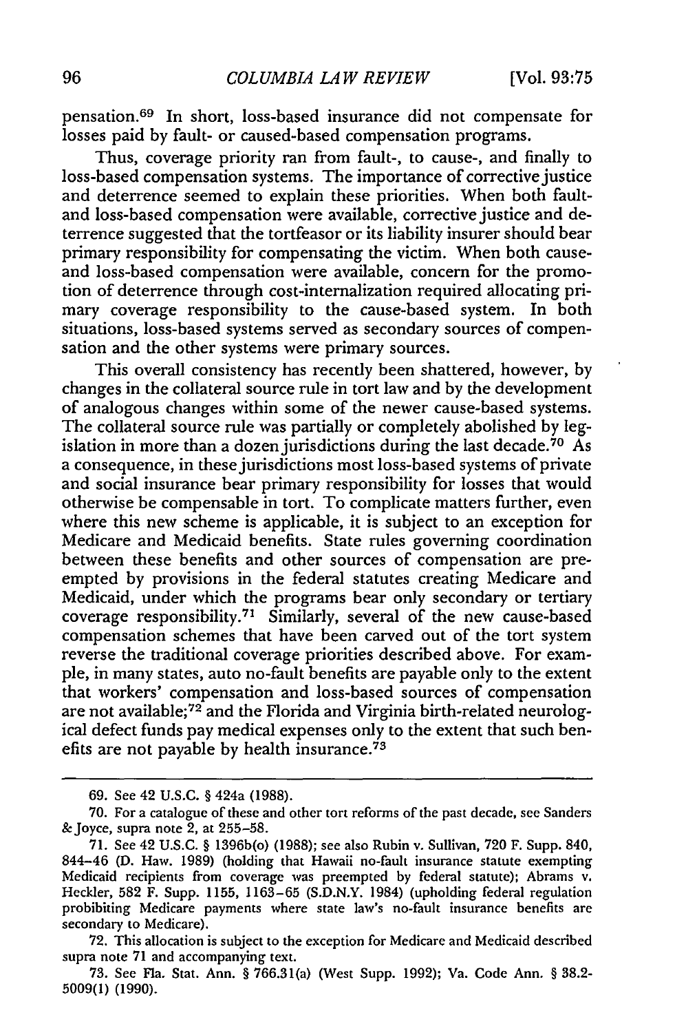pensation.[69] In short, loss-based insurance did not compensate for losses paid by fault- or caused-based compensation programs.

Thus, coverage priority ran from fault-, to cause-, and finally to loss-based compensation systems. The importance of corrective justice and deterrence seemed to explain these priorities. When both fault- and loss-based compensation were available, corrective justice and deterrence suggested that the tortfeasor or its liability insurer should bear primary responsibility for compensating the victim. When both cause- and loss-based compensation were available, concern for the promotion of deterrence through cost-internalization required allocating primary coverage responsibility to the cause-based system. In both situations, loss-based systems served as secondary sources of compensation and the other systems were primary sources.

This overall consistency has recently been shattered, however, by changes in the collateral source rule in tort law and by the development of analogous changes within some of the newer cause-based systems. The collateral source rule was partially or completely abolished by legislation in more than a dozen jurisdictions during the last decade.[70] As a consequence, in these jurisdictions most loss-based systems of private and social insurance bear primary responsibility for losses that would otherwise be compensable in tort. To complicate matters further, even where this new scheme is applicable, it is subject to an exception for Medicare and Medicaid benefits. State rules governing coordination between these benefits and other sources of compensation are preempted by provisions in the federal statutes creating Medicare and Medicaid, under which the programs bear only secondary or tertiary coverage responsibility.[71] Similarly, several of the new cause-based compensation schemes that have been carved out of the tort system reverse the traditional coverage priorities described above. For example, in many states, auto no-fault benefits are payable only to the extent that workers' compensation and loss-based sources of compensation are not available;[72] and the Florida and Virginia birth-related neurological defect funds pay medical expenses only to the extent that such benefits are not payable by health insurance.[73]

---

69. See 42 U.S.C. § 424a (1988).

70. For a catalogue of these and other tort reforms of the past decade, see Sanders & Joyce, supra note 2, at 255–58.

71. See 42 U.S.C. § 1396b(o) (1988); see also Rubin v. Sullivan, 720 F. Supp. 840, 844–46 (D. Haw. 1989) (holding that Hawaii no-fault insurance statute exempting Medicaid recipients from coverage was preempted by federal statute); Abrams v. Heckler, 582 F. Supp. 1155, 1163–65 (S.D.N.Y. 1984) (upholding federal regulation prohibiting Medicare payments where state law's no-fault insurance benefits are secondary to Medicare).

72. This allocation is subject to the exception for Medicare and Medicaid described supra note 71 and accompanying text.

73. See Fla. Stat. Ann. § 766.31(a) (West Supp. 1992); Va. Code Ann. § 38.2-5009(1) (1990).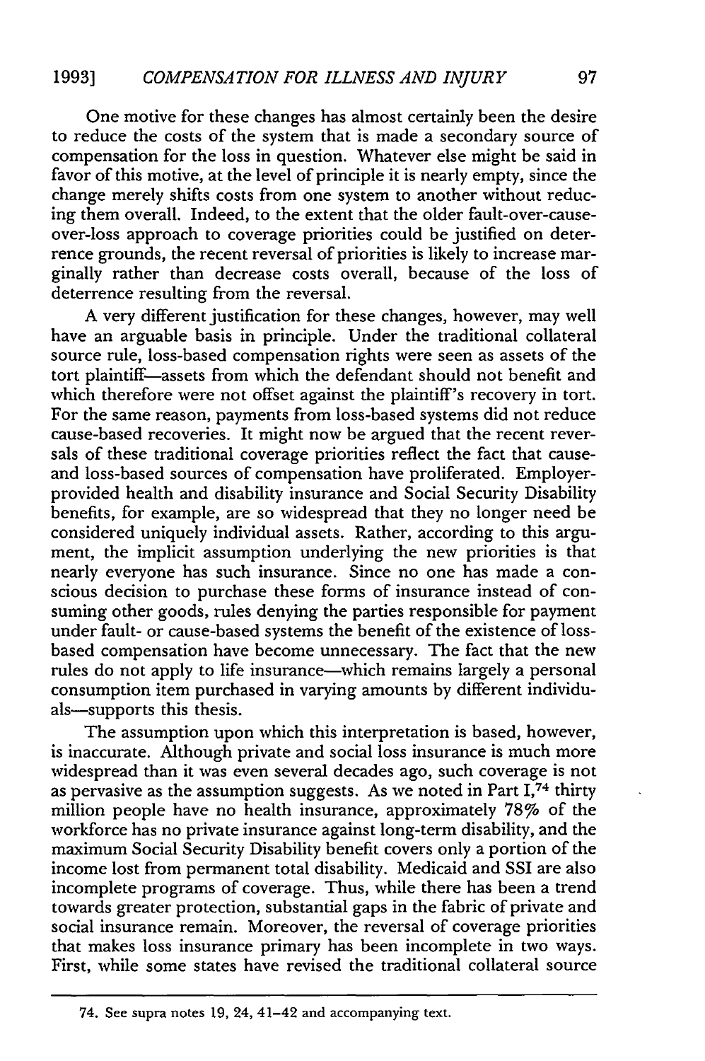One motive for these changes has almost certainly been the desire to reduce the costs of the system that is made a secondary source of compensation for the loss in question. Whatever else might be said in favor of this motive, at the level of principle it is nearly empty, since the change merely shifts costs from one system to another without reducing them overall. Indeed, to the extent that the older fault-over-cause-over-loss approach to coverage priorities could be justified on deterrence grounds, the recent reversal of priorities is likely to increase marginally rather than decrease costs overall, because of the loss of deterrence resulting from the reversal.

A very different justification for these changes, however, may well have an arguable basis in principle. Under the traditional collateral source rule, loss-based compensation rights were seen as assets of the tort plaintiff—assets from which the defendant should not benefit and which therefore were not offset against the plaintiff's recovery in tort. For the same reason, payments from loss-based systems did not reduce cause-based recoveries. It might now be argued that the recent reversals of these traditional coverage priorities reflect the fact that cause- and loss-based sources of compensation have proliferated. Employer-provided health and disability insurance and Social Security Disability benefits, for example, are so widespread that they no longer need be considered uniquely individual assets. Rather, according to this argument, the implicit assumption underlying the new priorities is that nearly everyone has such insurance. Since no one has made a conscious decision to purchase these forms of insurance instead of consuming other goods, rules denying the parties responsible for payment under fault- or cause-based systems the benefit of the existence of loss-based compensation have become unnecessary. The fact that the new rules do not apply to life insurance—which remains largely a personal consumption item purchased in varying amounts by different individuals—supports this thesis.

The assumption upon which this interpretation is based, however, is inaccurate. Although private and social loss insurance is much more widespread than it was even several decades ago, such coverage is not as pervasive as the assumption suggests. As we noted in Part I,[74] thirty million people have no health insurance, approximately 78% of the workforce has no private insurance against long-term disability, and the maximum Social Security Disability benefit covers only a portion of the income lost from permanent total disability. Medicaid and SSI are also incomplete programs of coverage. Thus, while there has been a trend towards greater protection, substantial gaps in the fabric of private and social insurance remain. Moreover, the reversal of coverage priorities that makes loss insurance primary has been incomplete in two ways. First, while some states have revised the traditional collateral source

---

74. See supra notes 19, 24, 41–42 and accompanying text.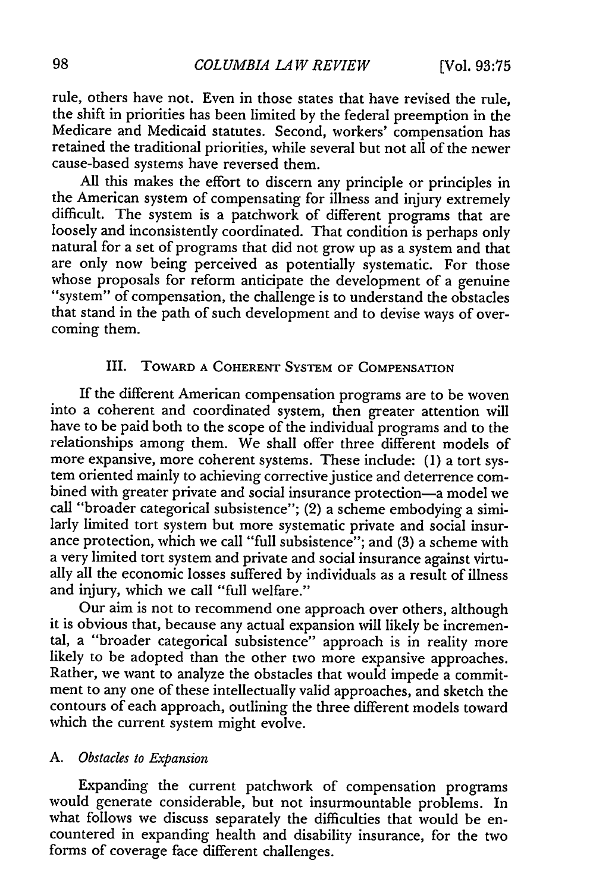rule, others have not. Even in those states that have revised the rule, the shift in priorities has been limited by the federal preemption in the Medicare and Medicaid statutes. Second, workers' compensation has retained the traditional priorities, while several but not all of the newer cause-based systems have reversed them.

All this makes the effort to discern any principle or principles in the American system of compensating for illness and injury extremely difficult. The system is a patchwork of different programs that are loosely and inconsistently coordinated. That condition is perhaps only natural for a set of programs that did not grow up as a system and that are only now being perceived as potentially systematic. For those whose proposals for reform anticipate the development of a genuine "system" of compensation, the challenge is to understand the obstacles that stand in the path of such development and to devise ways of overcoming them.

## III. Toward a Coherent System of Compensation

If the different American compensation programs are to be woven into a coherent and coordinated system, then greater attention will have to be paid both to the scope of the individual programs and to the relationships among them. We shall offer three different models of more expansive, more coherent systems. These include: (1) a tort system oriented mainly to achieving corrective justice and deterrence combined with greater private and social insurance protection—a model we call "broader categorical subsistence"; (2) a scheme embodying a similarly limited tort system but more systematic private and social insurance protection, which we call "full subsistence"; and (3) a scheme with a very limited tort system and private and social insurance against virtually all the economic losses suffered by individuals as a result of illness and injury, which we call "full welfare."

Our aim is not to recommend one approach over others, although it is obvious that, because any actual expansion will likely be incremental, a "broader categorical subsistence" approach is in reality more likely to be adopted than the other two more expansive approaches. Rather, we want to analyze the obstacles that would impede a commitment to any one of these intellectually valid approaches, and sketch the contours of each approach, outlining the three different models toward which the current system might evolve.

### A. *Obstacles to Expansion*

Expanding the current patchwork of compensation programs would generate considerable, but not insurmountable problems. In what follows we discuss separately the difficulties that would be encountered in expanding health and disability insurance, for the two forms of coverage face different challenges.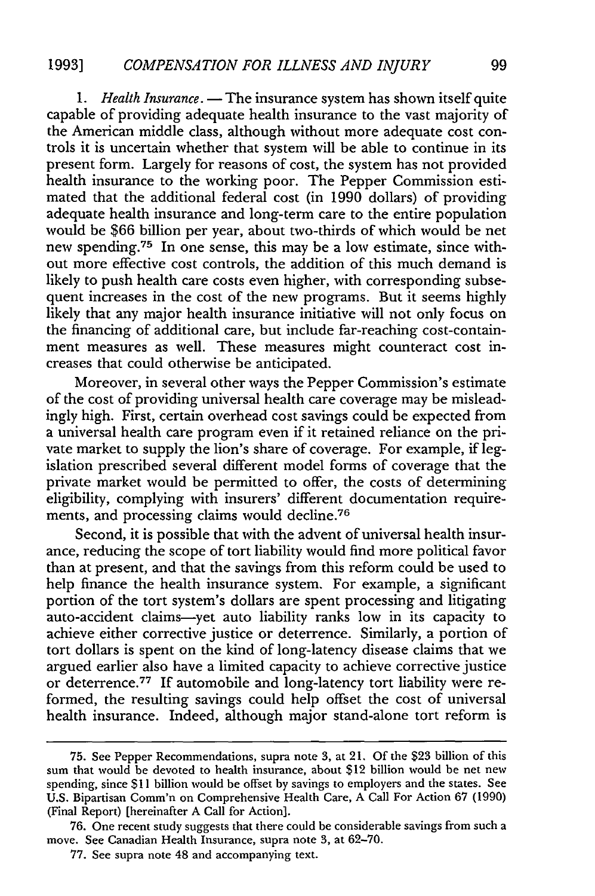1. *Health Insurance.* — The insurance system has shown itself quite capable of providing adequate health insurance to the vast majority of the American middle class, although without more adequate cost controls it is uncertain whether that system will be able to continue in its present form. Largely for reasons of cost, the system has not provided health insurance to the working poor. The Pepper Commission estimated that the additional federal cost (in 1990 dollars) of providing adequate health insurance and long-term care to the entire population would be $66 billion per year, about two-thirds of which would be net new spending.[75] In one sense, this may be a low estimate, since without more effective cost controls, the addition of this much demand is likely to push health care costs even higher, with corresponding subsequent increases in the cost of the new programs. But it seems highly likely that any major health insurance initiative will not only focus on the financing of additional care, but include far-reaching cost-containment measures as well. These measures might counteract cost increases that could otherwise be anticipated.

Moreover, in several other ways the Pepper Commission's estimate of the cost of providing universal health care coverage may be misleadingly high. First, certain overhead cost savings could be expected from a universal health care program even if it retained reliance on the private market to supply the lion's share of coverage. For example, if legislation prescribed several different model forms of coverage that the private market would be permitted to offer, the costs of determining eligibility, complying with insurers' different documentation requirements, and processing claims would decline.[76]

Second, it is possible that with the advent of universal health insurance, reducing the scope of tort liability would find more political favor than at present, and that the savings from this reform could be used to help finance the health insurance system. For example, a significant portion of the tort system's dollars are spent processing and litigating auto-accident claims—yet auto liability ranks low in its capacity to achieve either corrective justice or deterrence. Similarly, a portion of tort dollars is spent on the kind of long-latency disease claims that we argued earlier also have a limited capacity to achieve corrective justice or deterrence.[77] If automobile and long-latency tort liability were reformed, the resulting savings could help offset the cost of universal health insurance. Indeed, although major stand-alone tort reform is

---

75. See Pepper Recommendations, supra note 3, at 21. Of the $23 billion of this sum that would be devoted to health insurance, about $12 billion would be net new spending, since $11 billion would be offset by savings to employers and the states. See U.S. Bipartisan Comm'n on Comprehensive Health Care, A Call For Action 67 (1990) (Final Report) [hereinafter A Call for Action].

76. One recent study suggests that there could be considerable savings from such a move. See Canadian Health Insurance, supra note 3, at 62–70.

77. See supra note 48 and accompanying text.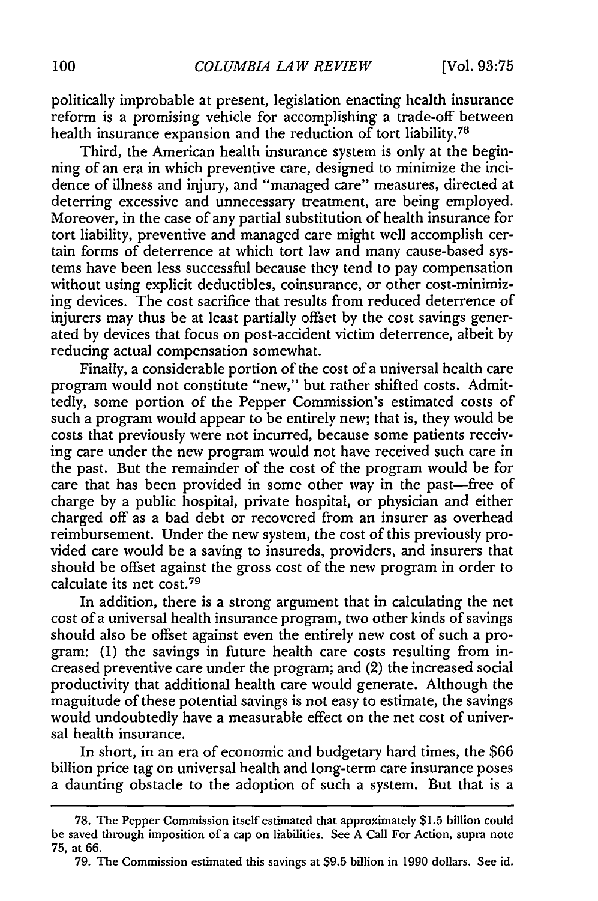politically improbable at present, legislation enacting health insurance reform is a promising vehicle for accomplishing a trade-off between health insurance expansion and the reduction of tort liability.[78]

Third, the American health insurance system is only at the beginning of an era in which preventive care, designed to minimize the incidence of illness and injury, and "managed care" measures, directed at deterring excessive and unnecessary treatment, are being employed. Moreover, in the case of any partial substitution of health insurance for tort liability, preventive and managed care might well accomplish certain forms of deterrence at which tort law and many cause-based systems have been less successful because they tend to pay compensation without using explicit deductibles, coinsurance, or other cost-minimizing devices. The cost sacrifice that results from reduced deterrence of injurers may thus be at least partially offset by the cost savings generated by devices that focus on post-accident victim deterrence, albeit by reducing actual compensation somewhat.

Finally, a considerable portion of the cost of a universal health care program would not constitute "new," but rather shifted costs. Admittedly, some portion of the Pepper Commission's estimated costs of such a program would appear to be entirely new; that is, they would be costs that previously were not incurred, because some patients receiving care under the new program would not have received such care in the past. But the remainder of the cost of the program would be for care that has been provided in some other way in the past—free of charge by a public hospital, private hospital, or physician and either charged off as a bad debt or recovered from an insurer as overhead reimbursement. Under the new system, the cost of this previously provided care would be a saving to insureds, providers, and insurers that should be offset against the gross cost of the new program in order to calculate its net cost.[79]

In addition, there is a strong argument that in calculating the net cost of a universal health insurance program, two other kinds of savings should also be offset against even the entirely new cost of such a program: (1) the savings in future health care costs resulting from increased preventive care under the program; and (2) the increased social productivity that additional health care would generate. Although the maguitude of these potential savings is not easy to estimate, the savings would undoubtedly have a measurable effect on the net cost of universal health insurance.

In short, in an era of economic and budgetary hard times, the $66 billion price tag on universal health and long-term care insurance poses a daunting obstacle to the adoption of such a system. But that is a

---

78. The Pepper Commission itself estimated that approximately $1.5 billion could be saved through imposition of a cap on liabilities. See A Call For Action, supra note 75, at 66.

79. The Commission estimated this savings at $9.5 billion in 1990 dollars. See id.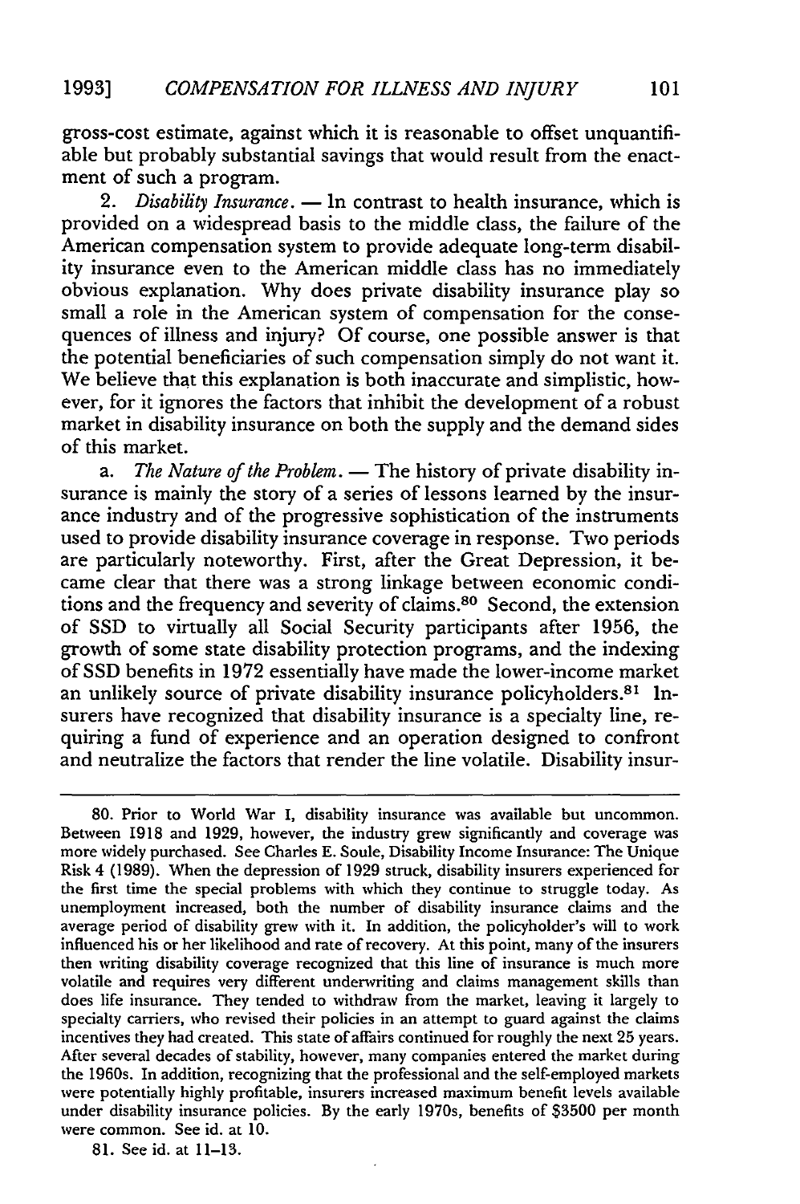gross-cost estimate, against which it is reasonable to offset unquantifiable but probably substantial savings that would result from the enactment of such a program.

2. *Disability Insurance.* — In contrast to health insurance, which is provided on a widespread basis to the middle class, the failure of the American compensation system to provide adequate long-term disability insurance even to the American middle class has no immediately obvious explanation. Why does private disability insurance play so small a role in the American system of compensation for the consequences of illness and injury? Of course, one possible answer is that the potential beneficiaries of such compensation simply do not want it. We believe that this explanation is both inaccurate and simplistic, however, for it ignores the factors that inhibit the development of a robust market in disability insurance on both the supply and the demand sides of this market.

a. *The Nature of the Problem.* — The history of private disability insurance is mainly the story of a series of lessons learned by the insurance industry and of the progressive sophistication of the instruments used to provide disability insurance coverage in response. Two periods are particularly noteworthy. First, after the Great Depression, it became clear that there was a strong linkage between economic conditions and the frequency and severity of claims.[80] Second, the extension of SSD to virtually all Social Security participants after 1956, the growth of some state disability protection programs, and the indexing of SSD benefits in 1972 essentially have made the lower-income market an unlikely source of private disability insurance policyholders.[81] Insurers have recognized that disability insurance is a specialty line, requiring a fund of experience and an operation designed to confront and neutralize the factors that render the line volatile. Disability insur-

---

80. Prior to World War I, disability insurance was available but uncommon. Between 1918 and 1929, however, the industry grew significantly and coverage was more widely purchased. See Charles E. Soule, Disability Income Insurance: The Unique Risk 4 (1989). When the depression of 1929 struck, disability insurers experienced for the first time the special problems with which they continue to struggle today. As unemployment increased, both the number of disability insurance claims and the average period of disability grew with it. In addition, the policyholder's will to work influenced his or her likelihood and rate of recovery. At this point, many of the insurers then writing disability coverage recognized that this line of insurance is much more volatile and requires very different underwriting and claims management skills than does life insurance. They tended to withdraw from the market, leaving it largely to specialty carriers, who revised their policies in an attempt to guard against the claims incentives they had created. This state of affairs continued for roughly the next 25 years. After several decades of stability, however, many companies entered the market during the 1960s. In addition, recognizing that the professional and the self-employed markets were potentially highly profitable, insurers increased maximum benefit levels available under disability insurance policies. By the early 1970s, benefits of $3500 per month were common. See id. at 10.

81. See id. at 11–13.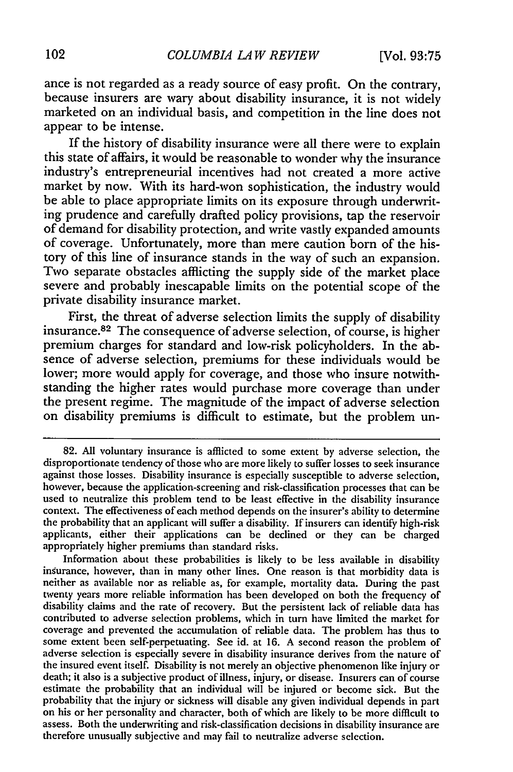ance is not regarded as a ready source of easy profit. On the contrary, because insurers are wary about disability insurance, it is not widely marketed on an individual basis, and competition in the line does not appear to be intense.

If the history of disability insurance were all there were to explain this state of affairs, it would be reasonable to wonder why the insurance industry's entrepreneurial incentives had not created a more active market by now. With its hard-won sophistication, the industry would be able to place appropriate limits on its exposure through underwriting prudence and carefully drafted policy provisions, tap the reservoir of demand for disability protection, and write vastly expanded amounts of coverage. Unfortunately, more than mere caution born of the history of this line of insurance stands in the way of such an expansion. Two separate obstacles afflicting the supply side of the market place severe and probably inescapable limits on the potential scope of the private disability insurance market.

First, the threat of adverse selection limits the supply of disability insurance.[82] The consequence of adverse selection, of course, is higher premium charges for standard and low-risk policyholders. In the absence of adverse selection, premiums for these individuals would be lower; more would apply for coverage, and those who insure notwithstanding the higher rates would purchase more coverage than under the present regime. The magnitude of the impact of adverse selection on disability premiums is difficult to estimate, but the problem un-

---

82. All voluntary insurance is afflicted to some extent by adverse selection, the disproportionate tendency of those who are more likely to suffer losses to seek insurance against those losses. Disability insurance is especially susceptible to adverse selection, however, because the application-screening and risk-classification processes that can be used to neutralize this problem tend to be least effective in the disability insurance context. The effectiveness of each method depends on the insurer's ability to determine the probability that an applicant will suffer a disability. If insurers can identify high-risk applicants, either their applications can be declined or they can be charged appropriately higher premiums than standard risks.

Information about these probabilities is likely to be less available in disability insurance, however, than in many other lines. One reason is that morbidity data is neither as available nor as reliable as, for example, mortality data. During the past twenty years more reliable information has been developed on both the frequency of disability claims and the rate of recovery. But the persistent lack of reliable data has contributed to adverse selection problems, which in turn have limited the market for coverage and prevented the accumulation of reliable data. The problem has thus to some extent been self-perpetuating. See id. at 16. A second reason the problem of adverse selection is especially severe in disability insurance derives from the nature of the insured event itself. Disability is not merely an objective phenomenon like injury or death; it also is a subjective product of illness, injury, or disease. Insurers can of course estimate the probability that an individual will be injured or become sick. But the probability that the injury or sickness will disable any given individual depends in part on his or her personality and character, both of which are likely to be more difficult to assess. Both the underwriting and risk-classification decisions in disability insurance are therefore unusually subjective and may fail to neutralize adverse selection.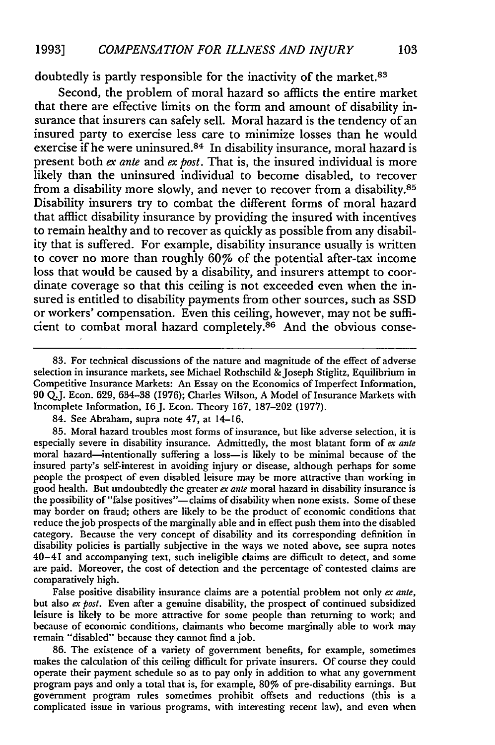doubtedly is partly responsible for the inactivity of the market.[83]

Second, the problem of moral hazard so afflicts the entire market that there are effective limits on the form and amount of disability insurance that insurers can safely sell. Moral hazard is the tendency of an insured party to exercise less care to minimize losses than he would exercise if he were uninsured.[84] In disability insurance, moral hazard is present both *ex ante* and *ex post*. That is, the insured individual is more likely than the uninsured individual to become disabled, to recover from a disability more slowly, and never to recover from a disability.[85] Disability insurers try to combat the different forms of moral hazard that afflict disability insurance by providing the insured with incentives to remain healthy and to recover as quickly as possible from any disability that is suffered. For example, disability insurance usually is written to cover no more than roughly 60% of the potential after-tax income loss that would be caused by a disability, and insurers attempt to coordinate coverage so that this ceiling is not exceeded even when the insured is entitled to disability payments from other sources, such as SSD or workers' compensation. Even this ceiling, however, may not be sufficient to combat moral hazard completely.[86] And the obvious conse-

---

83. For technical discussions of the nature and magnitude of the effect of adverse selection in insurance markets, see Michael Rothschild & Joseph Stiglitz, Equilibrium in Competitive Insurance Markets: An Essay on the Economics of Imperfect Information, 90 Q.J. Econ. 629, 634–38 (1976); Charles Wilson, A Model of Insurance Markets with Incomplete Information, 16 J. Econ. Theory 167, 187–202 (1977).

84. See Abraham, supra note 47, at 14–16.

85. Moral hazard troubles most forms of insurance, but like adverse selection, it is especially severe in disability insurance. Admittedly, the most blatant form of *ex ante* moral hazard—intentionally suffering a loss—is likely to be minimal because of the insured party's self-interest in avoiding injury or disease, although perhaps for some people the prospect of even disabled leisure may be more attractive than working in good health. But undoubtedly the greater *ex ante* moral hazard in disability insurance is the possibility of "false positives"—claims of disability when none exists. Some of these may border on fraud; others are likely to be the product of economic conditions that reduce the job prospects of the marginally able and in effect push them into the disabled category. Because the very concept of disability and its corresponding definition in disability policies is partially subjective in the ways we noted above, see supra notes 40–41 and accompanying text, such ineligible claims are difficult to detect, and some are paid. Moreover, the cost of detection and the percentage of contested claims are comparatively high.

False positive disability insurance claims are a potential problem not only *ex ante*, but also *ex post*. Even after a genuine disability, the prospect of continued subsidized leisure is likely to be more attractive for some people than returning to work; and because of economic conditions, claimants who become marginally able to work may remain "disabled" because they cannot find a job.

86. The existence of a variety of government benefits, for example, sometimes makes the calculation of this ceiling difficult for private insurers. Of course they could operate their payment schedule so as to pay only in addition to what any government program pays and only a total that is, for example, 80% of pre-disability earnings. But government program rules sometimes prohibit offsets and reductions (this is a complicated issue in various programs, with interesting recent law), and even when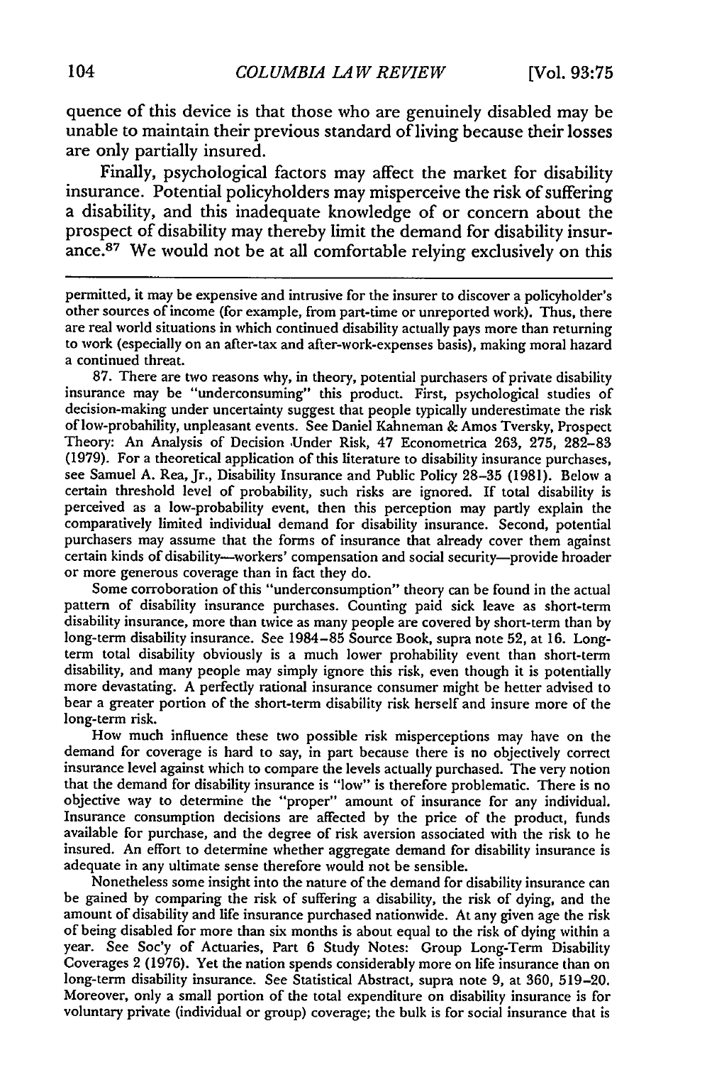quence of this device is that those who are genuinely disabled may be unable to maintain their previous standard of living because their losses are only partially insured.

Finally, psychological factors may affect the market for disability insurance. Potential policyholders may misperceive the risk of suffering a disability, and this inadequate knowledge of or concern about the prospect of disability may thereby limit the demand for disability insurance.[87] We would not be at all comfortable relying exclusively on this

---

permitted, it may be expensive and intrusive for the insurer to discover a policyholder's other sources of income (for example, from part-time or unreported work). Thus, there are real world situations in which continued disability actually pays more than returning to work (especially on an after-tax and after-work-expenses basis), making moral hazard a continued threat.

87. There are two reasons why, in theory, potential purchasers of private disability insurance may be "underconsuming" this product. First, psychological studies of decision-making under uncertainty suggest that people typically underestimate the risk of low-probability, unpleasant events. See Daniel Kahneman & Amos Tversky, Prospect Theory: An Analysis of Decision Under Risk, 47 Econometrica 263, 275, 282–83 (1979). For a theoretical application of this literature to disability insurance purchases, see Samuel A. Rea, Jr., Disability Insurance and Public Policy 28–35 (1981). Below a certain threshold level of probability, such risks are ignored. If total disability is perceived as a low-probability event, then this perception may partly explain the comparatively limited individual demand for disability insurance. Second, potential purchasers may assume that the forms of insurance that already cover them against certain kinds of disability—workers' compensation and social security—provide broader or more generous coverage than in fact they do.

Some corroboration of this "underconsumption" theory can be found in the actual pattern of disability insurance purchases. Counting paid sick leave as short-term disability insurance, more than twice as many people are covered by short-term than by long-term disability insurance. See 1984–85 Source Book, supra note 52, at 16. Long-term total disability obviously is a much lower probability event than short-term disability, and many people may simply ignore this risk, even though it is potentially more devastating. A perfectly rational insurance consumer might be better advised to bear a greater portion of the short-term disability risk herself and insure more of the long-term risk.

How much influence these two possible risk misperceptions may have on the demand for coverage is hard to say, in part because there is no objectively correct insurance level against which to compare the levels actually purchased. The very notion that the demand for disability insurance is "low" is therefore problematic. There is no objective way to determine the "proper" amount of insurance for any individual. Insurance consumption decisions are affected by the price of the product, funds available for purchase, and the degree of risk aversion associated with the risk to be insured. An effort to determine whether aggregate demand for disability insurance is adequate in any ultimate sense therefore would not be sensible.

Nonetheless some insight into the nature of the demand for disability insurance can be gained by comparing the risk of suffering a disability, the risk of dying, and the amount of disability and life insurance purchased nationwide. At any given age the risk of being disabled for more than six months is about equal to the risk of dying within a year. See Soc'y of Actuaries, Part 6 Study Notes: Group Long-Term Disability Coverages 2 (1976). Yet the nation spends considerably more on life insurance than on long-term disability insurance. See Statistical Abstract, supra note 9, at 360, 519–20. Moreover, only a small portion of the total expenditure on disability insurance is for voluntary private (individual or group) coverage; the bulk is for social insurance that is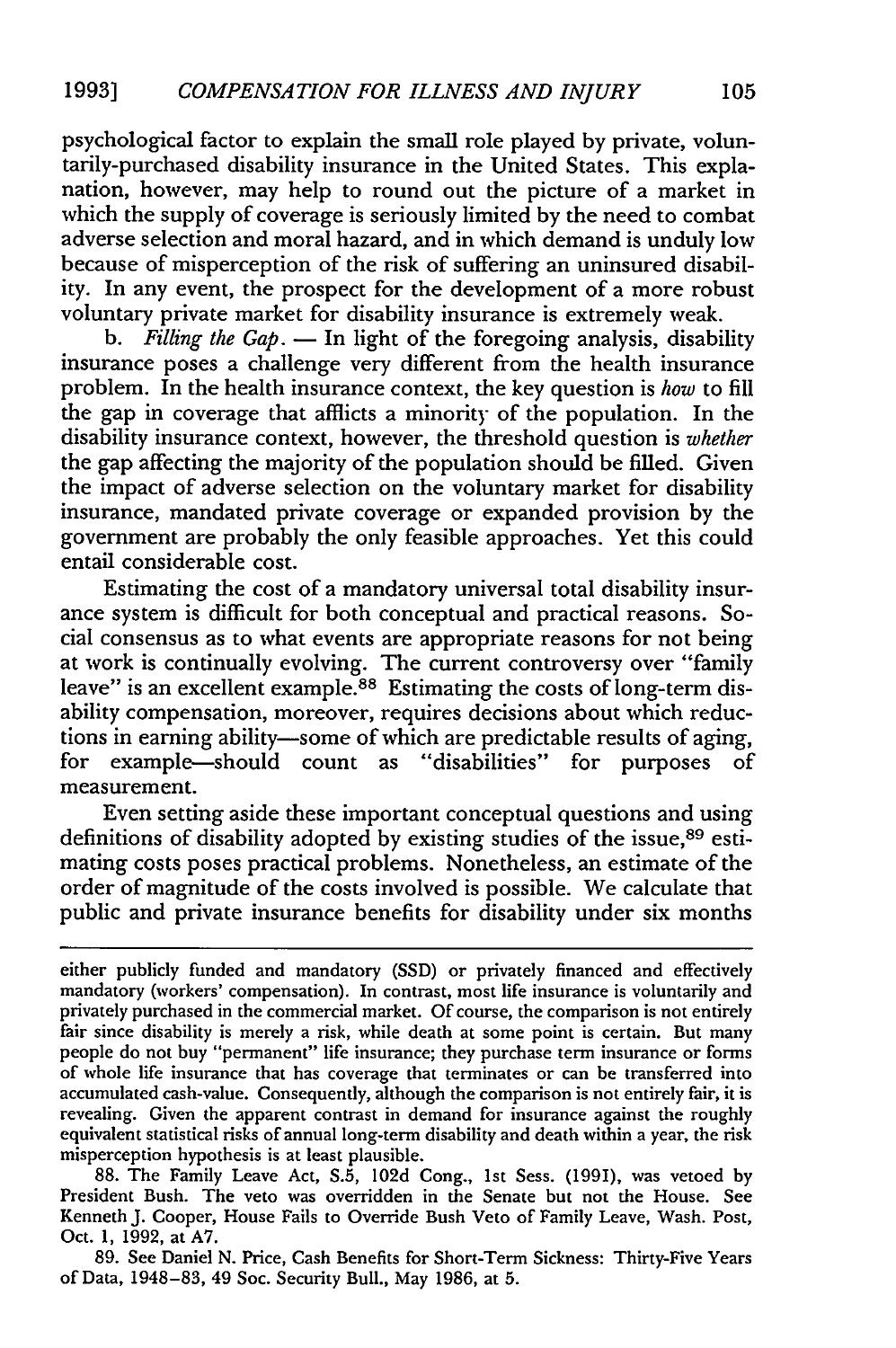psychological factor to explain the small role played by private, voluntarily-purchased disability insurance in the United States. This explanation, however, may help to round out the picture of a market in which the supply of coverage is seriously limited by the need to combat adverse selection and moral hazard, and in which demand is unduly low because of misperception of the risk of suffering an uninsured disability. In any event, the prospect for the development of a more robust voluntary private market for disability insurance is extremely weak.

b. *Filling the Gap.* — In light of the foregoing analysis, disability insurance poses a challenge very different from the health insurance problem. In the health insurance context, the key question is *how* to fill the gap in coverage that afflicts a minority of the population. In the disability insurance context, however, the threshold question is *whether* the gap affecting the majority of the population should be filled. Given the impact of adverse selection on the voluntary market for disability insurance, mandated private coverage or expanded provision by the government are probably the only feasible approaches. Yet this could entail considerable cost.

Estimating the cost of a mandatory universal total disability insurance system is difficult for both conceptual and practical reasons. Social consensus as to what events are appropriate reasons for not being at work is continually evolving. The current controversy over "family leave" is an excellent example.[88] Estimating the costs of long-term disability compensation, moreover, requires decisions about which reductions in earning ability—some of which are predictable results of aging, for example—should count as "disabilities" for purposes of measurement.

Even setting aside these important conceptual questions and using definitions of disability adopted by existing studies of the issue,[89] estimating costs poses practical problems. Nonetheless, an estimate of the order of magnitude of the costs involved is possible. We calculate that public and private insurance benefits for disability under six months

---

either publicly funded and mandatory (SSD) or privately financed and effectively mandatory (workers' compensation). In contrast, most life insurance is voluntarily and privately purchased in the commercial market. Of course, the comparison is not entirely fair since disability is merely a risk, while death at some point is certain. But many people do not buy "permanent" life insurance; they purchase term insurance or forms of whole life insurance that has coverage that terminates or can be transferred into accumulated cash-value. Consequently, although the comparison is not entirely fair, it is revealing. Given the apparent contrast in demand for insurance against the roughly equivalent statistical risks of annual long-term disability and death within a year, the risk misperception hypothesis is at least plausible.

88. The Family Leave Act, S.5, 102d Cong., 1st Sess. (1991), was vetoed by President Bush. The veto was overridden in the Senate but not the House. See Kenneth J. Cooper, House Fails to Override Bush Veto of Family Leave, Wash. Post, Oct. 1, 1992, at A7.

89. See Daniel N. Price, Cash Benefits for Short-Term Sickness: Thirty-Five Years of Data, 1948–83, 49 Soc. Security Bull., May 1986, at 5.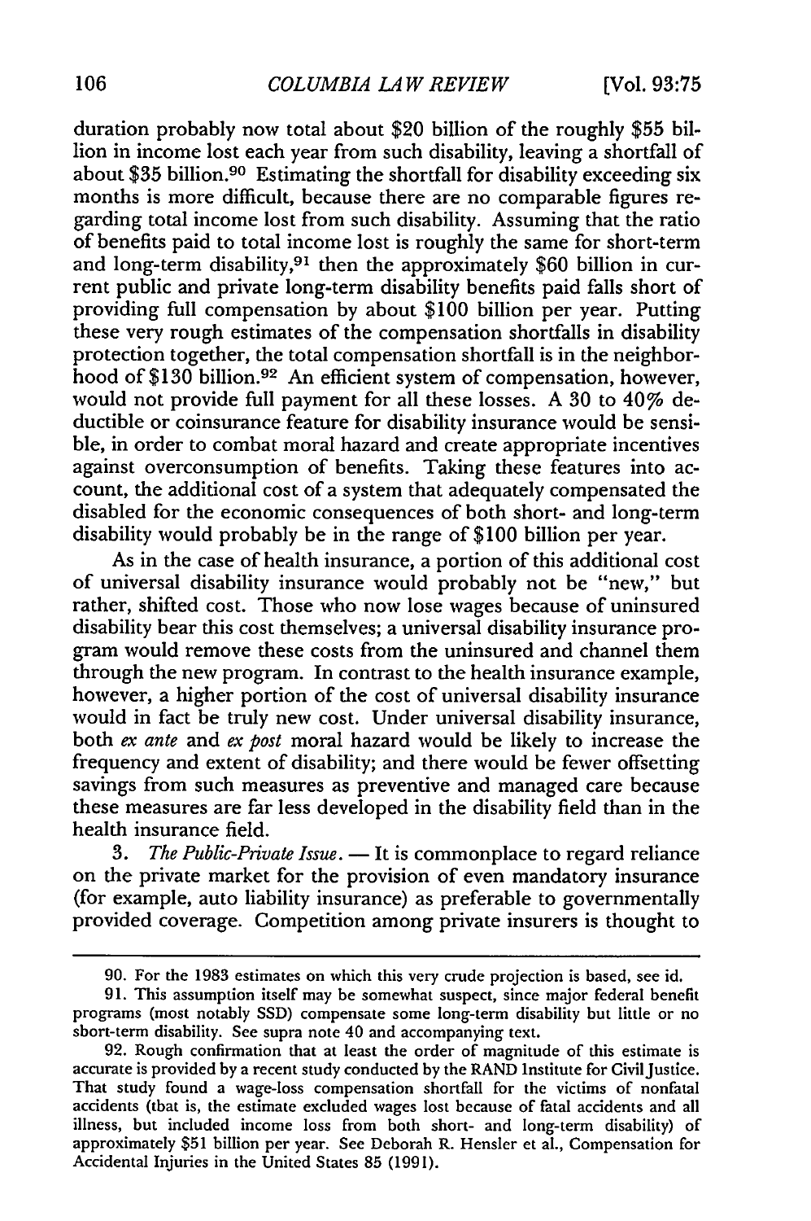duration probably now total about $20 billion of the roughly $55 billion in income lost each year from such disability, leaving a shortfall of about $35 billion.[90] Estimating the shortfall for disability exceeding six months is more difficult, because there are no comparable figures regarding total income lost from such disability. Assuming that the ratio of benefits paid to total income lost is roughly the same for short-term and long-term disability,[91] then the approximately $60 billion in current public and private long-term disability benefits paid falls short of providing full compensation by about $100 billion per year. Putting these very rough estimates of the compensation shortfalls in disability protection together, the total compensation shortfall is in the neighborhood of $130 billion.[92] An efficient system of compensation, however, would not provide full payment for all these losses. A 30 to 40% deductible or coinsurance feature for disability insurance would be sensible, in order to combat moral hazard and create appropriate incentives against overconsumption of benefits. Taking these features into account, the additional cost of a system that adequately compensated the disabled for the economic consequences of both short- and long-term disability would probably be in the range of $100 billion per year.

As in the case of health insurance, a portion of this additional cost of universal disability insurance would probably not be "new," but rather, shifted cost. Those who now lose wages because of uninsured disability bear this cost themselves; a universal disability insurance program would remove these costs from the uninsured and channel them through the new program. In contrast to the health insurance example, however, a higher portion of the cost of universal disability insurance would in fact be truly new cost. Under universal disability insurance, both *ex ante* and *ex post* moral hazard would be likely to increase the frequency and extent of disability; and there would be fewer offsetting savings from such measures as preventive and managed care because these measures are far less developed in the disability field than in the health insurance field.

3. *The Public-Private Issue.* — It is commonplace to regard reliance on the private market for the provision of even mandatory insurance (for example, auto liability insurance) as preferable to governmentally provided coverage. Competition among private insurers is thought to

---

90. For the 1983 estimates on which this very crude projection is based, see id.

91. This assumption itself may be somewhat suspect, since major federal benefit programs (most notably SSD) compensate some long-term disability but little or no short-term disability. See supra note 40 and accompanying text.

92. Rough confirmation that at least the order of magnitude of this estimate is accurate is provided by a recent study conducted by the RAND Institute for Civil Justice. That study found a wage-loss compensation shortfall for the victims of nonfatal accidents (that is, the estimate excluded wages lost because of fatal accidents and all illness, but included income loss from both short- and long-term disability) of approximately $51 billion per year. See Deborah R. Hensler et al., Compensation for Accidental Injuries in the United States 85 (1991).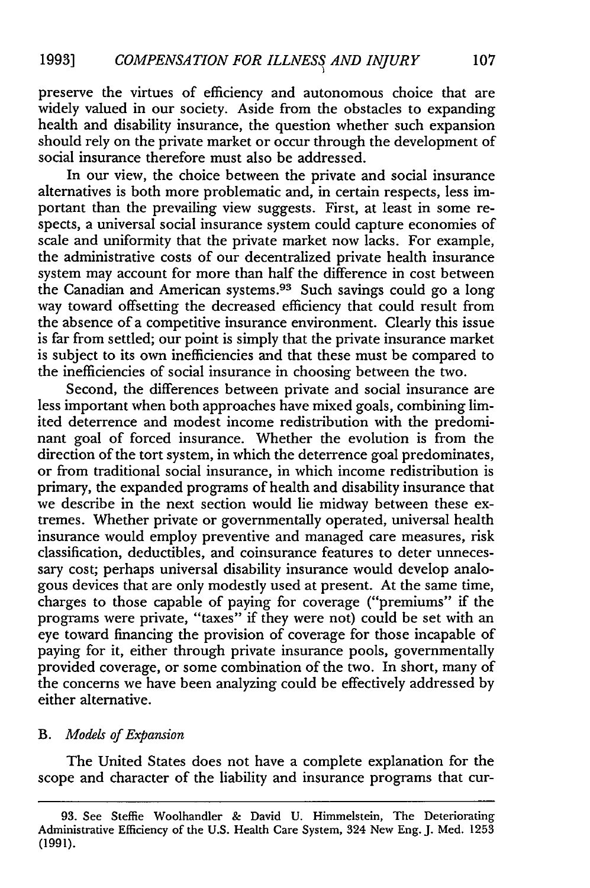preserve the virtues of efficiency and autonomous choice that are widely valued in our society. Aside from the obstacles to expanding health and disability insurance, the question whether such expansion should rely on the private market or occur through the development of social insurance therefore must also be addressed.

In our view, the choice between the private and social insurance alternatives is both more problematic and, in certain respects, less important than the prevailing view suggests. First, at least in some respects, a universal social insurance system could capture economies of scale and uniformity that the private market now lacks. For example, the administrative costs of our decentralized private health insurance system may account for more than half the difference in cost between the Canadian and American systems.[93] Such savings could go a long way toward offsetting the decreased efficiency that could result from the absence of a competitive insurance environment. Clearly this issue is far from settled; our point is simply that the private insurance market is subject to its own inefficiencies and that these must be compared to the inefficiencies of social insurance in choosing between the two.

Second, the differences between private and social insurance are less important when both approaches have mixed goals, combining limited deterrence and modest income redistribution with the predominant goal of forced insurance. Whether the evolution is from the direction of the tort system, in which the deterrence goal predominates, or from traditional social insurance, in which income redistribution is primary, the expanded programs of health and disability insurance that we describe in the next section would lie midway between these extremes. Whether private or governmentally operated, universal health insurance would employ preventive and managed care measures, risk classification, deductibles, and coinsurance features to deter unnecessary cost; perhaps universal disability insurance would develop analogous devices that are only modestly used at present. At the same time, charges to those capable of paying for coverage ("premiums" if the programs were private, "taxes" if they were not) could be set with an eye toward financing the provision of coverage for those incapable of paying for it, either through private insurance pools, governmentally provided coverage, or some combination of the two. In short, many of the concerns we have been analyzing could be effectively addressed by either alternative.

### B. *Models of Expansion*

The United States does not have a complete explanation for the scope and character of the liability and insurance programs that cur-

---

93. See Steffie Woolhandler & David U. Himmelstein, The Deteriorating Administrative Efficiency of the U.S. Health Care System, 324 New Eng. J. Med. 1253 (1991).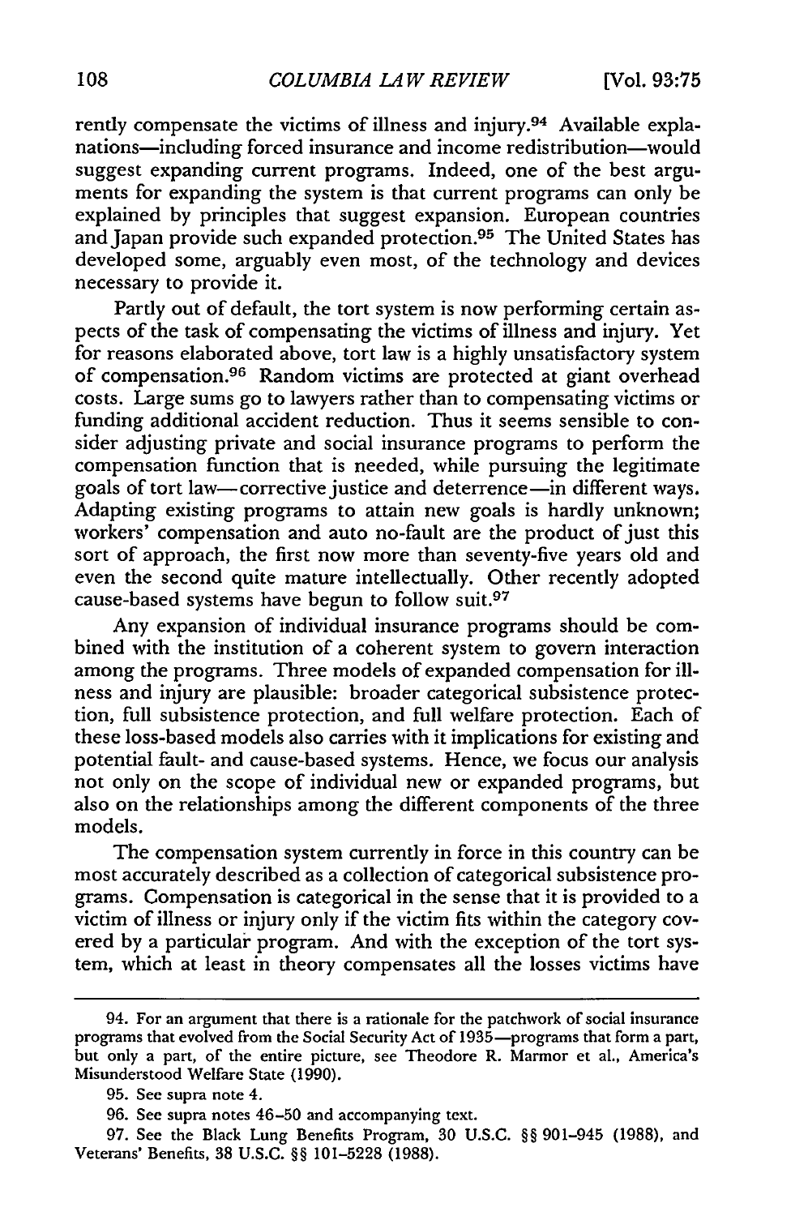rently compensate the victims of illness and injury.[94] Available explanations—including forced insurance and income redistribution—would suggest expanding current programs. Indeed, one of the best arguments for expanding the system is that current programs can only be explained by principles that suggest expansion. European countries and Japan provide such expanded protection.[95] The United States has developed some, arguably even most, of the technology and devices necessary to provide it.

Partly out of default, the tort system is now performing certain aspects of the task of compensating the victims of illness and injury. Yet for reasons elaborated above, tort law is a highly unsatisfactory system of compensation.[96] Random victims are protected at giant overhead costs. Large sums go to lawyers rather than to compensating victims or funding additional accident reduction. Thus it seems sensible to consider adjusting private and social insurance programs to perform the compensation function that is needed, while pursuing the legitimate goals of tort law—corrective justice and deterrence—in different ways. Adapting existing programs to attain new goals is hardly unknown; workers' compensation and auto no-fault are the product of just this sort of approach, the first now more than seventy-five years old and even the second quite mature intellectually. Other recently adopted cause-based systems have begun to follow suit.[97]

Any expansion of individual insurance programs should be combined with the institution of a coherent system to govern interaction among the programs. Three models of expanded compensation for illness and injury are plausible: broader categorical subsistence protection, full subsistence protection, and full welfare protection. Each of these loss-based models also carries with it implications for existing and potential fault- and cause-based systems. Hence, we focus our analysis not only on the scope of individual new or expanded programs, but also on the relationships among the different components of the three models.

The compensation system currently in force in this country can be most accurately described as a collection of categorical subsistence programs. Compensation is categorical in the sense that it is provided to a victim of illness or injury only if the victim fits within the category covered by a particular program. And with the exception of the tort system, which at least in theory compensates all the losses victims have

---

94. For an argument that there is a rationale for the patchwork of social insurance programs that evolved from the Social Security Act of 1935—programs that form a part, but only a part, of the entire picture, see Theodore R. Marmor et al., America's Misunderstood Welfare State (1990).

95. See supra note 4.

96. See supra notes 46–50 and accompanying text.

97. See the Black Lung Benefits Program, 30 U.S.C. §§ 901–945 (1988), and Veterans' Benefits, 38 U.S.C. §§ 101–5228 (1988).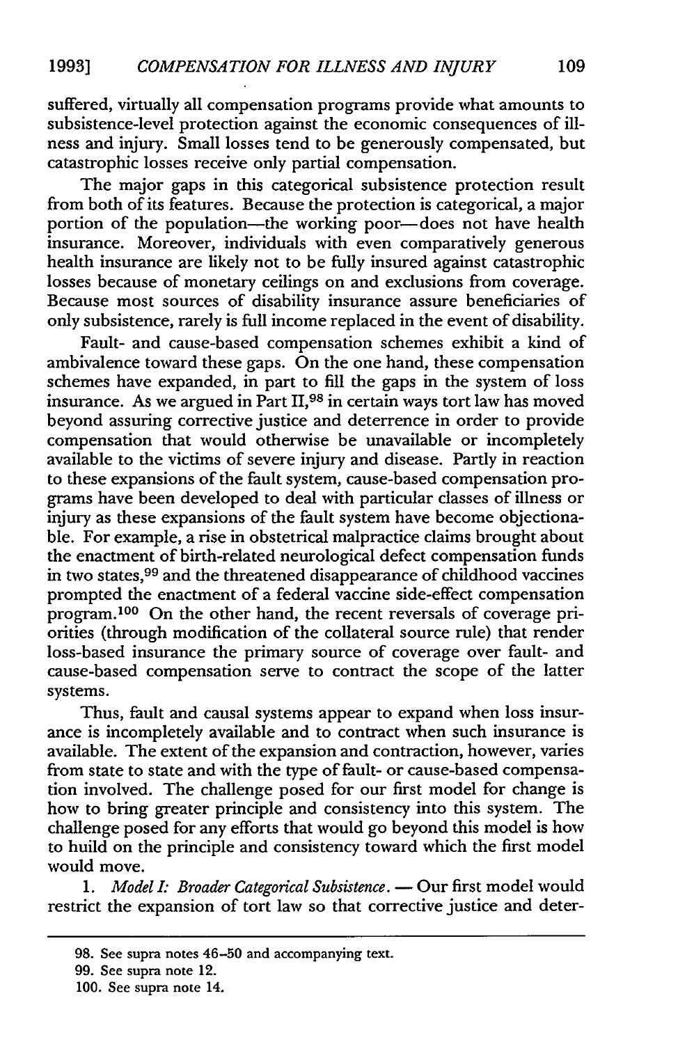suffered, virtually all compensation programs provide what amounts to subsistence-level protection against the economic consequences of illness and injury. Small losses tend to be generously compensated, but catastrophic losses receive only partial compensation.

The major gaps in this categorical subsistence protection result from both of its features. Because the protection is categorical, a major portion of the population—the working poor—does not have health insurance. Moreover, individuals with even comparatively generous health insurance are likely not to be fully insured against catastrophic losses because of monetary ceilings on and exclusions from coverage. Because most sources of disability insurance assure beneficiaries of only subsistence, rarely is full income replaced in the event of disability.

Fault- and cause-based compensation schemes exhibit a kind of ambivalence toward these gaps. On the one hand, these compensation schemes have expanded, in part to fill the gaps in the system of loss insurance. As we argued in Part II,[98] in certain ways tort law has moved beyond assuring corrective justice and deterrence in order to provide compensation that would otherwise be unavailable or incompletely available to the victims of severe injury and disease. Partly in reaction to these expansions of the fault system, cause-based compensation programs have been developed to deal with particular classes of illness or injury as these expansions of the fault system have become objectionable. For example, a rise in obstetrical malpractice claims brought about the enactment of birth-related neurological defect compensation funds in two states,[99] and the threatened disappearance of childhood vaccines prompted the enactment of a federal vaccine side-effect compensation program.[100] On the other hand, the recent reversals of coverage priorities (through modification of the collateral source rule) that render loss-based insurance the primary source of coverage over fault- and cause-based compensation serve to contract the scope of the latter systems.

Thus, fault and causal systems appear to expand when loss insurance is incompletely available and to contract when such insurance is available. The extent of the expansion and contraction, however, varies from state to state and with the type of fault- or cause-based compensation involved. The challenge posed for our first model for change is how to bring greater principle and consistency into this system. The challenge posed for any efforts that would go beyond this model is how to build on the principle and consistency toward which the first model would move.

1. *Model I: Broader Categorical Subsistence.* — Our first model would restrict the expansion of tort law so that corrective justice and deter-

---

98. See supra notes 46–50 and accompanying text.

99. See supra note 12.

100. See supra note 14.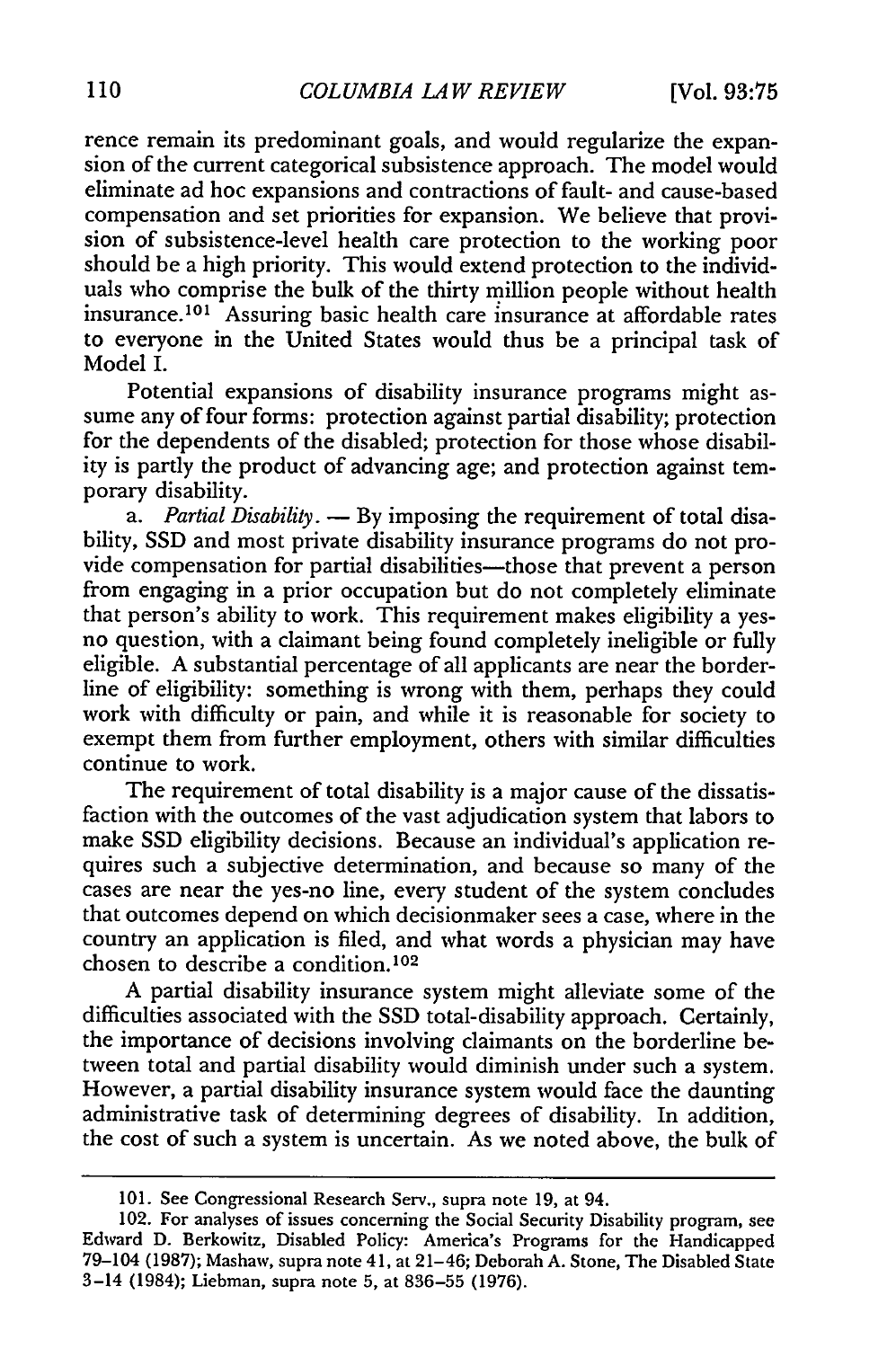rence remain its predominant goals, and would regularize the expansion of the current categorical subsistence approach. The model would eliminate ad hoc expansions and contractions of fault- and cause-based compensation and set priorities for expansion. We believe that provision of subsistence-level health care protection to the working poor should be a high priority. This would extend protection to the individuals who comprise the bulk of the thirty million people without health insurance.[101] Assuring basic health care insurance at affordable rates to everyone in the United States would thus be a principal task of Model I.

Potential expansions of disability insurance programs might assume any of four forms: protection against partial disability; protection for the dependents of the disabled; protection for those whose disability is partly the product of advancing age; and protection against temporary disability.

a. *Partial Disability*. — By imposing the requirement of total disability, SSD and most private disability insurance programs do not provide compensation for partial disabilities—those that prevent a person from engaging in a prior occupation but do not completely eliminate that person's ability to work. This requirement makes eligibility a yes-no question, with a claimant being found completely ineligible or fully eligible. A substantial percentage of all applicants are near the borderline of eligibility: something is wrong with them, perhaps they could work with difficulty or pain, and while it is reasonable for society to exempt them from further employment, others with similar difficulties continue to work.

The requirement of total disability is a major cause of the dissatisfaction with the outcomes of the vast adjudication system that labors to make SSD eligibility decisions. Because an individual's application requires such a subjective determination, and because so many of the cases are near the yes-no line, every student of the system concludes that outcomes depend on which decisionmaker sees a case, where in the country an application is filed, and what words a physician may have chosen to describe a condition.[102]

A partial disability insurance system might alleviate some of the difficulties associated with the SSD total-disability approach. Certainly, the importance of decisions involving claimants on the borderline between total and partial disability would diminish under such a system. However, a partial disability insurance system would face the daunting administrative task of determining degrees of disability. In addition, the cost of such a system is uncertain. As we noted above, the bulk of

---

101. See Congressional Research Serv., supra note 19, at 94.

102. For analyses of issues concerning the Social Security Disability program, see Edward D. Berkowitz, Disabled Policy: America's Programs for the Handicapped 79–104 (1987); Mashaw, supra note 41, at 21–46; Deborah A. Stone, The Disabled State 3–14 (1984); Liebman, supra note 5, at 836–55 (1976).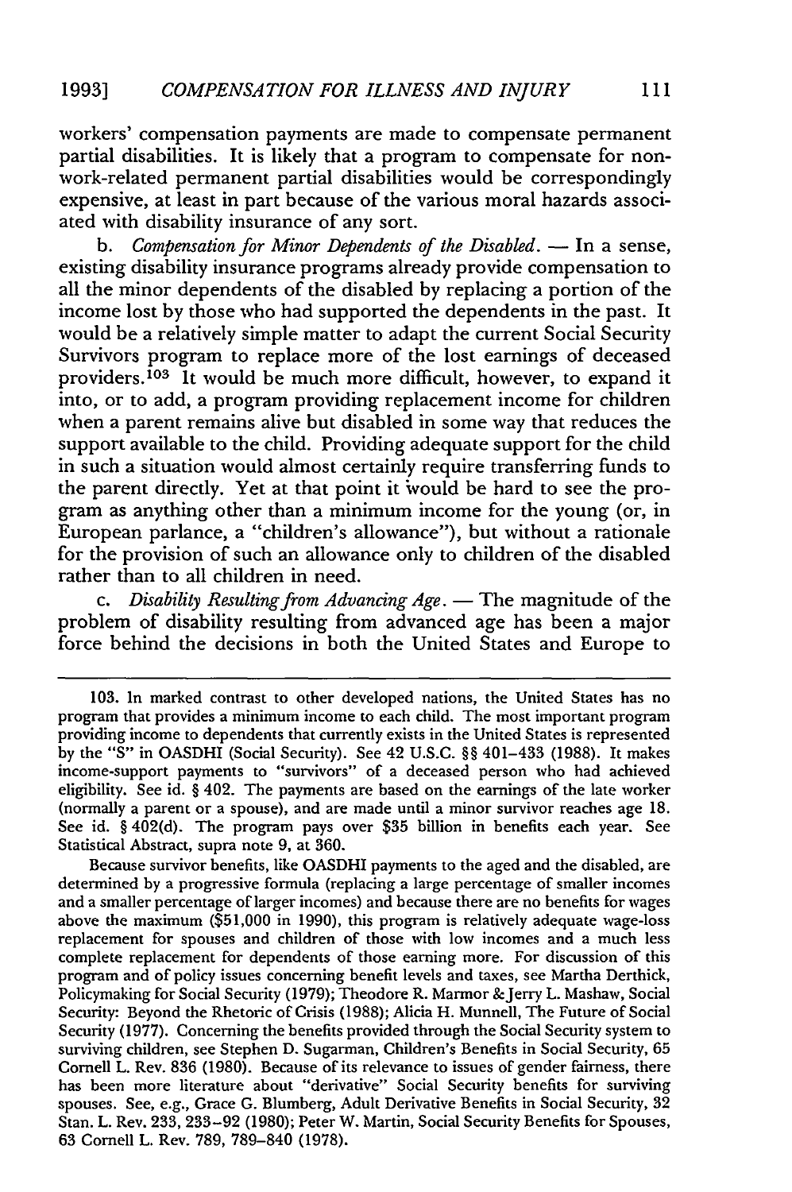workers' compensation payments are made to compensate permanent partial disabilities. It is likely that a program to compensate for non-work-related permanent partial disabilities would be correspondingly expensive, at least in part because of the various moral hazards associated with disability insurance of any sort.

b. *Compensation for Minor Dependents of the Disabled.* — In a sense, existing disability insurance programs already provide compensation to all the minor dependents of the disabled by replacing a portion of the income lost by those who had supported the dependents in the past. It would be a relatively simple matter to adapt the current Social Security Survivors program to replace more of the lost earnings of deceased providers.[103] It would be much more difficult, however, to expand it into, or to add, a program providing replacement income for children when a parent remains alive but disabled in some way that reduces the support available to the child. Providing adequate support for the child in such a situation would almost certainly require transferring funds to the parent directly. Yet at that point it would be hard to see the program as anything other than a minimum income for the young (or, in European parlance, a "children's allowance"), but without a rationale for the provision of such an allowance only to children of the disabled rather than to all children in need.

c. *Disability Resulting from Advancing Age.* — The magnitude of the problem of disability resulting from advanced age has been a major force behind the decisions in both the United States and Europe to

---

103. In marked contrast to other developed nations, the United States has no program that provides a minimum income to each child. The most important program providing income to dependents that currently exists in the United States is represented by the "S" in OASDHI (Social Security). See 42 U.S.C. §§ 401–433 (1988). It makes income-support payments to "survivors" of a deceased person who had achieved eligibility. See id. § 402. The payments are based on the earnings of the late worker (normally a parent or a spouse), and are made until a minor survivor reaches age 18. See id. § 402(d). The program pays over $35 billion in benefits each year. See Statistical Abstract, supra note 9, at 360.

Because survivor benefits, like OASDHI payments to the aged and the disabled, are determined by a progressive formula (replacing a large percentage of smaller incomes and a smaller percentage of larger incomes) and because there are no benefits for wages above the maximum ($51,000 in 1990), this program is relatively adequate wage-loss replacement for spouses and children of those with low incomes and a much less complete replacement for dependents of those earning more. For discussion of this program and of policy issues concerning benefit levels and taxes, see Martha Derthick, Policymaking for Social Security (1979); Theodore R. Marmor & Jerry L. Mashaw, Social Security: Beyond the Rhetoric of Crisis (1988); Alicia H. Munnell, The Future of Social Security (1977). Concerning the benefits provided through the Social Security system to surviving children, see Stephen D. Sugarman, Children's Benefits in Social Security, 65 Cornell L. Rev. 836 (1980). Because of its relevance to issues of gender fairness, there has been more literature about "derivative" Social Security benefits for surviving spouses. See, e.g., Grace G. Blumberg, Adult Derivative Benefits in Social Security, 32 Stan. L. Rev. 233, 233–92 (1980); Peter W. Martin, Social Security Benefits for Spouses, 63 Cornell L. Rev. 789, 789–840 (1978).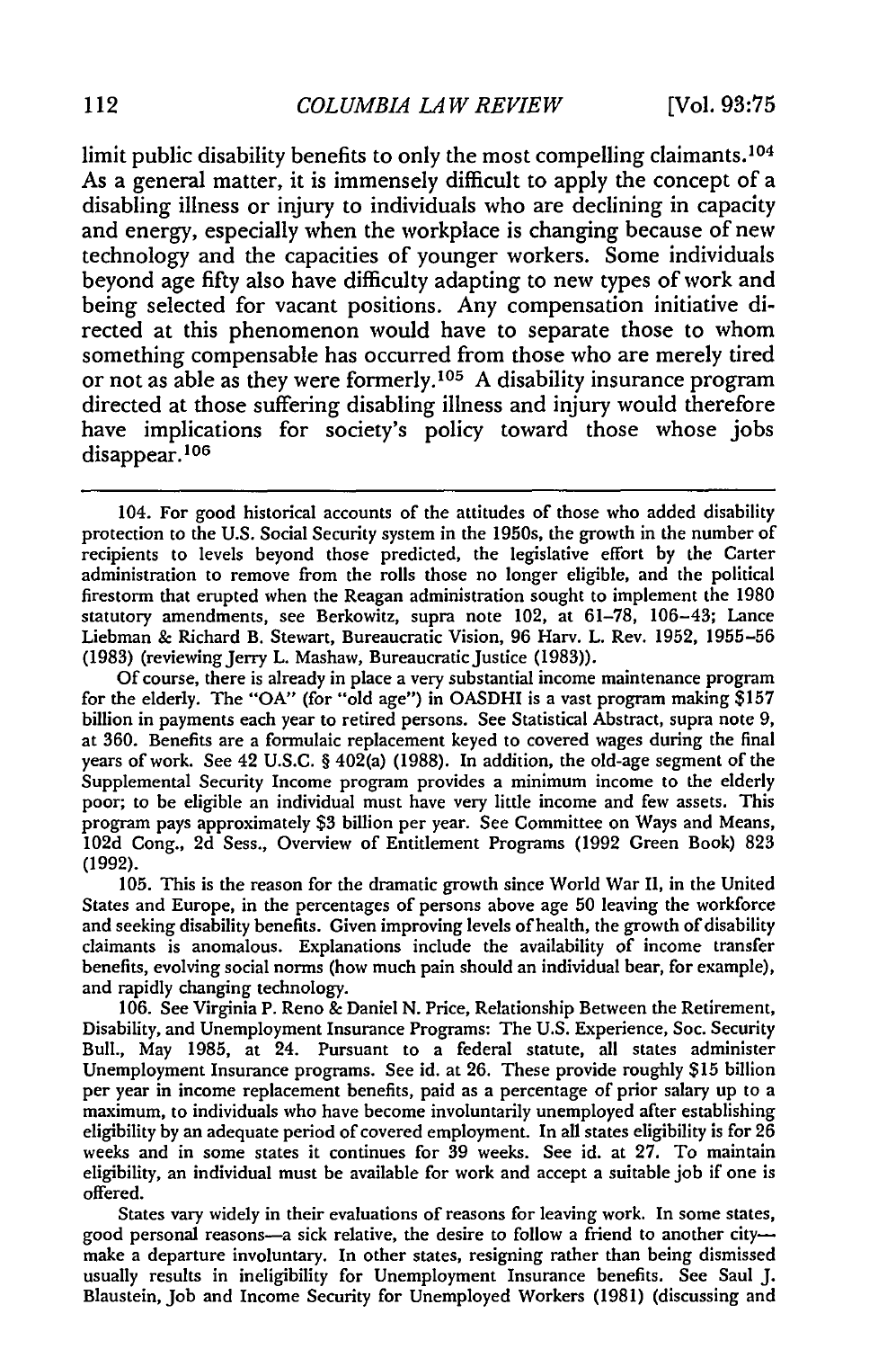limit public disability benefits to only the most compelling claimants.[104] As a general matter, it is immensely difficult to apply the concept of a disabling illness or injury to individuals who are declining in capacity and energy, especially when the workplace is changing because of new technology and the capacities of younger workers. Some individuals beyond age fifty also have difficulty adapting to new types of work and being selected for vacant positions. Any compensation initiative directed at this phenomenon would have to separate those to whom something compensable has occurred from those who are merely tired or not as able as they were formerly.[105] A disability insurance program directed at those suffering disabling illness and injury would therefore have implications for society's policy toward those whose jobs disappear.[106]

---

104. For good historical accounts of the attitudes of those who added disability protection to the U.S. Social Security system in the 1950s, the growth in the number of recipients to levels beyond those predicted, the legislative effort by the Carter administration to remove from the rolls those no longer eligible, and the political firestorm that erupted when the Reagan administration sought to implement the 1980 statutory amendments, see Berkowitz, supra note 102, at 61–78, 106–43; Lance Liebman & Richard B. Stewart, Bureaucratic Vision, 96 Harv. L. Rev. 1952, 1955–56 (1983) (reviewing Jerry L. Mashaw, Bureaucratic Justice (1983)).

Of course, there is already in place a very substantial income maintenance program for the elderly. The "OA" (for "old age") in OASDHI is a vast program making $157 billion in payments each year to retired persons. See Statistical Abstract, supra note 9, at 360. Benefits are a formulaic replacement keyed to covered wages during the final years of work. See 42 U.S.C. § 402(a) (1988). In addition, the old-age segment of the Supplemental Security Income program provides a minimum income to the elderly poor; to be eligible an individual must have very little income and few assets. This program pays approximately $3 billion per year. See Committee on Ways and Means, 102d Cong., 2d Sess., Overview of Entitlement Programs (1992 Green Book) 823 (1992).

105. This is the reason for the dramatic growth since World War II, in the United States and Europe, in the percentages of persons above age 50 leaving the workforce and seeking disability benefits. Given improving levels of health, the growth of disability claimants is anomalous. Explanations include the availability of income transfer benefits, evolving social norms (how much pain should an individual bear, for example), and rapidly changing technology.

106. See Virginia P. Reno & Daniel N. Price, Relationship Between the Retirement, Disability, and Unemployment Insurance Programs: The U.S. Experience, Soc. Security Bull., May 1985, at 24. Pursuant to a federal statute, all states administer Unemployment Insurance programs. See id. at 26. These provide roughly $15 billion per year in income replacement benefits, paid as a percentage of prior salary up to a maximum, to individuals who have become involuntarily unemployed after establishing eligibility by an adequate period of covered employment. In all states eligibility is for 26 weeks and in some states it continues for 39 weeks. See id. at 27. To maintain eligibility, an individual must be available for work and accept a suitable job if one is offered.

States vary widely in their evaluations of reasons for leaving work. In some states, good personal reasons—a sick relative, the desire to follow a friend to another city—make a departure involuntary. In other states, resigning rather than being dismissed usually results in ineligibility for Unemployment Insurance benefits. See Saul J. Blaustein, Job and Income Security for Unemployed Workers (1981) (discussing and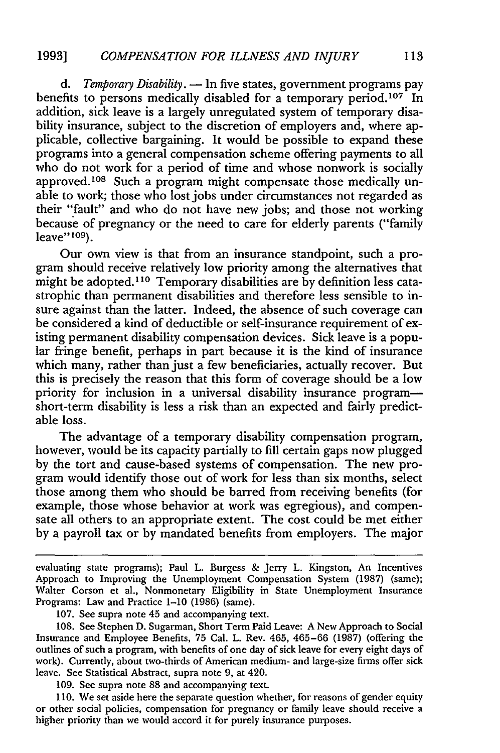d. *Temporary Disability*. — In five states, government programs pay benefits to persons medically disabled for a temporary period.[107] In addition, sick leave is a largely unregulated system of temporary disability insurance, subject to the discretion of employers and, where applicable, collective bargaining. It would be possible to expand these programs into a general compensation scheme offering payments to all who do not work for a period of time and whose nonwork is socially approved.[108] Such a program might compensate those medically unable to work; those who lost jobs under circumstances not regarded as their "fault" and who do not have new jobs; and those not working because of pregnancy or the need to care for elderly parents ("family leave"[109]).

Our own view is that from an insurance standpoint, such a program should receive relatively low priority among the alternatives that might be adopted.[110] Temporary disabilities are by definition less catastrophic than permanent disabilities and therefore less sensible to insure against than the latter. Indeed, the absence of such coverage can be considered a kind of deductible or self-insurance requirement of existing permanent disability compensation devices. Sick leave is a popular fringe benefit, perhaps in part because it is the kind of insurance which many, rather than just a few beneficiaries, actually recover. But this is precisely the reason that this form of coverage should be a low priority for inclusion in a universal disability insurance program—short-term disability is less a risk than an expected and fairly predictable loss.

The advantage of a temporary disability compensation program, however, would be its capacity partially to fill certain gaps now plugged by the tort and cause-based systems of compensation. The new program would identify those out of work for less than six months, select those among them who should be barred from receiving benefits (for example, those whose behavior at work was egregious), and compensate all others to an appropriate extent. The cost could be met either by a payroll tax or by mandated benefits from employers. The major

---

evaluating state programs); Paul L. Burgess & Jerry L. Kingston, An Incentives Approach to Improving the Unemployment Compensation System (1987) (same); Walter Corson et al., Nonmonetary Eligibility in State Unemployment Insurance Programs: Law and Practice 1–10 (1986) (same).

107. See supra note 45 and accompanying text.

108. See Stephen D. Sugarman, Short Term Paid Leave: A New Approach to Social Insurance and Employee Benefits, 75 Cal. L. Rev. 465, 465–66 (1987) (offering the outlines of such a program, with benefits of one day of sick leave for every eight days of work). Currently, about two-thirds of American medium- and large-size firms offer sick leave. See Statistical Abstract, supra note 9, at 420.

109. See supra note 88 and accompanying text.

110. We set aside here the separate question whether, for reasons of gender equity or other social policies, compensation for pregnancy or family leave should receive a higher priority than we would accord it for purely insurance purposes.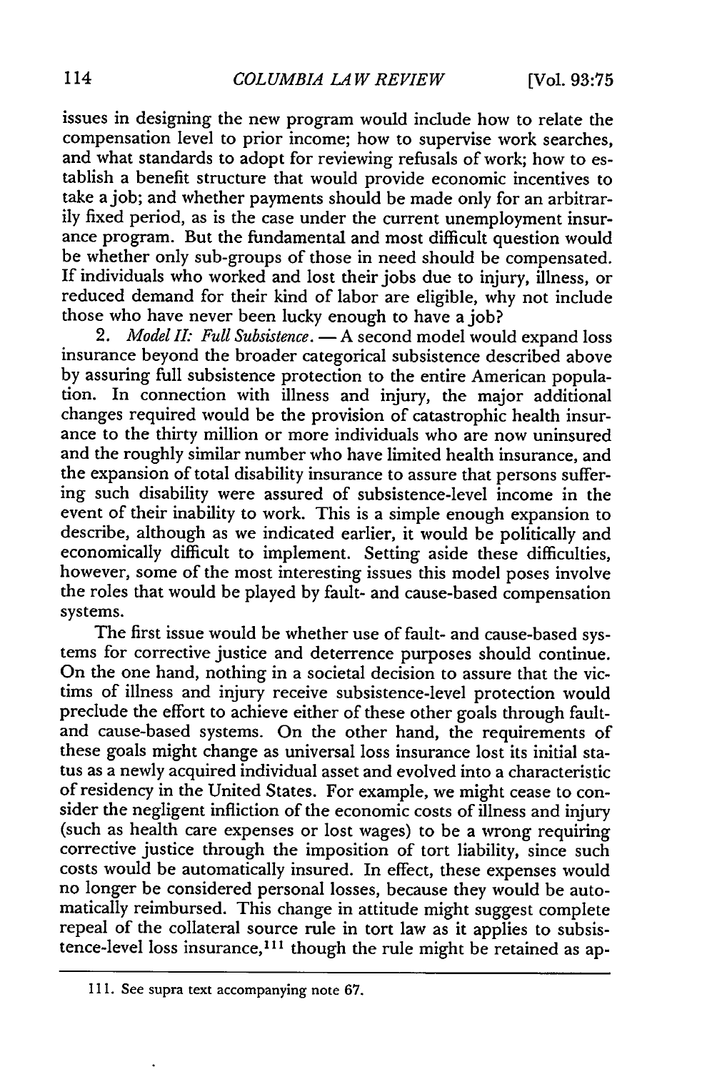issues in designing the new program would include how to relate the compensation level to prior income; how to supervise work searches, and what standards to adopt for reviewing refusals of work; how to establish a benefit structure that would provide economic incentives to take a job; and whether payments should be made only for an arbitrarily fixed period, as is the case under the current unemployment insurance program. But the fundamental and most difficult question would be whether only sub-groups of those in need should be compensated. If individuals who worked and lost their jobs due to injury, illness, or reduced demand for their kind of labor are eligible, why not include those who have never been lucky enough to have a job?

2. *Model II: Full Subsistence.* — A second model would expand loss insurance beyond the broader categorical subsistence described above by assuring full subsistence protection to the entire American population. In connection with illness and injury, the major additional changes required would be the provision of catastrophic health insurance to the thirty million or more individuals who are now uninsured and the roughly similar number who have limited health insurance, and the expansion of total disability insurance to assure that persons suffering such disability were assured of subsistence-level income in the event of their inability to work. This is a simple enough expansion to describe, although as we indicated earlier, it would be politically and economically difficult to implement. Setting aside these difficulties, however, some of the most interesting issues this model poses involve the roles that would be played by fault- and cause-based compensation systems.

The first issue would be whether use of fault- and cause-based systems for corrective justice and deterrence purposes should continue. On the one hand, nothing in a societal decision to assure that the victims of illness and injury receive subsistence-level protection would preclude the effort to achieve either of these other goals through fault- and cause-based systems. On the other hand, the requirements of these goals might change as universal loss insurance lost its initial status as a newly acquired individual asset and evolved into a characteristic of residency in the United States. For example, we might cease to consider the negligent infliction of the economic costs of illness and injury (such as health care expenses or lost wages) to be a wrong requiring corrective justice through the imposition of tort liability, since such costs would be automatically insured. In effect, these expenses would no longer be considered personal losses, because they would be automatically reimbursed. This change in attitude might suggest complete repeal of the collateral source rule in tort law as it applies to subsistence-level loss insurance,[111] though the rule might be retained as ap-

---

111. See supra text accompanying note 67.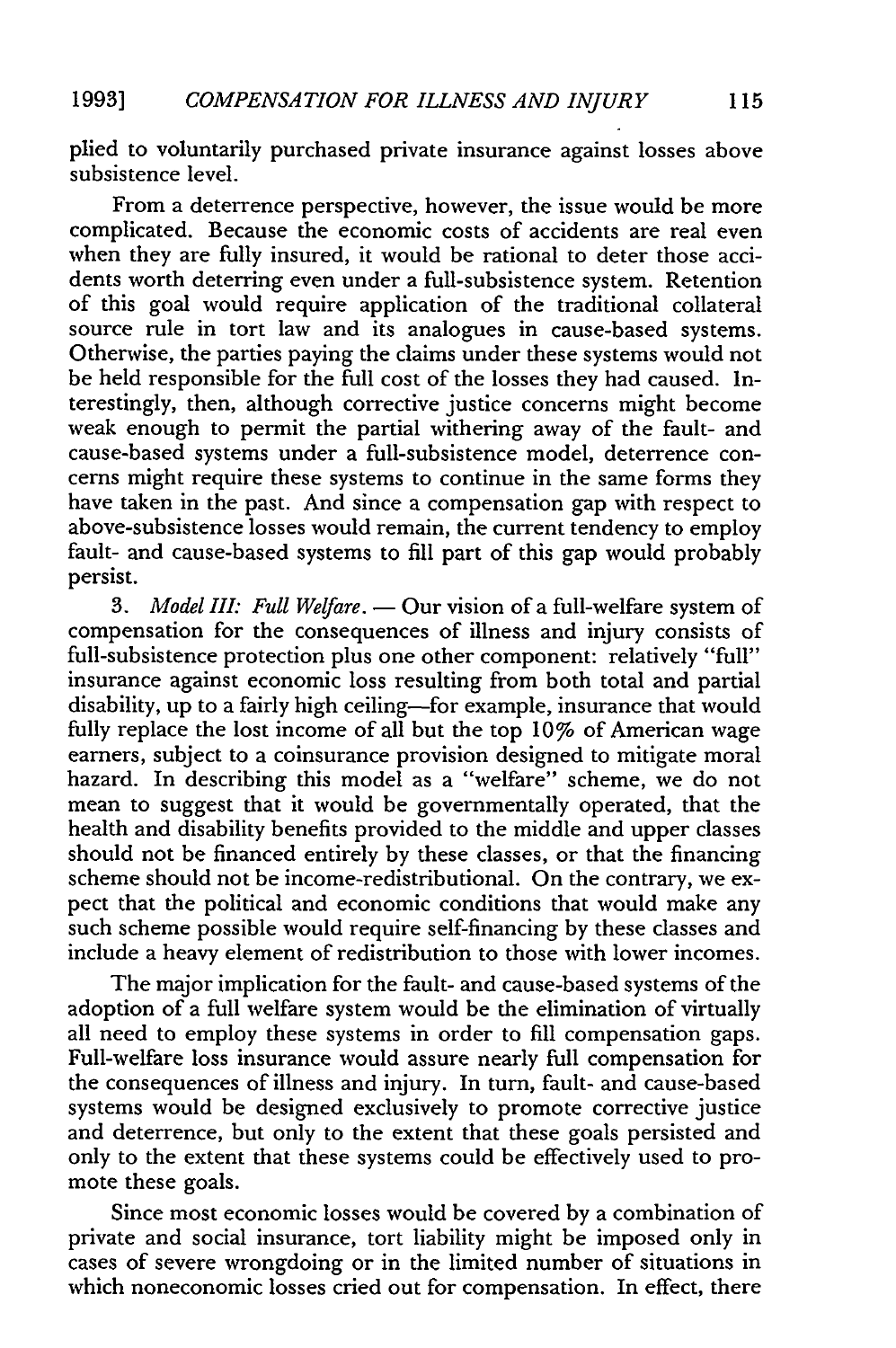plied to voluntarily purchased private insurance against losses above subsistence level.

From a deterrence perspective, however, the issue would be more complicated. Because the economic costs of accidents are real even when they are fully insured, it would be rational to deter those accidents worth deterring even under a full-subsistence system. Retention of this goal would require application of the traditional collateral source rule in tort law and its analogues in cause-based systems. Otherwise, the parties paying the claims under these systems would not be held responsible for the full cost of the losses they had caused. Interestingly, then, although corrective justice concerns might become weak enough to permit the partial withering away of the fault- and cause-based systems under a full-subsistence model, deterrence concerns might require these systems to continue in the same forms they have taken in the past. And since a compensation gap with respect to above-subsistence losses would remain, the current tendency to employ fault- and cause-based systems to fill part of this gap would probably persist.

3. *Model III: Full Welfare.* — Our vision of a full-welfare system of compensation for the consequences of illness and injury consists of full-subsistence protection plus one other component: relatively "full" insurance against economic loss resulting from both total and partial disability, up to a fairly high ceiling—for example, insurance that would fully replace the lost income of all but the top 10% of American wage earners, subject to a coinsurance provision designed to mitigate moral hazard. In describing this model as a "welfare" scheme, we do not mean to suggest that it would be governmentally operated, that the health and disability benefits provided to the middle and upper classes should not be financed entirely by these classes, or that the financing scheme should not be income-redistributional. On the contrary, we expect that the political and economic conditions that would make any such scheme possible would require self-financing by these classes and include a heavy element of redistribution to those with lower incomes.

The major implication for the fault- and cause-based systems of the adoption of a full welfare system would be the elimination of virtually all need to employ these systems in order to fill compensation gaps. Full-welfare loss insurance would assure nearly full compensation for the consequences of illness and injury. In turn, fault- and cause-based systems would be designed exclusively to promote corrective justice and deterrence, but only to the extent that these goals persisted and only to the extent that these systems could be effectively used to promote these goals.

Since most economic losses would be covered by a combination of private and social insurance, tort liability might be imposed only in cases of severe wrongdoing or in the limited number of situations in which noneconomic losses cried out for compensation. In effect, there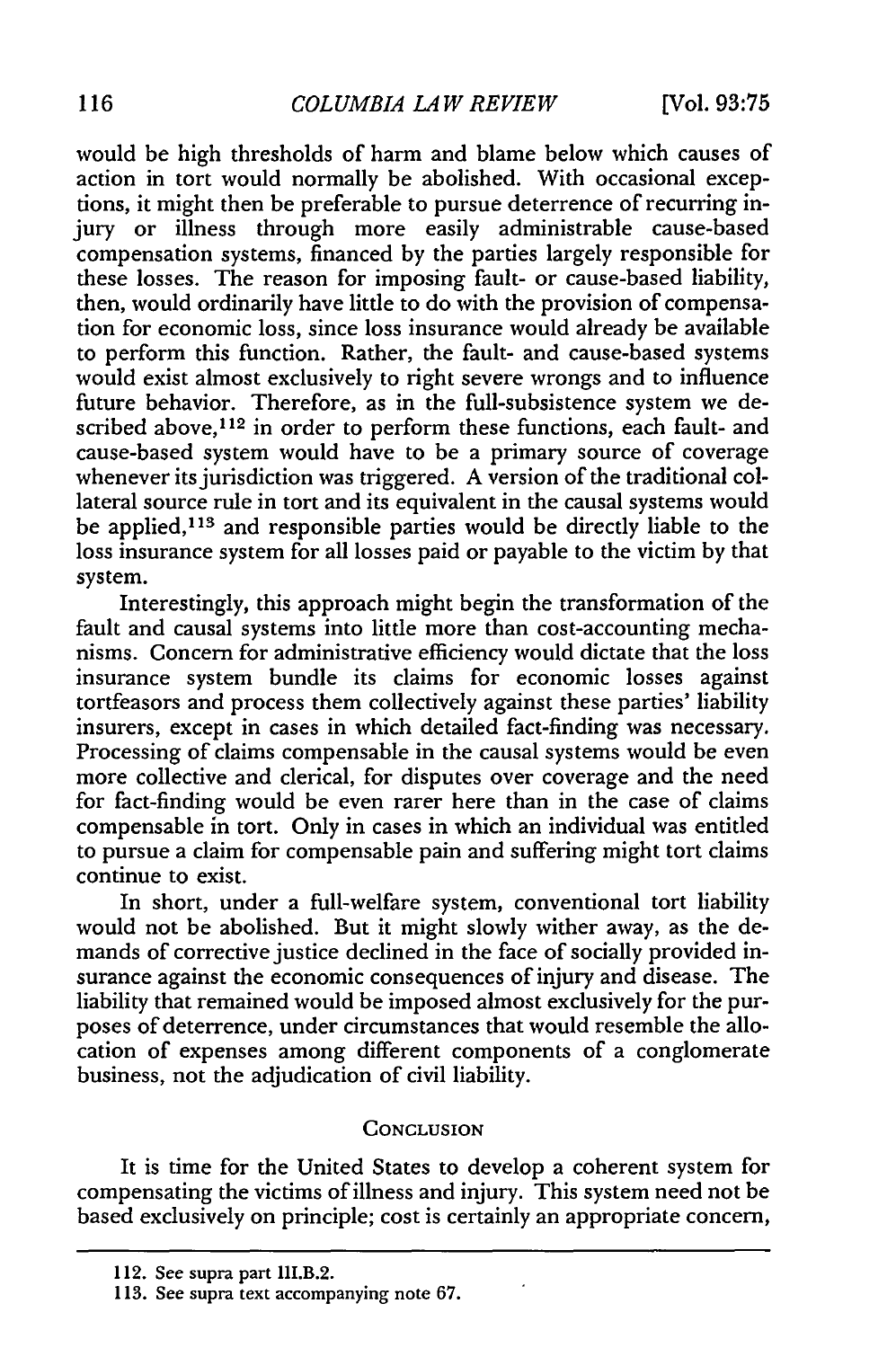would be high thresholds of harm and blame below which causes of action in tort would normally be abolished. With occasional exceptions, it might then be preferable to pursue deterrence of recurring injury or illness through more easily administrable cause-based compensation systems, financed by the parties largely responsible for these losses. The reason for imposing fault- or cause-based liability, then, would ordinarily have little to do with the provision of compensation for economic loss, since loss insurance would already be available to perform this function. Rather, the fault- and cause-based systems would exist almost exclusively to right severe wrongs and to influence future behavior. Therefore, as in the full-subsistence system we described above,[112] in order to perform these functions, each fault- and cause-based system would have to be a primary source of coverage whenever its jurisdiction was triggered. A version of the traditional collateral source rule in tort and its equivalent in the causal systems would be applied,[113] and responsible parties would be directly liable to the loss insurance system for all losses paid or payable to the victim by that system.

Interestingly, this approach might begin the transformation of the fault and causal systems into little more than cost-accounting mechanisms. Concern for administrative efficiency would dictate that the loss insurance system bundle its claims for economic losses against tortfeasors and process them collectively against these parties' liability insurers, except in cases in which detailed fact-finding was necessary. Processing of claims compensable in the causal systems would be even more collective and clerical, for disputes over coverage and the need for fact-finding would be even rarer here than in the case of claims compensable in tort. Only in cases in which an individual was entitled to pursue a claim for compensable pain and suffering might tort claims continue to exist.

In short, under a full-welfare system, conventional tort liability would not be abolished. But it might slowly wither away, as the demands of corrective justice declined in the face of socially provided insurance against the economic consequences of injury and disease. The liability that remained would be imposed almost exclusively for the purposes of deterrence, under circumstances that would resemble the allocation of expenses among different components of a conglomerate business, not the adjudication of civil liability.

## Conclusion

It is time for the United States to develop a coherent system for compensating the victims of illness and injury. This system need not be based exclusively on principle; cost is certainly an appropriate concern,

---

112. See supra part III.B.2.

113. See supra text accompanying note 67.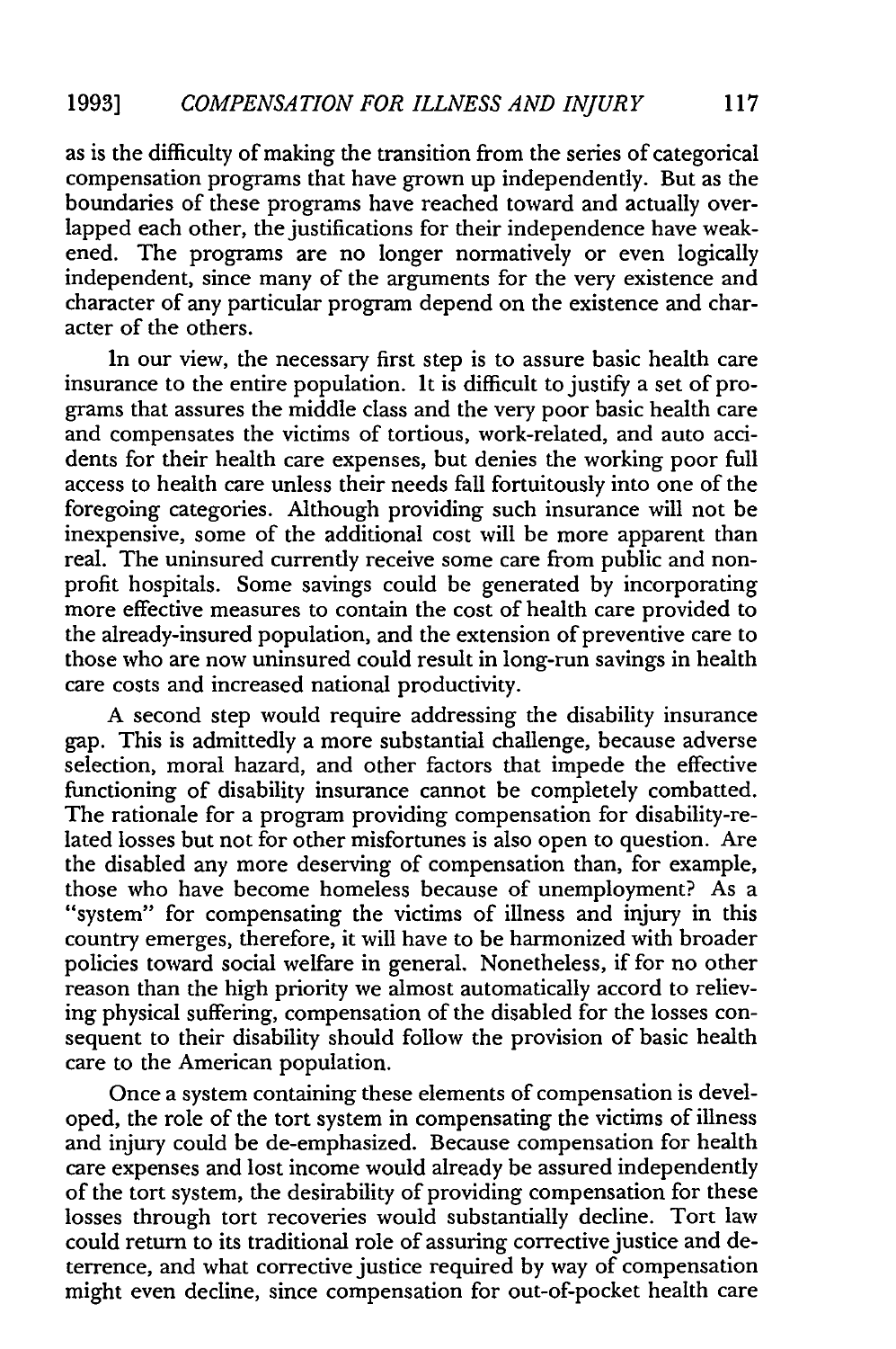as is the difficulty of making the transition from the series of categorical compensation programs that have grown up independently. But as the boundaries of these programs have reached toward and actually overlapped each other, the justifications for their independence have weakened. The programs are no longer normatively or even logically independent, since many of the arguments for the very existence and character of any particular program depend on the existence and character of the others.

In our view, the necessary first step is to assure basic health care insurance to the entire population. It is difficult to justify a set of programs that assures the middle class and the very poor basic health care and compensates the victims of tortious, work-related, and auto accidents for their health care expenses, but denies the working poor full access to health care unless their needs fall fortuitously into one of the foregoing categories. Although providing such insurance will not be inexpensive, some of the additional cost will be more apparent than real. The uninsured currently receive some care from public and nonprofit hospitals. Some savings could be generated by incorporating more effective measures to contain the cost of health care provided to the already-insured population, and the extension of preventive care to those who are now uninsured could result in long-run savings in health care costs and increased national productivity.

A second step would require addressing the disability insurance gap. This is admittedly a more substantial challenge, because adverse selection, moral hazard, and other factors that impede the effective functioning of disability insurance cannot be completely combatted. The rationale for a program providing compensation for disability-related losses but not for other misfortunes is also open to question. Are the disabled any more deserving of compensation than, for example, those who have become homeless because of unemployment? As a "system" for compensating the victims of illness and injury in this country emerges, therefore, it will have to be harmonized with broader policies toward social welfare in general. Nonetheless, if for no other reason than the high priority we almost automatically accord to relieving physical suffering, compensation of the disabled for the losses consequent to their disability should follow the provision of basic health care to the American population.

Once a system containing these elements of compensation is developed, the role of the tort system in compensating the victims of illness and injury could be de-emphasized. Because compensation for health care expenses and lost income would already be assured independently of the tort system, the desirability of providing compensation for these losses through tort recoveries would substantially decline. Tort law could return to its traditional role of assuring corrective justice and deterrence, and what corrective justice required by way of compensation might even decline, since compensation for out-of-pocket health care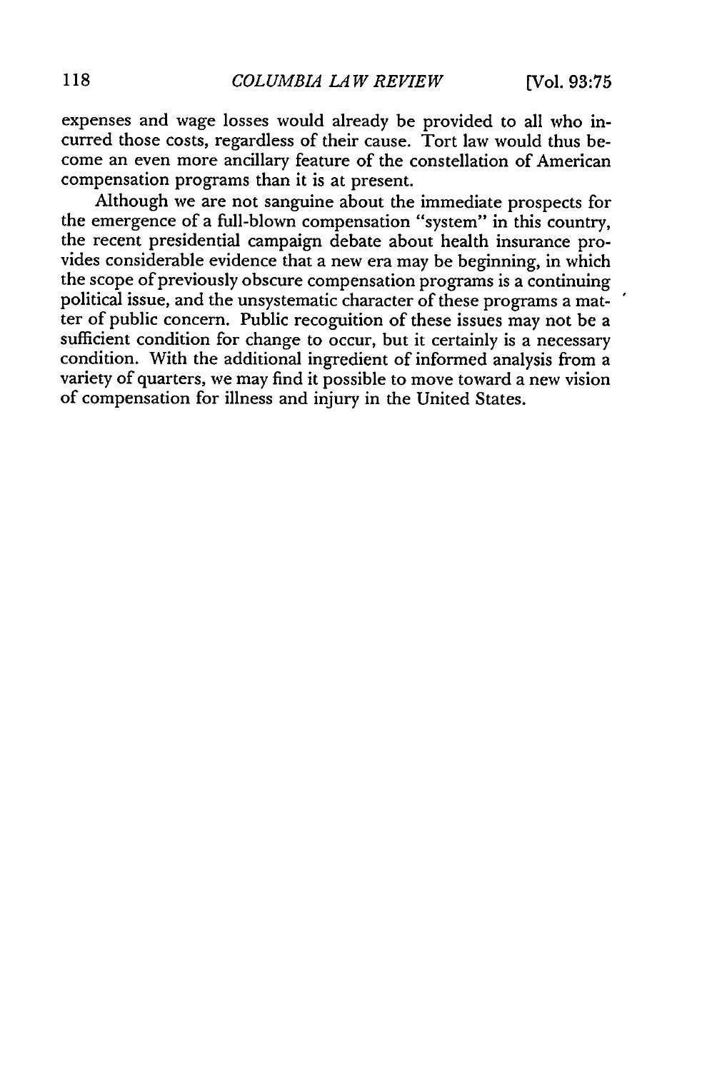expenses and wage losses would already be provided to all who incurred those costs, regardless of their cause. Tort law would thus become an even more ancillary feature of the constellation of American compensation programs than it is at present.

Although we are not sanguine about the immediate prospects for the emergence of a full-blown compensation "system" in this country, the recent presidential campaign debate about health insurance provides considerable evidence that a new era may be beginning, in which the scope of previously obscure compensation programs is a continuing political issue, and the unsystematic character of these programs a matter of public concern. Public recoguition of these issues may not be a sufficient condition for change to occur, but it certainly is a necessary condition. With the additional ingredient of informed analysis from a variety of quarters, we may find it possible to move toward a new vision of compensation for illness and injury in the United States.